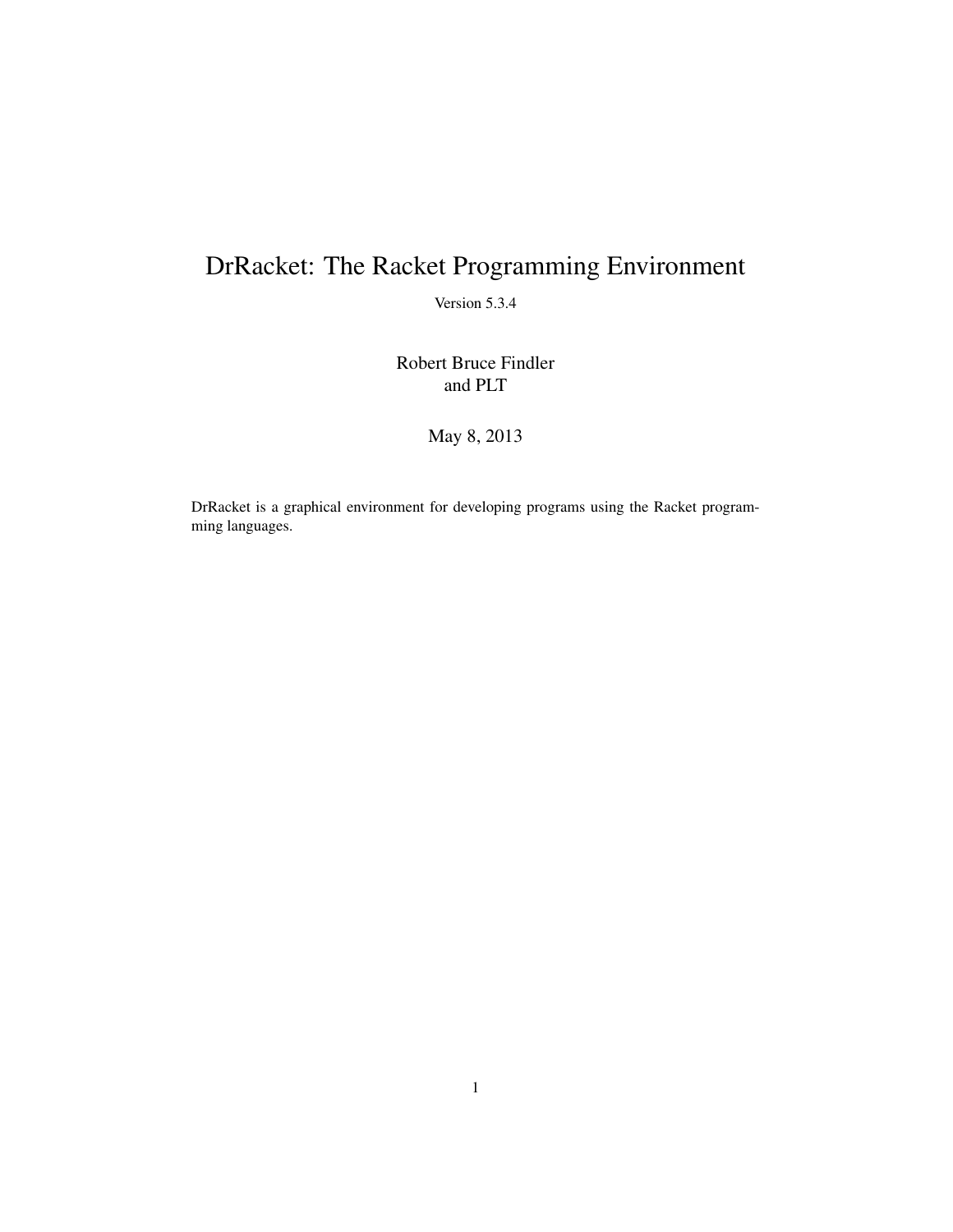# DrRacket: The Racket Programming Environment

Version 5.3.4

Robert Bruce Findler
and PLT

May 8, 2013

DrRacket is a graphical environment for developing programs using the Racket programming languages.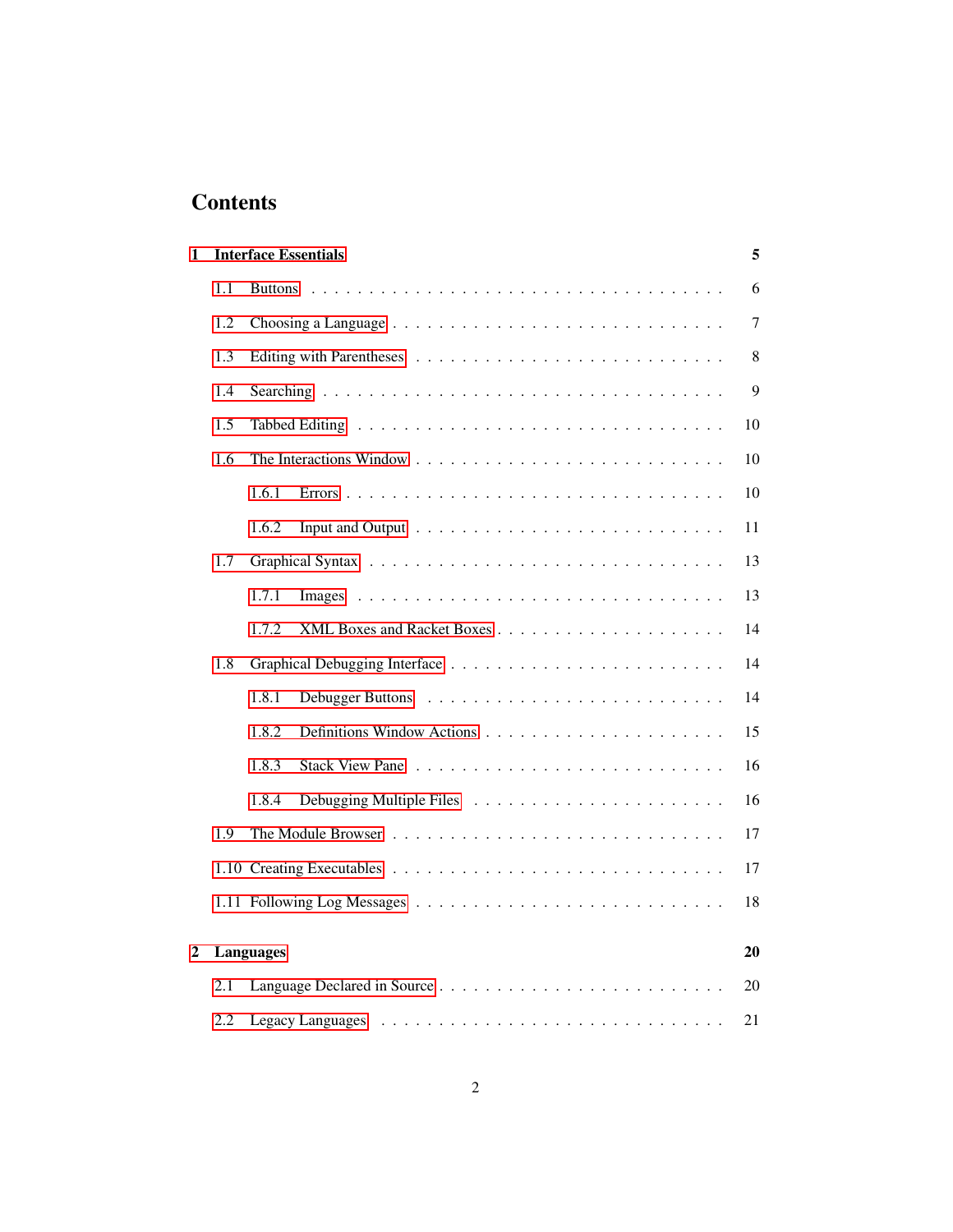# Contents

**1 Interface Essentials** — **5**

- 1.1 Buttons — 6
- 1.2 Choosing a Language — 7
- 1.3 Editing with Parentheses — 8
- 1.4 Searching — 9
- 1.5 Tabbed Editing — 10
- 1.6 The Interactions Window — 10
  - 1.6.1 Errors — 10
  - 1.6.2 Input and Output — 11
- 1.7 Graphical Syntax — 13
  - 1.7.1 Images — 13
  - 1.7.2 XML Boxes and Racket Boxes — 14
- 1.8 Graphical Debugging Interface — 14
  - 1.8.1 Debugger Buttons — 14
  - 1.8.2 Definitions Window Actions — 15
  - 1.8.3 Stack View Pane — 16
  - 1.8.4 Debugging Multiple Files — 16
- 1.9 The Module Browser — 17
- 1.10 Creating Executables — 17
- 1.11 Following Log Messages — 18

**2 Languages** — **20**

- 2.1 Language Declared in Source — 20
- 2.2 Legacy Languages — 21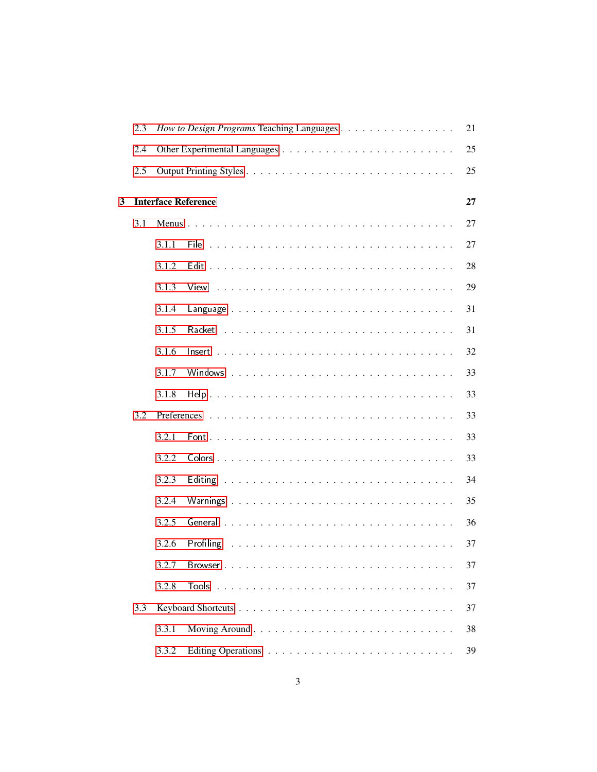- 2.3 *How to Design Programs* Teaching Languages . . . . . . . . . . . . . . . . 21
- 2.4 Other Experimental Languages . . . . . . . . . . . . . . . . . . . . . . . . 25
- 2.5 Output Printing Styles . . . . . . . . . . . . . . . . . . . . . . . . . . . 25

**3 Interface Reference** **27**

- 3.1 Menus . . . . . . . . . . . . . . . . . . . . . . . . . . . . . . . . . . . 27
  - 3.1.1 File . . . . . . . . . . . . . . . . . . . . . . . . . . . . . . . . 27
  - 3.1.2 Edit . . . . . . . . . . . . . . . . . . . . . . . . . . . . . . . . 28
  - 3.1.3 View . . . . . . . . . . . . . . . . . . . . . . . . . . . . . . . . 29
  - 3.1.4 Language . . . . . . . . . . . . . . . . . . . . . . . . . . . . . . 31
  - 3.1.5 Racket . . . . . . . . . . . . . . . . . . . . . . . . . . . . . . . 31
  - 3.1.6 Insert . . . . . . . . . . . . . . . . . . . . . . . . . . . . . . . 32
  - 3.1.7 Windows . . . . . . . . . . . . . . . . . . . . . . . . . . . . . . 33
  - 3.1.8 Help . . . . . . . . . . . . . . . . . . . . . . . . . . . . . . . . 33
- 3.2 Preferences . . . . . . . . . . . . . . . . . . . . . . . . . . . . . . . . 33
  - 3.2.1 Font . . . . . . . . . . . . . . . . . . . . . . . . . . . . . . . . 33
  - 3.2.2 Colors . . . . . . . . . . . . . . . . . . . . . . . . . . . . . . . 33
  - 3.2.3 Editing . . . . . . . . . . . . . . . . . . . . . . . . . . . . . . . 34
  - 3.2.4 Warnings . . . . . . . . . . . . . . . . . . . . . . . . . . . . . . 35
  - 3.2.5 General . . . . . . . . . . . . . . . . . . . . . . . . . . . . . . 36
  - 3.2.6 Profiling . . . . . . . . . . . . . . . . . . . . . . . . . . . . . . 37
  - 3.2.7 Browser . . . . . . . . . . . . . . . . . . . . . . . . . . . . . . 37
  - 3.2.8 Tools . . . . . . . . . . . . . . . . . . . . . . . . . . . . . . . . 37
- 3.3 Keyboard Shortcuts . . . . . . . . . . . . . . . . . . . . . . . . . . . . 37
  - 3.3.1 Moving Around . . . . . . . . . . . . . . . . . . . . . . . . . . . 38
  - 3.3.2 Editing Operations . . . . . . . . . . . . . . . . . . . . . . . . . 39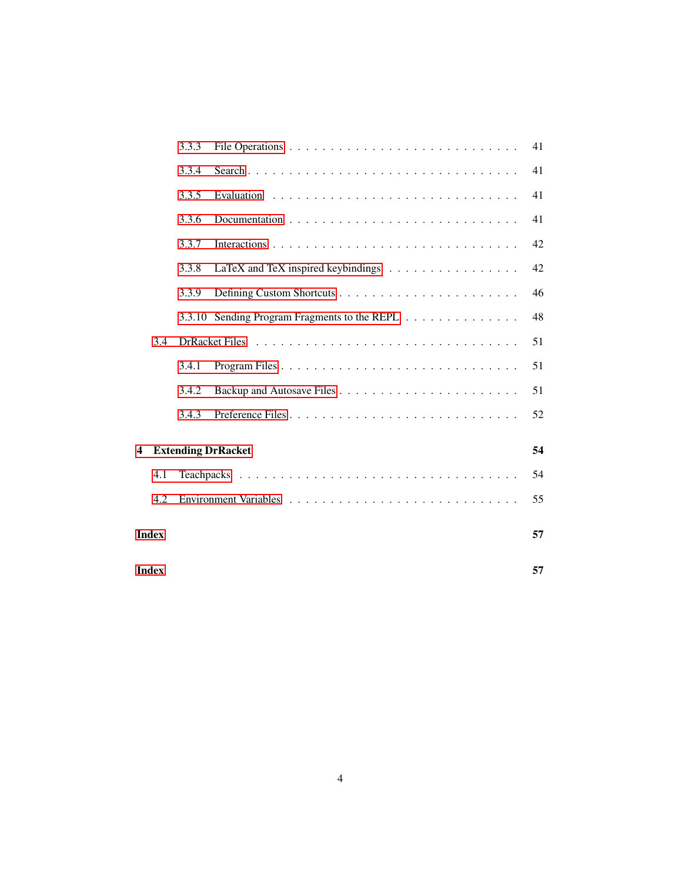- 3.3.3 File Operations . . . . . . . . . . . . . . . . . . . . . . . . . . . 41
- 3.3.4 Search . . . . . . . . . . . . . . . . . . . . . . . . . . . . . . . . 41
- 3.3.5 Evaluation . . . . . . . . . . . . . . . . . . . . . . . . . . . . . 41
- 3.3.6 Documentation . . . . . . . . . . . . . . . . . . . . . . . . . . . 41
- 3.3.7 Interactions . . . . . . . . . . . . . . . . . . . . . . . . . . . . 42
- 3.3.8 LaTeX and TeX inspired keybindings . . . . . . . . . . . . . . . 42
- 3.3.9 Defining Custom Shortcuts . . . . . . . . . . . . . . . . . . . . . 46
- 3.3.10 Sending Program Fragments to the REPL . . . . . . . . . . . . . 48
- 3.4 DrRacket Files . . . . . . . . . . . . . . . . . . . . . . . . . . . . . . 51
  - 3.4.1 Program Files . . . . . . . . . . . . . . . . . . . . . . . . . . . 51
  - 3.4.2 Backup and Autosave Files . . . . . . . . . . . . . . . . . . . . 51
  - 3.4.3 Preference Files . . . . . . . . . . . . . . . . . . . . . . . . . . 52

**4 Extending DrRacket** **54**

- 4.1 Teachpacks . . . . . . . . . . . . . . . . . . . . . . . . . . . . . . . 54
- 4.2 Environment Variables . . . . . . . . . . . . . . . . . . . . . . . . . 55

**Index** **57**

**Index** **57**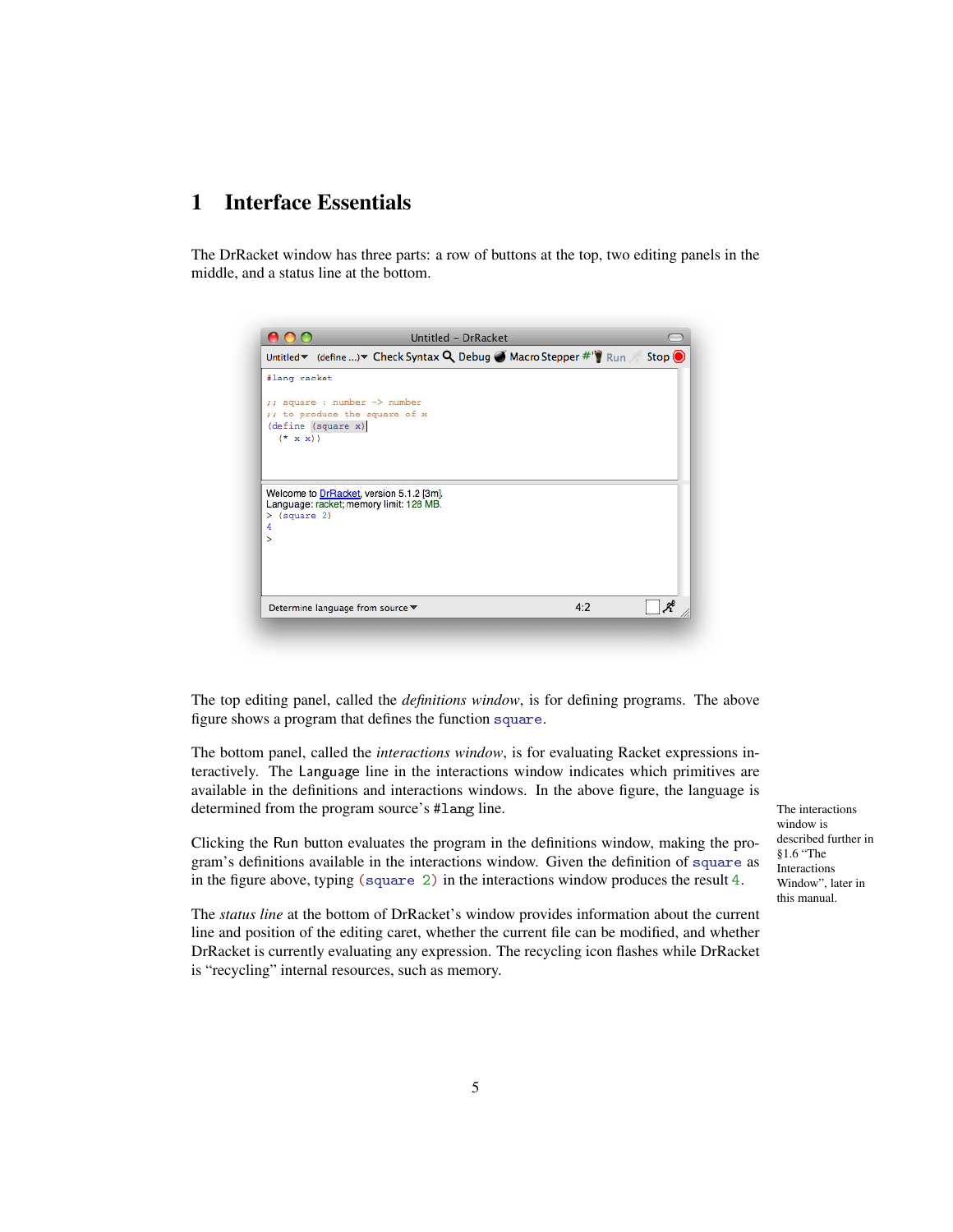# 1 Interface Essentials

The DrRacket window has three parts: a row of buttons at the top, two editing panels in the middle, and a status line at the bottom.

The top editing panel, called the *definitions window*, is for defining programs. The above figure shows a program that defines the function `square`.

The bottom panel, called the *interactions window*, is for evaluating Racket expressions interactively. The Language line in the interactions window indicates which primitives are available in the definitions and interactions windows. In the above figure, the language is determined from the program source's `#lang` line.

The interactions window is described further in §1.6 "The Interactions Window", later in this manual.

Clicking the Run button evaluates the program in the definitions window, making the program's definitions available in the interactions window. Given the definition of `square` as in the figure above, typing `(square 2)` in the interactions window produces the result `4`.

The *status line* at the bottom of DrRacket's window provides information about the current line and position of the editing caret, whether the current file can be modified, and whether DrRacket is currently evaluating any expression. The recycling icon flashes while DrRacket is "recycling" internal resources, such as memory.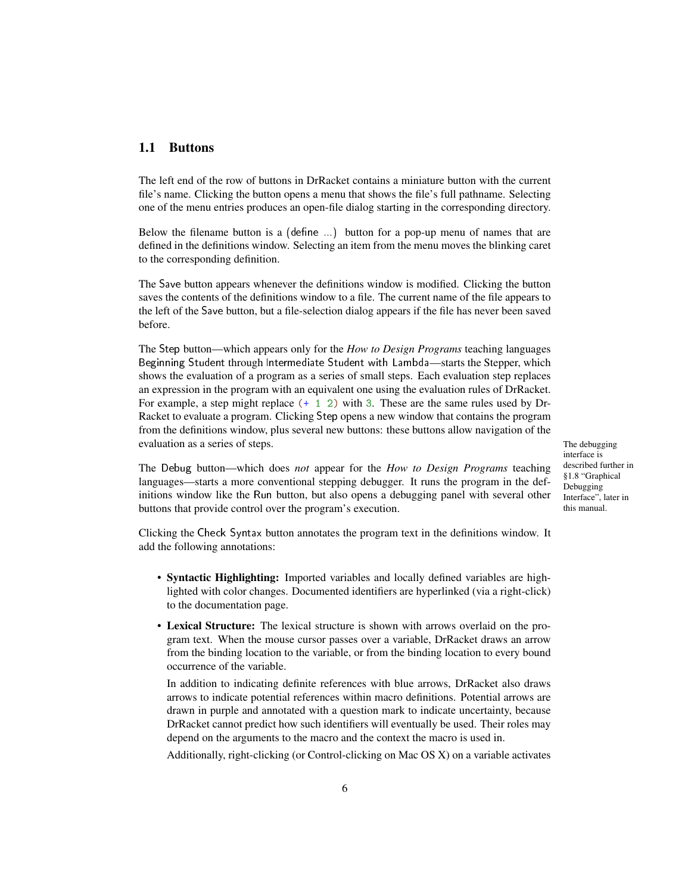## 1.1 Buttons

The left end of the row of buttons in DrRacket contains a miniature button with the current file's name. Clicking the button opens a menu that shows the file's full pathname. Selecting one of the menu entries produces an open-file dialog starting in the corresponding directory.

Below the filename button is a (define ...) button for a pop-up menu of names that are defined in the definitions window. Selecting an item from the menu moves the blinking caret to the corresponding definition.

The Save button appears whenever the definitions window is modified. Clicking the button saves the contents of the definitions window to a file. The current name of the file appears to the left of the Save button, but a file-selection dialog appears if the file has never been saved before.

The Step button—which appears only for the *How to Design Programs* teaching languages Beginning Student through Intermediate Student with Lambda—starts the Stepper, which shows the evaluation of a program as a series of small steps. Each evaluation step replaces an expression in the program with an equivalent one using the evaluation rules of DrRacket. For example, a step might replace `(+ 1 2)` with `3`. These are the same rules used by DrRacket to evaluate a program. Clicking Step opens a new window that contains the program from the definitions window, plus several new buttons: these buttons allow navigation of the evaluation as a series of steps.

The debugging interface is described further in §1.8 "Graphical Debugging Interface", later in this manual.

The Debug button—which does *not* appear for the *How to Design Programs* teaching languages—starts a more conventional stepping debugger. It runs the program in the definitions window like the Run button, but also opens a debugging panel with several other buttons that provide control over the program's execution.

Clicking the Check Syntax button annotates the program text in the definitions window. It add the following annotations:

- **Syntactic Highlighting:** Imported variables and locally defined variables are highlighted with color changes. Documented identifiers are hyperlinked (via a right-click) to the documentation page.
- **Lexical Structure:** The lexical structure is shown with arrows overlaid on the program text. When the mouse cursor passes over a variable, DrRacket draws an arrow from the binding location to the variable, or from the binding location to every bound occurrence of the variable.

  In addition to indicating definite references with blue arrows, DrRacket also draws arrows to indicate potential references within macro definitions. Potential arrows are drawn in purple and annotated with a question mark to indicate uncertainty, because DrRacket cannot predict how such identifiers will eventually be used. Their roles may depend on the arguments to the macro and the context the macro is used in.

  Additionally, right-clicking (or Control-clicking on Mac OS X) on a variable activates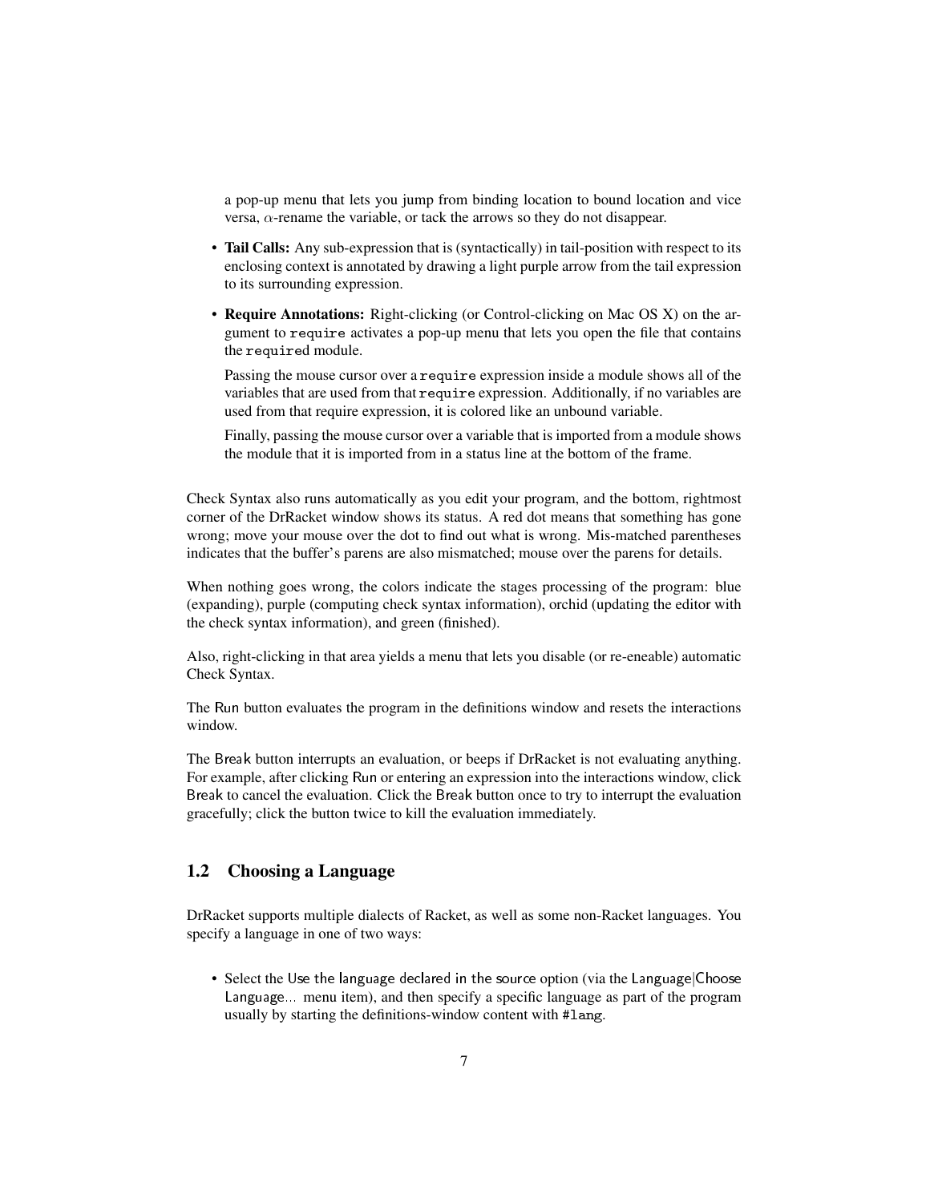a pop-up menu that lets you jump from binding location to bound location and vice versa, $\alpha$-rename the variable, or tack the arrows so they do not disappear.

- **Tail Calls:** Any sub-expression that is (syntactically) in tail-position with respect to its enclosing context is annotated by drawing a light purple arrow from the tail expression to its surrounding expression.
- **Require Annotations:** Right-clicking (or Control-clicking on Mac OS X) on the argument to `require` activates a pop-up menu that lets you open the file that contains the `require`d module.

  Passing the mouse cursor over a `require` expression inside a module shows all of the variables that are used from that `require` expression. Additionally, if no variables are used from that require expression, it is colored like an unbound variable.

  Finally, passing the mouse cursor over a variable that is imported from a module shows the module that it is imported from in a status line at the bottom of the frame.

Check Syntax also runs automatically as you edit your program, and the bottom, rightmost corner of the DrRacket window shows its status. A red dot means that something has gone wrong; move your mouse over the dot to find out what is wrong. Mis-matched parentheses indicates that the buffer's parens are also mismatched; mouse over the parens for details.

When nothing goes wrong, the colors indicate the stages processing of the program: blue (expanding), purple (computing check syntax information), orchid (updating the editor with the check syntax information), and green (finished).

Also, right-clicking in that area yields a menu that lets you disable (or re-eneable) automatic Check Syntax.

The Run button evaluates the program in the definitions window and resets the interactions window.

The Break button interrupts an evaluation, or beeps if DrRacket is not evaluating anything. For example, after clicking Run or entering an expression into the interactions window, click Break to cancel the evaluation. Click the Break button once to try to interrupt the evaluation gracefully; click the button twice to kill the evaluation immediately.

## 1.2 Choosing a Language

DrRacket supports multiple dialects of Racket, as well as some non-Racket languages. You specify a language in one of two ways:

- Select the Use the language declared in the source option (via the Language|Choose Language... menu item), and then specify a specific language as part of the program usually by starting the definitions-window content with `#lang`.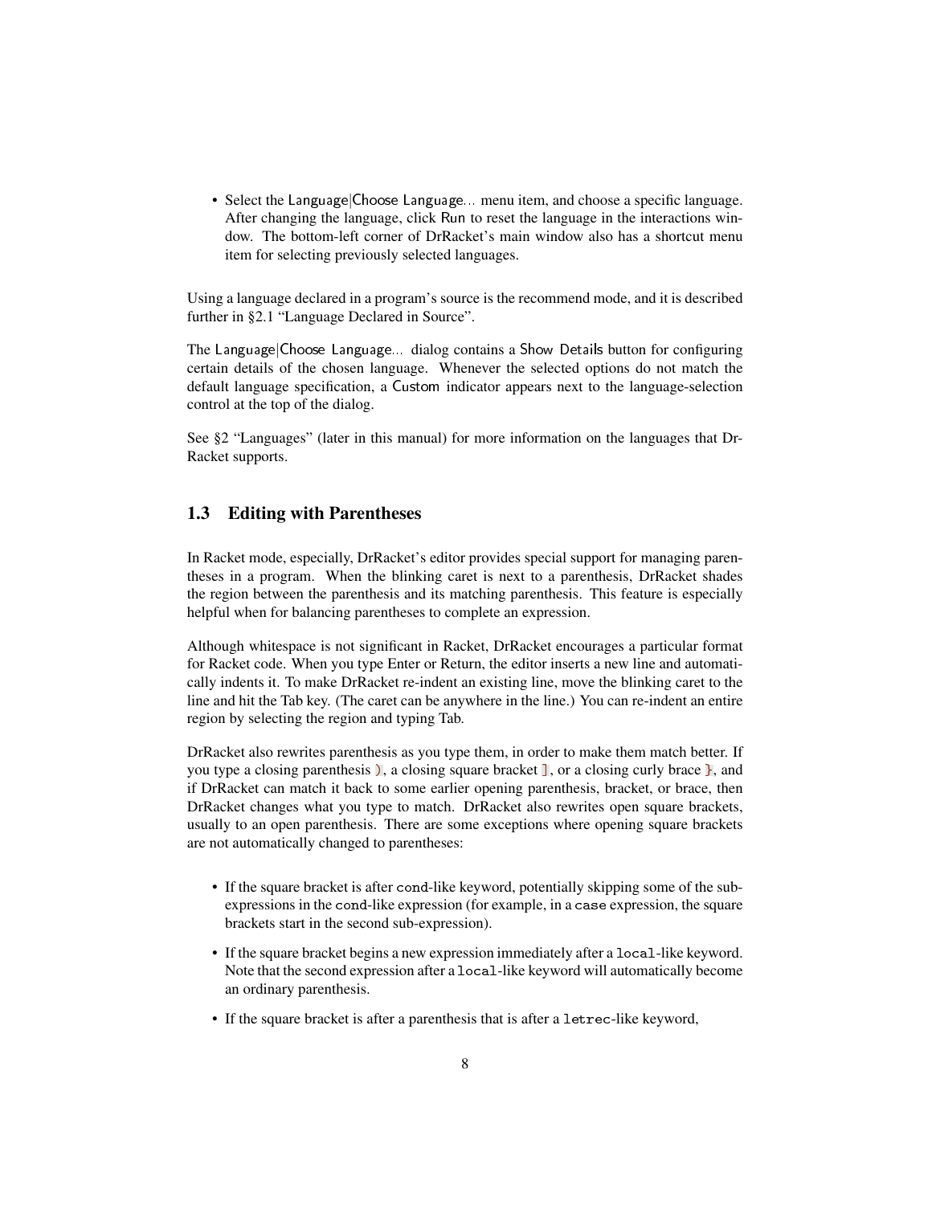- Select the Language|Choose Language... menu item, and choose a specific language. After changing the language, click Run to reset the language in the interactions window. The bottom-left corner of DrRacket's main window also has a shortcut menu item for selecting previously selected languages.

Using a language declared in a program's source is the recommend mode, and it is described further in §2.1 "Language Declared in Source".

The Language|Choose Language... dialog contains a Show Details button for configuring certain details of the chosen language. Whenever the selected options do not match the default language specification, a Custom indicator appears next to the language-selection control at the top of the dialog.

See §2 "Languages" (later in this manual) for more information on the languages that DrRacket supports.

## 1.3 Editing with Parentheses

In Racket mode, especially, DrRacket's editor provides special support for managing parentheses in a program. When the blinking caret is next to a parenthesis, DrRacket shades the region between the parenthesis and its matching parenthesis. This feature is especially helpful when for balancing parentheses to complete an expression.

Although whitespace is not significant in Racket, DrRacket encourages a particular format for Racket code. When you type Enter or Return, the editor inserts a new line and automatically indents it. To make DrRacket re-indent an existing line, move the blinking caret to the line and hit the Tab key. (The caret can be anywhere in the line.) You can re-indent an entire region by selecting the region and typing Tab.

DrRacket also rewrites parenthesis as you type them, in order to make them match better. If you type a closing parenthesis `)`, a closing square bracket `]`, or a closing curly brace `}`, and if DrRacket can match it back to some earlier opening parenthesis, bracket, or brace, then DrRacket changes what you type to match. DrRacket also rewrites open square brackets, usually to an open parenthesis. There are some exceptions where opening square brackets are not automatically changed to parentheses:

- If the square bracket is after `cond`-like keyword, potentially skipping some of the subexpressions in the `cond`-like expression (for example, in a `case` expression, the square brackets start in the second sub-expression).
- If the square bracket begins a new expression immediately after a `local`-like keyword. Note that the second expression after a `local`-like keyword will automatically become an ordinary parenthesis.
- If the square bracket is after a parenthesis that is after a `letrec`-like keyword,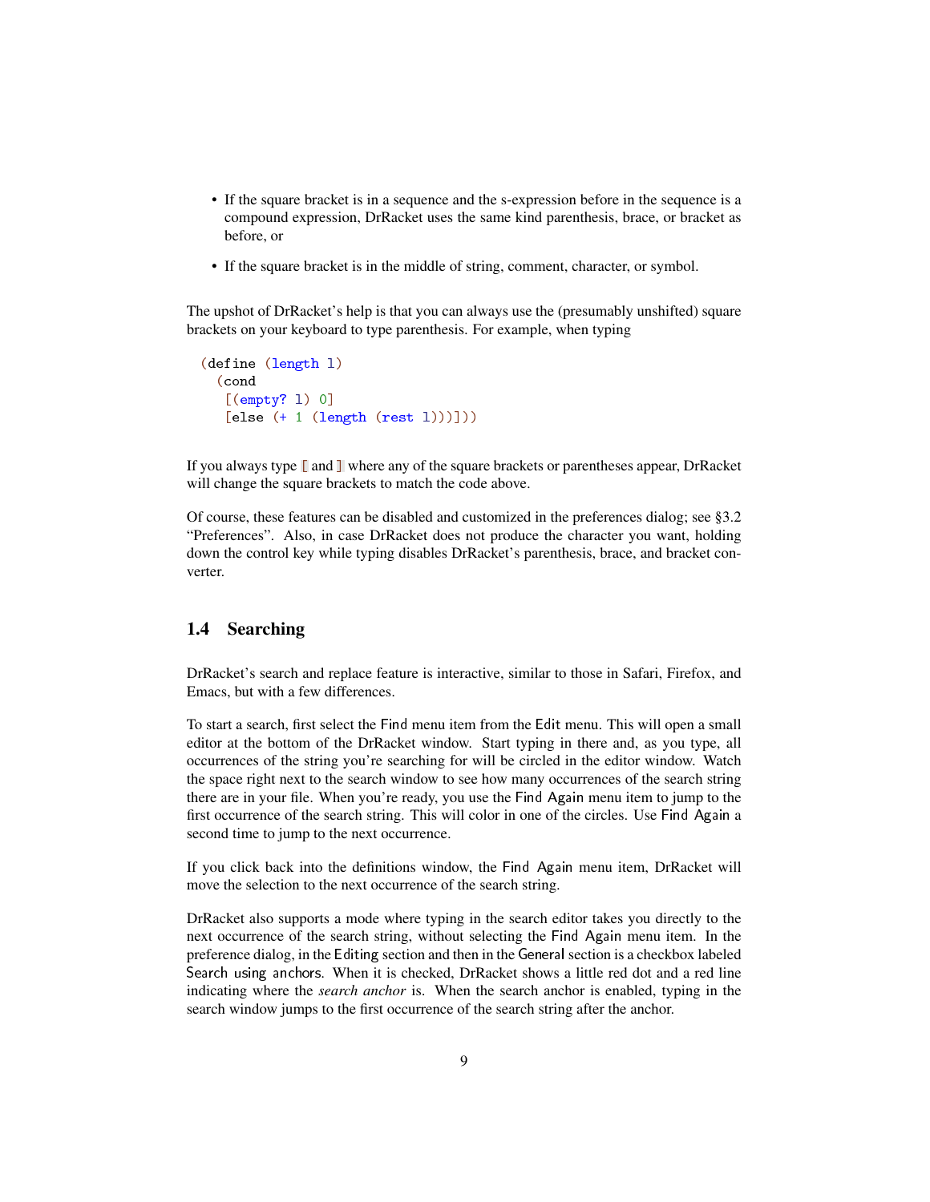- If the square bracket is in a sequence and the s-expression before in the sequence is a compound expression, DrRacket uses the same kind parenthesis, brace, or bracket as before, or
- If the square bracket is in the middle of string, comment, character, or symbol.

The upshot of DrRacket's help is that you can always use the (presumably unshifted) square brackets on your keyboard to type parenthesis. For example, when typing

```
(define (length l)
  (cond
   [(empty? l) 0]
   [else (+ 1 (length (rest l)))]))
```

If you always type [ and ] where any of the square brackets or parentheses appear, DrRacket will change the square brackets to match the code above.

Of course, these features can be disabled and customized in the preferences dialog; see §3.2 "Preferences". Also, in case DrRacket does not produce the character you want, holding down the control key while typing disables DrRacket's parenthesis, brace, and bracket converter.

## 1.4 Searching

DrRacket's search and replace feature is interactive, similar to those in Safari, Firefox, and Emacs, but with a few differences.

To start a search, first select the Find menu item from the Edit menu. This will open a small editor at the bottom of the DrRacket window. Start typing in there and, as you type, all occurrences of the string you're searching for will be circled in the editor window. Watch the space right next to the search window to see how many occurrences of the search string there are in your file. When you're ready, you use the Find Again menu item to jump to the first occurrence of the search string. This will color in one of the circles. Use Find Again a second time to jump to the next occurrence.

If you click back into the definitions window, the Find Again menu item, DrRacket will move the selection to the next occurrence of the search string.

DrRacket also supports a mode where typing in the search editor takes you directly to the next occurrence of the search string, without selecting the Find Again menu item. In the preference dialog, in the Editing section and then in the General section is a checkbox labeled Search using anchors. When it is checked, DrRacket shows a little red dot and a red line indicating where the *search anchor* is. When the search anchor is enabled, typing in the search window jumps to the first occurrence of the search string after the anchor.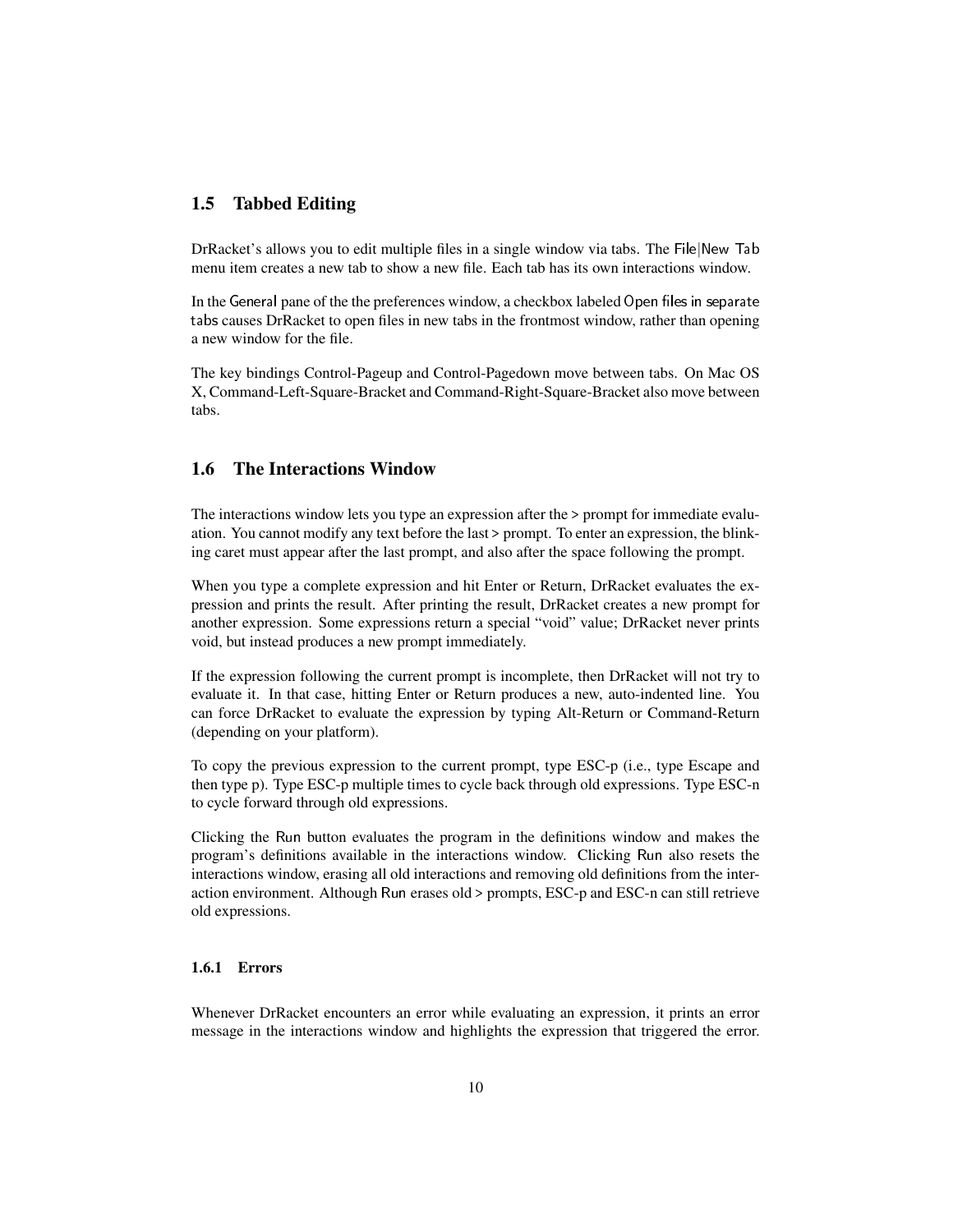## 1.5 Tabbed Editing

DrRacket's allows you to edit multiple files in a single window via tabs. The File|New Tab menu item creates a new tab to show a new file. Each tab has its own interactions window.

In the General pane of the the preferences window, a checkbox labeled Open files in separate tabs causes DrRacket to open files in new tabs in the frontmost window, rather than opening a new window for the file.

The key bindings Control-Pageup and Control-Pagedown move between tabs. On Mac OS X, Command-Left-Square-Bracket and Command-Right-Square-Bracket also move between tabs.

## 1.6 The Interactions Window

The interactions window lets you type an expression after the > prompt for immediate evaluation. You cannot modify any text before the last > prompt. To enter an expression, the blinking caret must appear after the last prompt, and also after the space following the prompt.

When you type a complete expression and hit Enter or Return, DrRacket evaluates the expression and prints the result. After printing the result, DrRacket creates a new prompt for another expression. Some expressions return a special "void" value; DrRacket never prints void, but instead produces a new prompt immediately.

If the expression following the current prompt is incomplete, then DrRacket will not try to evaluate it. In that case, hitting Enter or Return produces a new, auto-indented line. You can force DrRacket to evaluate the expression by typing Alt-Return or Command-Return (depending on your platform).

To copy the previous expression to the current prompt, type ESC-p (i.e., type Escape and then type p). Type ESC-p multiple times to cycle back through old expressions. Type ESC-n to cycle forward through old expressions.

Clicking the Run button evaluates the program in the definitions window and makes the program's definitions available in the interactions window. Clicking Run also resets the interactions window, erasing all old interactions and removing old definitions from the interaction environment. Although Run erases old > prompts, ESC-p and ESC-n can still retrieve old expressions.

### 1.6.1 Errors

Whenever DrRacket encounters an error while evaluating an expression, it prints an error message in the interactions window and highlights the expression that triggered the error.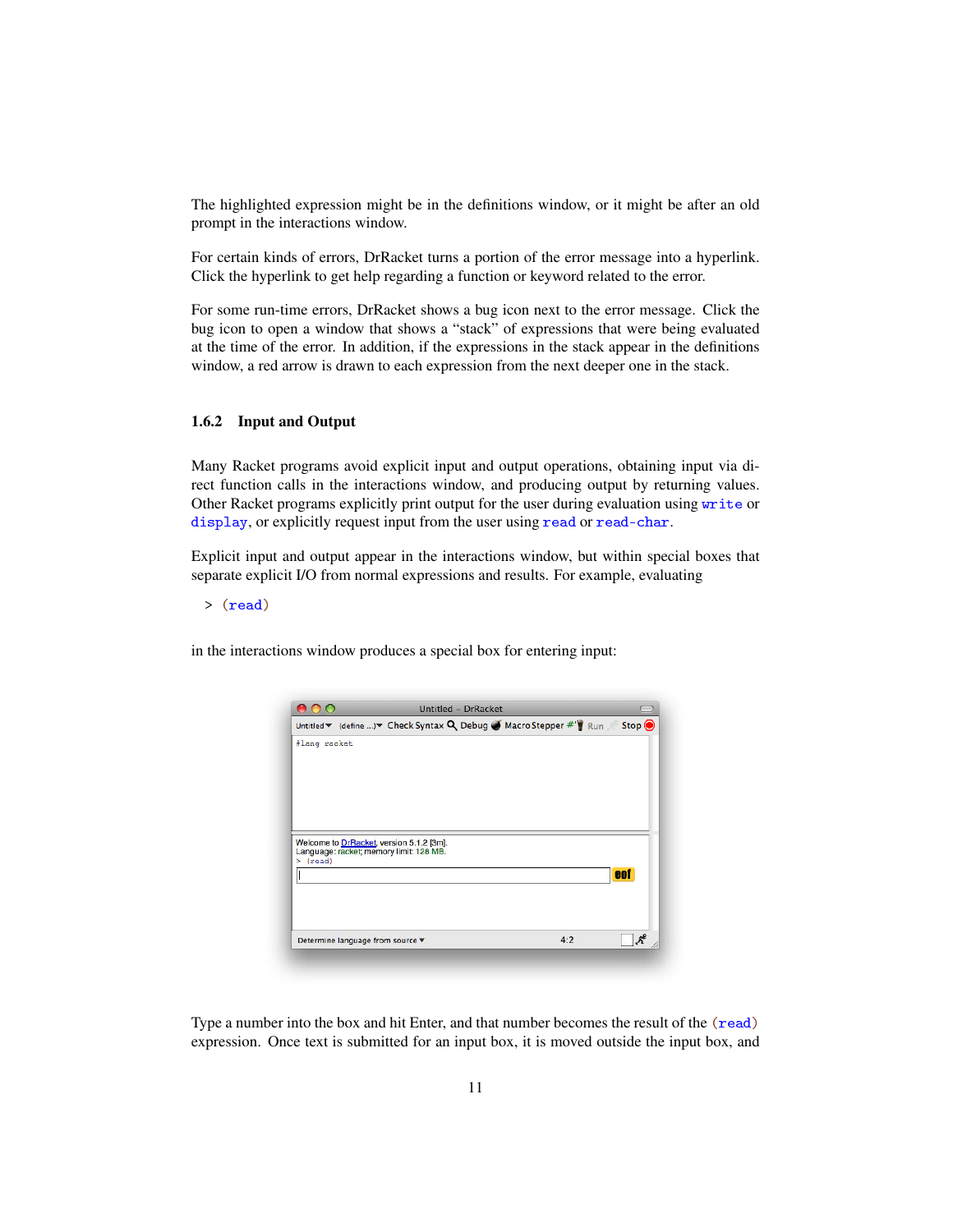The highlighted expression might be in the definitions window, or it might be after an old prompt in the interactions window.

For certain kinds of errors, DrRacket turns a portion of the error message into a hyperlink. Click the hyperlink to get help regarding a function or keyword related to the error.

For some run-time errors, DrRacket shows a bug icon next to the error message. Click the bug icon to open a window that shows a "stack" of expressions that were being evaluated at the time of the error. In addition, if the expressions in the stack appear in the definitions window, a red arrow is drawn to each expression from the next deeper one in the stack.

### 1.6.2 Input and Output

Many Racket programs avoid explicit input and output operations, obtaining input via direct function calls in the interactions window, and producing output by returning values. Other Racket programs explicitly print output for the user during evaluation using `write` or `display`, or explicitly request input from the user using `read` or `read-char`.

Explicit input and output appear in the interactions window, but within special boxes that separate explicit I/O from normal expressions and results. For example, evaluating

```
> (read)
```

in the interactions window produces a special box for entering input:

Type a number into the box and hit Enter, and that number becomes the result of the `(read)` expression. Once text is submitted for an input box, it is moved outside the input box, and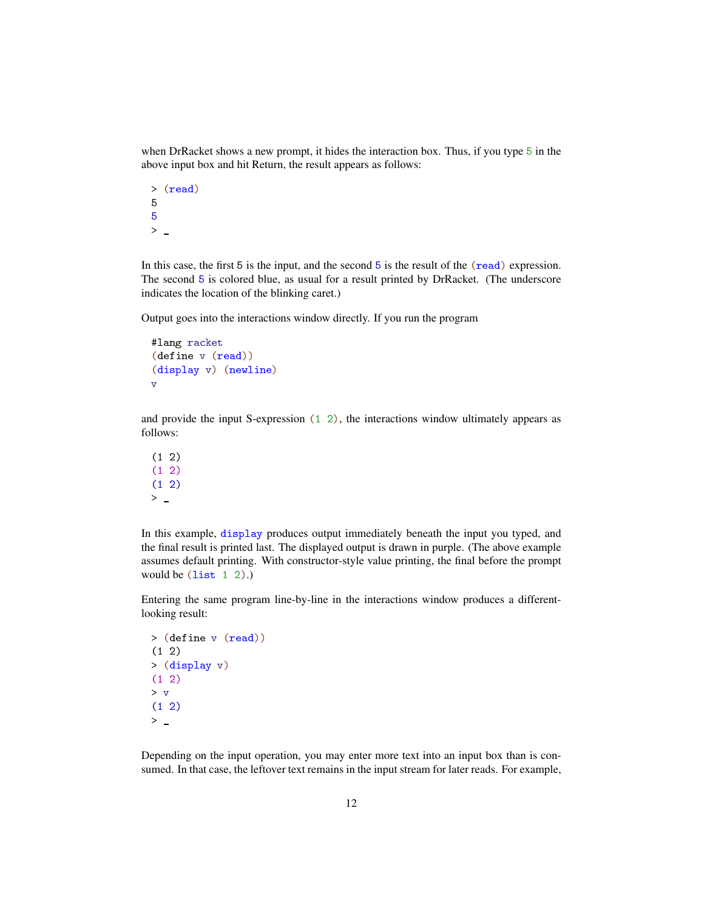when DrRacket shows a new prompt, it hides the interaction box. Thus, if you type 5 in the above input box and hit Return, the result appears as follows:

```
> (read)
5
5
> _
```

In this case, the first 5 is the input, and the second 5 is the result of the (read) expression. The second 5 is colored blue, as usual for a result printed by DrRacket. (The underscore indicates the location of the blinking caret.)

Output goes into the interactions window directly. If you run the program

```
#lang racket
(define v (read))
(display v) (newline)
v
```

and provide the input S-expression (1 2), the interactions window ultimately appears as follows:

```
(1 2)
(1 2)
(1 2)
> _
```

In this example, display produces output immediately beneath the input you typed, and the final result is printed last. The displayed output is drawn in purple. (The above example assumes default printing. With constructor-style value printing, the final before the prompt would be (list 1 2).)

Entering the same program line-by-line in the interactions window produces a different-looking result:

```
> (define v (read))
(1 2)
> (display v)
(1 2)
> v
(1 2)
> _
```

Depending on the input operation, you may enter more text into an input box than is consumed. In that case, the leftover text remains in the input stream for later reads. For example,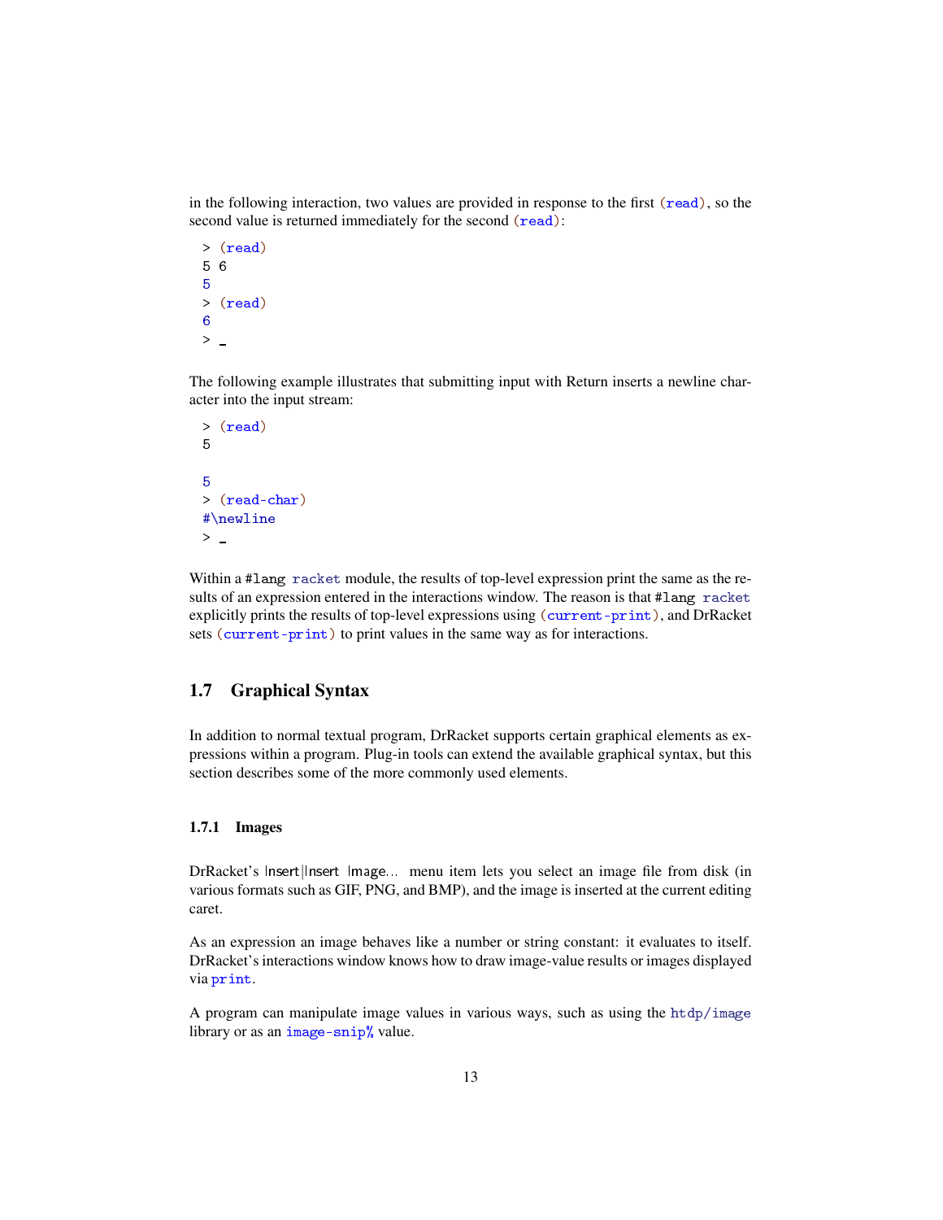in the following interaction, two values are provided in response to the first (read), so the second value is returned immediately for the second (read):

```
> (read)
5 6
5
> (read)
6
> _
```

The following example illustrates that submitting input with Return inserts a newline character into the input stream:

```
> (read)
5


5
> (read-char)
#\newline
> _
```

Within a #lang racket module, the results of top-level expression print the same as the results of an expression entered in the interactions window. The reason is that #lang racket explicitly prints the results of top-level expressions using (current-print), and DrRacket sets (current-print) to print values in the same way as for interactions.

## 1.7 Graphical Syntax

In addition to normal textual program, DrRacket supports certain graphical elements as expressions within a program. Plug-in tools can extend the available graphical syntax, but this section describes some of the more commonly used elements.

### 1.7.1 Images

DrRacket's Insert|Insert Image... menu item lets you select an image file from disk (in various formats such as GIF, PNG, and BMP), and the image is inserted at the current editing caret.

As an expression an image behaves like a number or string constant: it evaluates to itself. DrRacket's interactions window knows how to draw image-value results or images displayed via print.

A program can manipulate image values in various ways, such as using the htdp/image library or as an image-snip% value.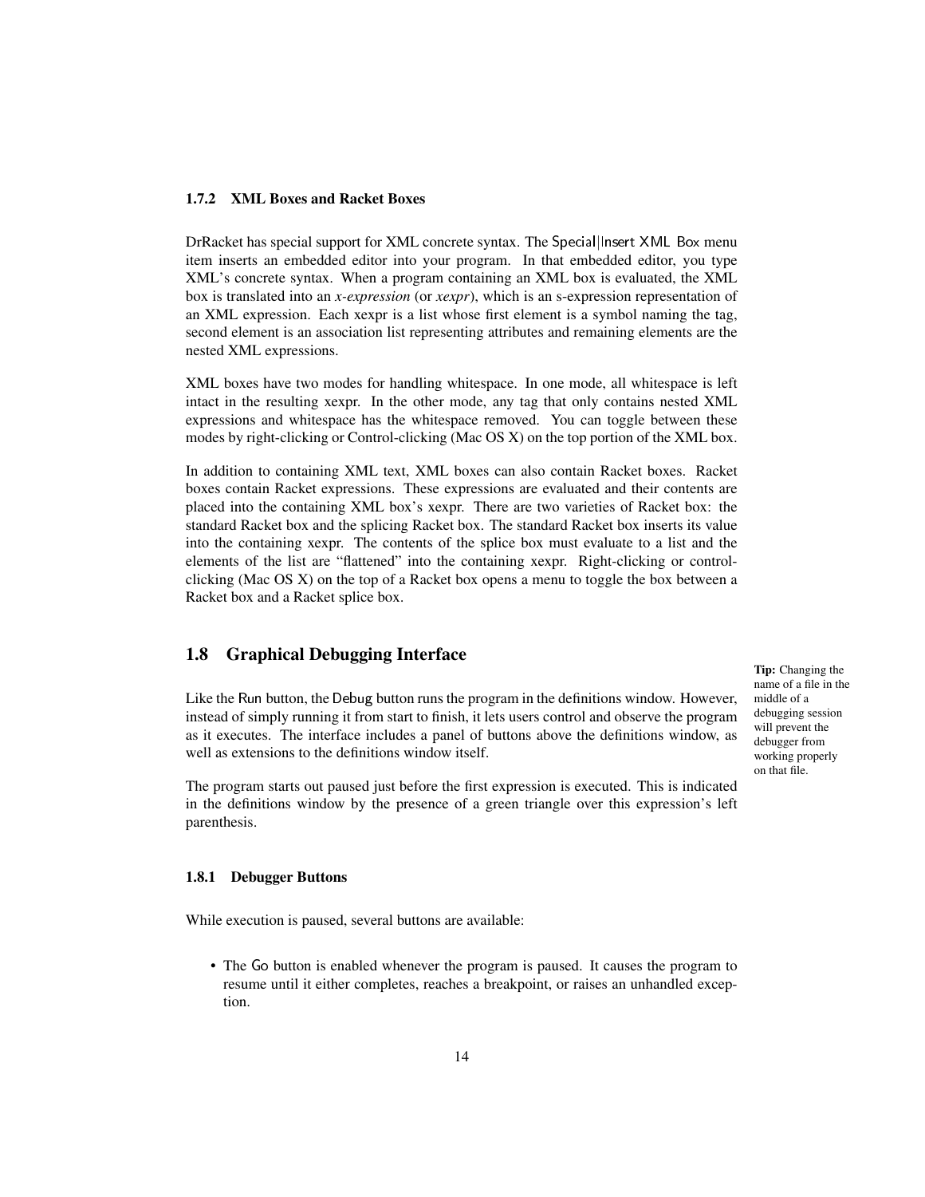### 1.7.2 XML Boxes and Racket Boxes

DrRacket has special support for XML concrete syntax. The Special|Insert XML Box menu item inserts an embedded editor into your program. In that embedded editor, you type XML's concrete syntax. When a program containing an XML box is evaluated, the XML box is translated into an *x-expression* (or *xexpr*), which is an s-expression representation of an XML expression. Each xexpr is a list whose first element is a symbol naming the tag, second element is an association list representing attributes and remaining elements are the nested XML expressions.

XML boxes have two modes for handling whitespace. In one mode, all whitespace is left intact in the resulting xexpr. In the other mode, any tag that only contains nested XML expressions and whitespace has the whitespace removed. You can toggle between these modes by right-clicking or Control-clicking (Mac OS X) on the top portion of the XML box.

In addition to containing XML text, XML boxes can also contain Racket boxes. Racket boxes contain Racket expressions. These expressions are evaluated and their contents are placed into the containing XML box's xexpr. There are two varieties of Racket box: the standard Racket box and the splicing Racket box. The standard Racket box inserts its value into the containing xexpr. The contents of the splice box must evaluate to a list and the elements of the list are "flattened" into the containing xexpr. Right-clicking or control-clicking (Mac OS X) on the top of a Racket box opens a menu to toggle the box between a Racket box and a Racket splice box.

## 1.8 Graphical Debugging Interface

**Tip:** Changing the name of a file in the middle of a debugging session will prevent the debugger from working properly on that file.

Like the Run button, the Debug button runs the program in the definitions window. However, instead of simply running it from start to finish, it lets users control and observe the program as it executes. The interface includes a panel of buttons above the definitions window, as well as extensions to the definitions window itself.

The program starts out paused just before the first expression is executed. This is indicated in the definitions window by the presence of a green triangle over this expression's left parenthesis.

### 1.8.1 Debugger Buttons

While execution is paused, several buttons are available:

- The Go button is enabled whenever the program is paused. It causes the program to resume until it either completes, reaches a breakpoint, or raises an unhandled exception.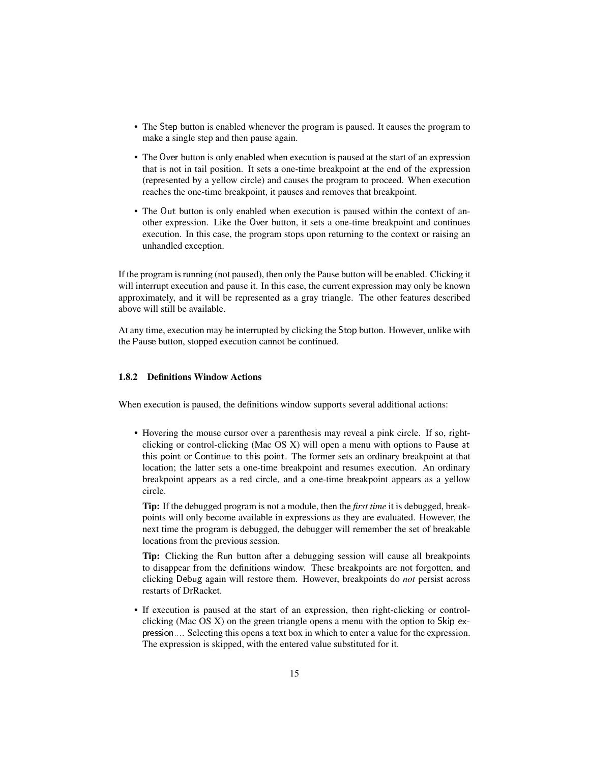- The Step button is enabled whenever the program is paused. It causes the program to make a single step and then pause again.
- The Over button is only enabled when execution is paused at the start of an expression that is not in tail position. It sets a one-time breakpoint at the end of the expression (represented by a yellow circle) and causes the program to proceed. When execution reaches the one-time breakpoint, it pauses and removes that breakpoint.
- The Out button is only enabled when execution is paused within the context of another expression. Like the Over button, it sets a one-time breakpoint and continues execution. In this case, the program stops upon returning to the context or raising an unhandled exception.

If the program is running (not paused), then only the Pause button will be enabled. Clicking it will interrupt execution and pause it. In this case, the current expression may only be known approximately, and it will be represented as a gray triangle. The other features described above will still be available.

At any time, execution may be interrupted by clicking the Stop button. However, unlike with the Pause button, stopped execution cannot be continued.

### 1.8.2 Definitions Window Actions

When execution is paused, the definitions window supports several additional actions:

- Hovering the mouse cursor over a parenthesis may reveal a pink circle. If so, right-clicking or control-clicking (Mac OS X) will open a menu with options to Pause at this point or Continue to this point. The former sets an ordinary breakpoint at that location; the latter sets a one-time breakpoint and resumes execution. An ordinary breakpoint appears as a red circle, and a one-time breakpoint appears as a yellow circle.

  **Tip:** If the debugged program is not a module, then the *first time* it is debugged, breakpoints will only become available in expressions as they are evaluated. However, the next time the program is debugged, the debugger will remember the set of breakable locations from the previous session.

  **Tip:** Clicking the Run button after a debugging session will cause all breakpoints to disappear from the definitions window. These breakpoints are not forgotten, and clicking Debug again will restore them. However, breakpoints do *not* persist across restarts of DrRacket.

- If execution is paused at the start of an expression, then right-clicking or control-clicking (Mac OS X) on the green triangle opens a menu with the option to Skip expression.... Selecting this opens a text box in which to enter a value for the expression. The expression is skipped, with the entered value substituted for it.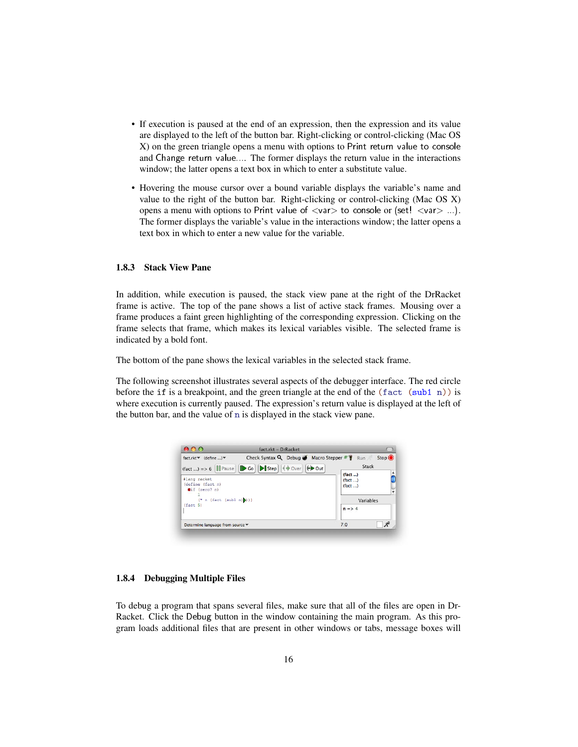- If execution is paused at the end of an expression, then the expression and its value are displayed to the left of the button bar. Right-clicking or control-clicking (Mac OS X) on the green triangle opens a menu with options to Print return value to console and Change return value.... The former displays the return value in the interactions window; the latter opens a text box in which to enter a substitute value.

- Hovering the mouse cursor over a bound variable displays the variable's name and value to the right of the button bar. Right-clicking or control-clicking (Mac OS X) opens a menu with options to Print value of <var> to console or (set! <var> ...). The former displays the variable's value in the interactions window; the latter opens a text box in which to enter a new value for the variable.

### 1.8.3 Stack View Pane

In addition, while execution is paused, the stack view pane at the right of the DrRacket frame is active. The top of the pane shows a list of active stack frames. Mousing over a frame produces a faint green highlighting of the corresponding expression. Clicking on the frame selects that frame, which makes its lexical variables visible. The selected frame is indicated by a bold font.

The bottom of the pane shows the lexical variables in the selected stack frame.

The following screenshot illustrates several aspects of the debugger interface. The red circle before the `if` is a breakpoint, and the green triangle at the end of the `(fact (sub1 n))` is where execution is currently paused. The expression's return value is displayed at the left of the button bar, and the value of `n` is displayed in the stack view pane.

### 1.8.4 Debugging Multiple Files

To debug a program that spans several files, make sure that all of the files are open in DrRacket. Click the Debug button in the window containing the main program. As this program loads additional files that are present in other windows or tabs, message boxes will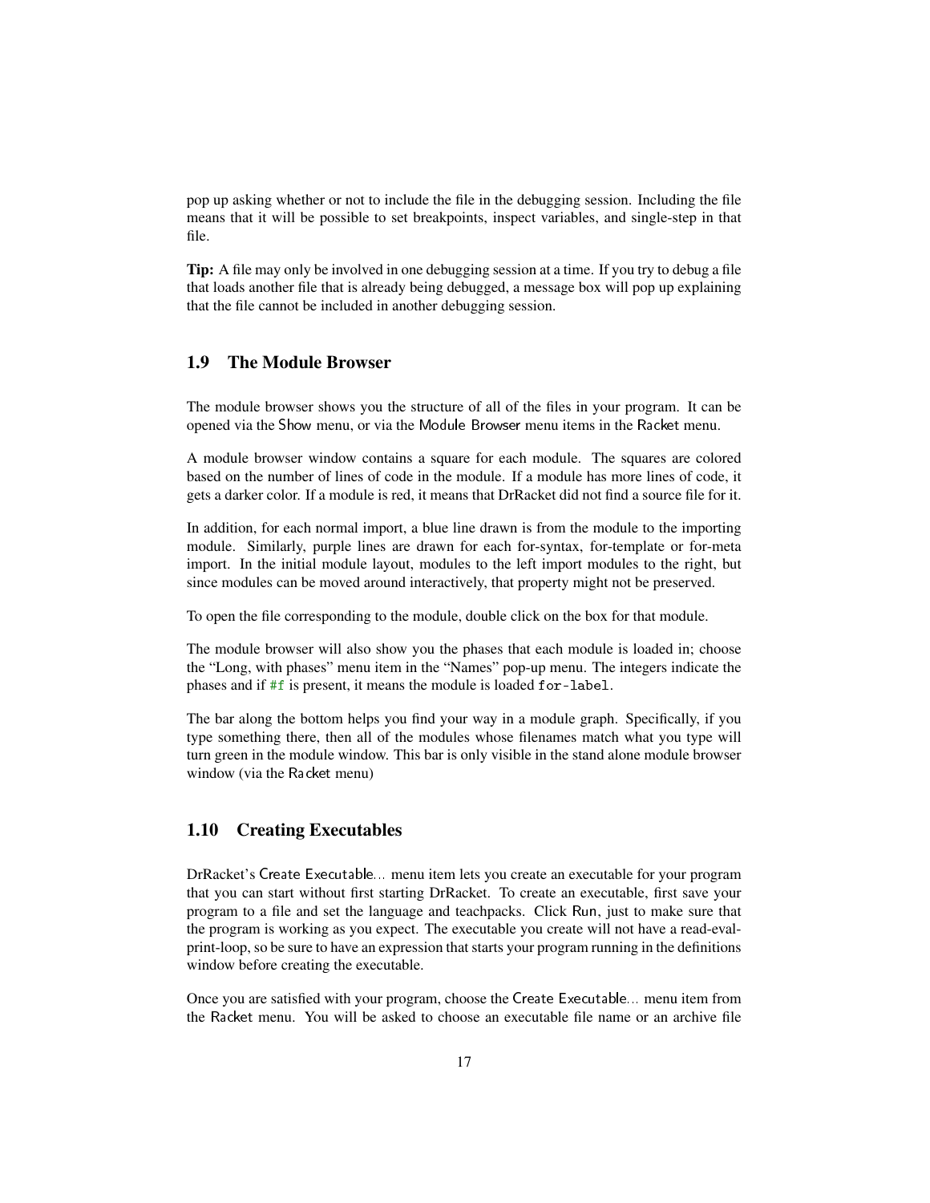pop up asking whether or not to include the file in the debugging session. Including the file means that it will be possible to set breakpoints, inspect variables, and single-step in that file.

**Tip:** A file may only be involved in one debugging session at a time. If you try to debug a file that loads another file that is already being debugged, a message box will pop up explaining that the file cannot be included in another debugging session.

## 1.9 The Module Browser

The module browser shows you the structure of all of the files in your program. It can be opened via the Show menu, or via the Module Browser menu items in the Racket menu.

A module browser window contains a square for each module. The squares are colored based on the number of lines of code in the module. If a module has more lines of code, it gets a darker color. If a module is red, it means that DrRacket did not find a source file for it.

In addition, for each normal import, a blue line drawn is from the module to the importing module. Similarly, purple lines are drawn for each for-syntax, for-template or for-meta import. In the initial module layout, modules to the left import modules to the right, but since modules can be moved around interactively, that property might not be preserved.

To open the file corresponding to the module, double click on the box for that module.

The module browser will also show you the phases that each module is loaded in; choose the "Long, with phases" menu item in the "Names" pop-up menu. The integers indicate the phases and if `#f` is present, it means the module is loaded `for-label`.

The bar along the bottom helps you find your way in a module graph. Specifically, if you type something there, then all of the modules whose filenames match what you type will turn green in the module window. This bar is only visible in the stand alone module browser window (via the Racket menu)

## 1.10 Creating Executables

DrRacket's Create Executable... menu item lets you create an executable for your program that you can start without first starting DrRacket. To create an executable, first save your program to a file and set the language and teachpacks. Click Run, just to make sure that the program is working as you expect. The executable you create will not have a read-eval-print-loop, so be sure to have an expression that starts your program running in the definitions window before creating the executable.

Once you are satisfied with your program, choose the Create Executable... menu item from the Racket menu. You will be asked to choose an executable file name or an archive file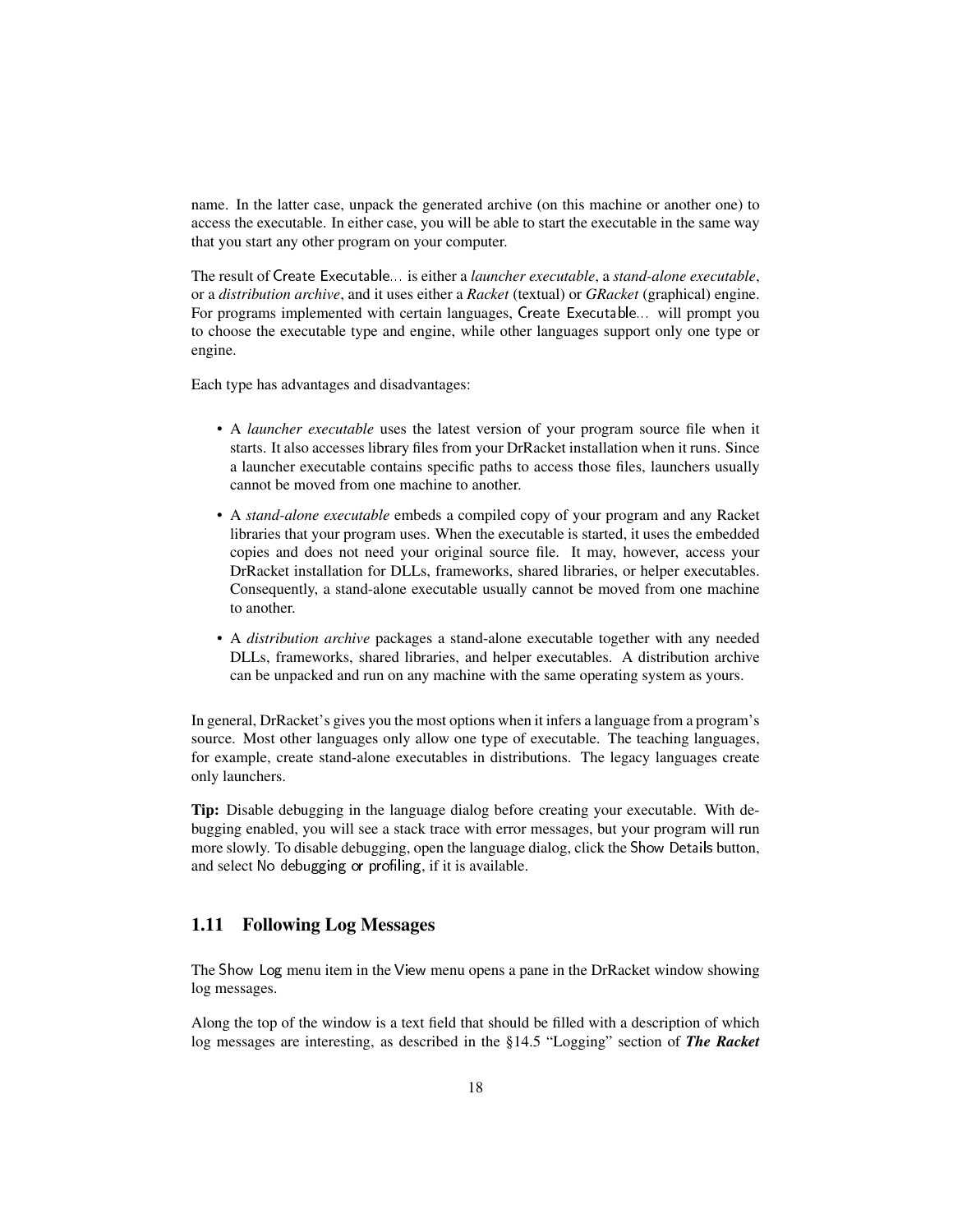name. In the latter case, unpack the generated archive (on this machine or another one) to access the executable. In either case, you will be able to start the executable in the same way that you start any other program on your computer.

The result of Create Executable... is either a *launcher executable*, a *stand-alone executable*, or a *distribution archive*, and it uses either a *Racket* (textual) or *GRacket* (graphical) engine. For programs implemented with certain languages, Create Executable... will prompt you to choose the executable type and engine, while other languages support only one type or engine.

Each type has advantages and disadvantages:

- A *launcher executable* uses the latest version of your program source file when it starts. It also accesses library files from your DrRacket installation when it runs. Since a launcher executable contains specific paths to access those files, launchers usually cannot be moved from one machine to another.
- A *stand-alone executable* embeds a compiled copy of your program and any Racket libraries that your program uses. When the executable is started, it uses the embedded copies and does not need your original source file. It may, however, access your DrRacket installation for DLLs, frameworks, shared libraries, or helper executables. Consequently, a stand-alone executable usually cannot be moved from one machine to another.
- A *distribution archive* packages a stand-alone executable together with any needed DLLs, frameworks, shared libraries, and helper executables. A distribution archive can be unpacked and run on any machine with the same operating system as yours.

In general, DrRacket's gives you the most options when it infers a language from a program's source. Most other languages only allow one type of executable. The teaching languages, for example, create stand-alone executables in distributions. The legacy languages create only launchers.

**Tip:** Disable debugging in the language dialog before creating your executable. With debugging enabled, you will see a stack trace with error messages, but your program will run more slowly. To disable debugging, open the language dialog, click the Show Details button, and select No debugging or profiling, if it is available.

## 1.11 Following Log Messages

The Show Log menu item in the View menu opens a pane in the DrRacket window showing log messages.

Along the top of the window is a text field that should be filled with a description of which log messages are interesting, as described in the §14.5 "Logging" section of ***The Racket***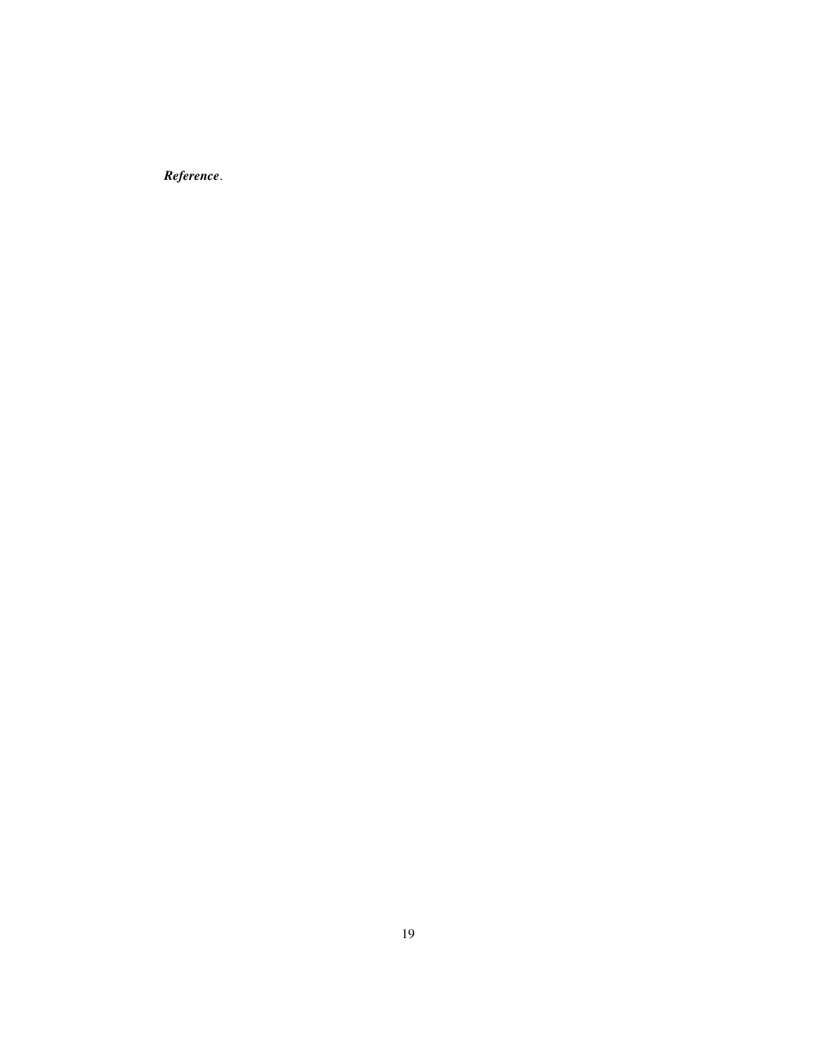***Reference***.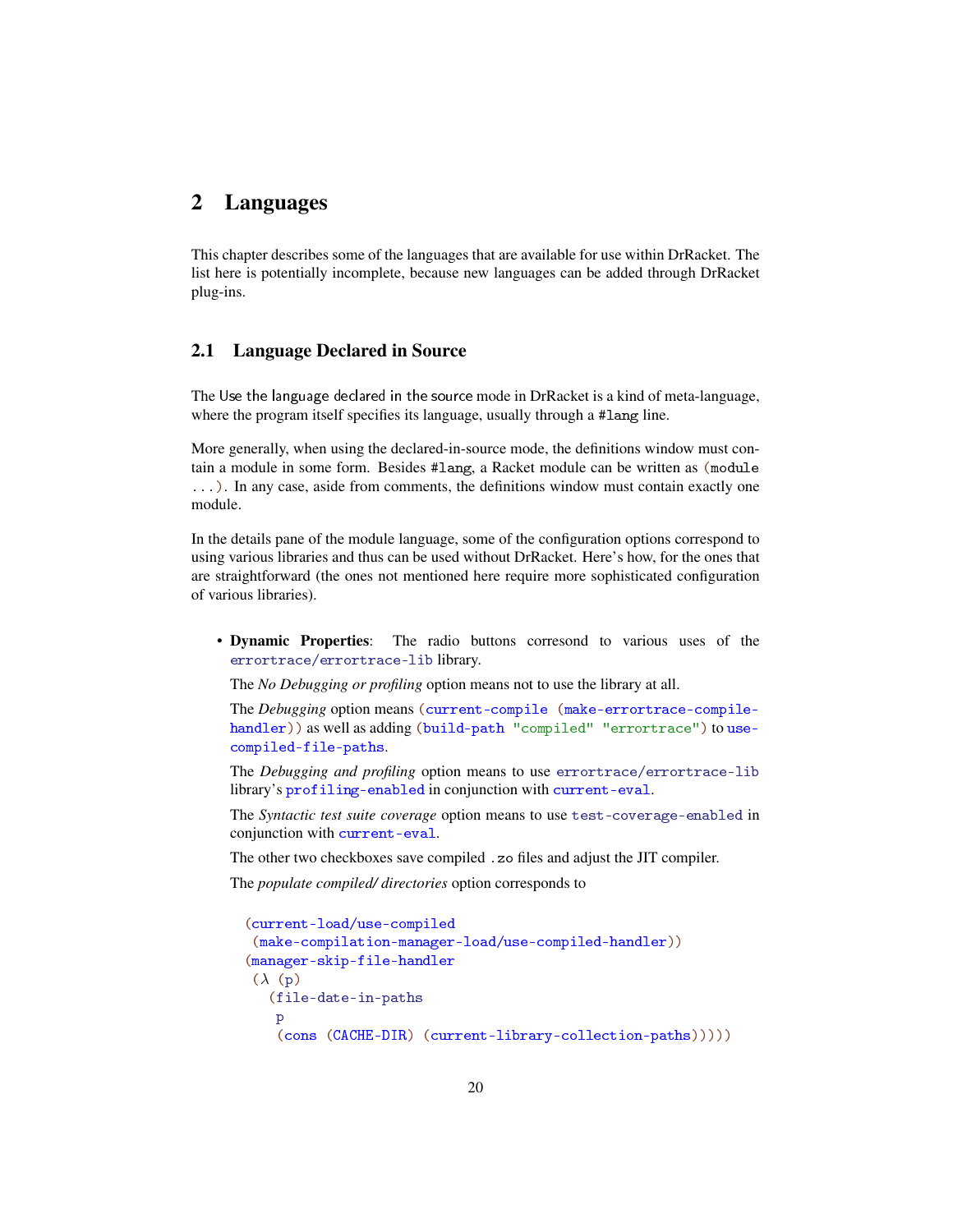# 2 Languages

This chapter describes some of the languages that are available for use within DrRacket. The list here is potentially incomplete, because new languages can be added through DrRacket plug-ins.

## 2.1 Language Declared in Source

The Use the language declared in the source mode in DrRacket is a kind of meta-language, where the program itself specifies its language, usually through a `#lang` line.

More generally, when using the declared-in-source mode, the definitions window must contain a module in some form. Besides `#lang`, a Racket module can be written as `(module ...)`. In any case, aside from comments, the definitions window must contain exactly one module.

In the details pane of the module language, some of the configuration options correspond to using various libraries and thus can be used without DrRacket. Here's how, for the ones that are straightforward (the ones not mentioned here require more sophisticated configuration of various libraries).

- **Dynamic Properties**: The radio buttons corresond to various uses of the `errortrace/errortrace-lib` library.

  The *No Debugging or profiling* option means not to use the library at all.

  The *Debugging* option means `(current-compile (make-errortrace-compile-handler))` as well as adding `(build-path "compiled" "errortrace")` to `use-compiled-file-paths`.

  The *Debugging and profiling* option means to use `errortrace/errortrace-lib` library's `profiling-enabled` in conjunction with `current-eval`.

  The *Syntactic test suite coverage* option means to use `test-coverage-enabled` in conjunction with `current-eval`.

  The other two checkboxes save compiled `.zo` files and adjust the JIT compiler.

  The *populate compiled/ directories* option corresponds to

  ```
  (current-load/use-compiled
   (make-compilation-manager-load/use-compiled-handler))
  (manager-skip-file-handler
   (λ (p)
     (file-date-in-paths
      p
      (cons (CACHE-DIR) (current-library-collection-paths)))))
  ```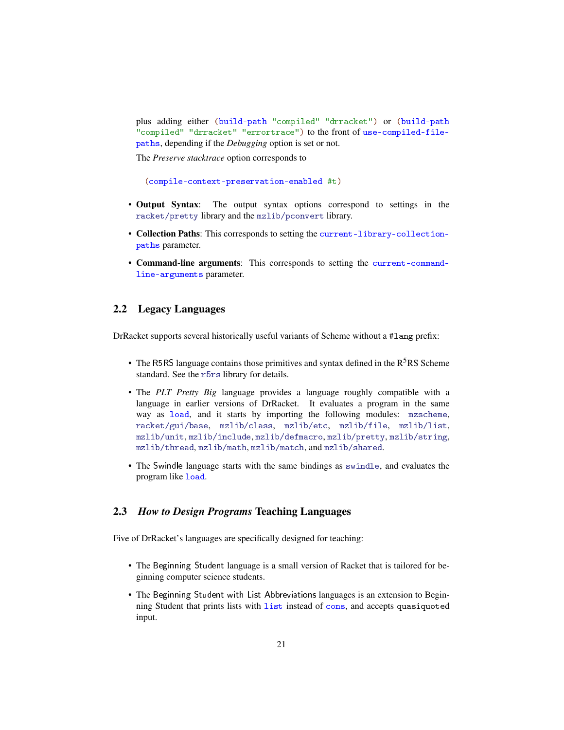plus adding either `(build-path "compiled" "drracket")` or `(build-path "compiled" "drracket" "errortrace")` to the front of `use-compiled-file-paths`, depending if the *Debugging* option is set or not.

The *Preserve stacktrace* option corresponds to

```
(compile-context-preservation-enabled #t)
```

- **Output Syntax**: The output syntax options correspond to settings in the `racket/pretty` library and the `mzlib/pconvert` library.
- **Collection Paths**: This corresponds to setting the `current-library-collection-paths` parameter.
- **Command-line arguments**: This corresponds to setting the `current-command-line-arguments` parameter.

## 2.2 Legacy Languages

DrRacket supports several historically useful variants of Scheme without a `#lang` prefix:

- The R5RS language contains those primitives and syntax defined in the R$^5$RS Scheme standard. See the `r5rs` library for details.
- The *PLT Pretty Big* language provides a language roughly compatible with a language in earlier versions of DrRacket. It evaluates a program in the same way as `load`, and it starts by importing the following modules: `mzscheme`, `racket/gui/base`, `mzlib/class`, `mzlib/etc`, `mzlib/file`, `mzlib/list`, `mzlib/unit`, `mzlib/include`, `mzlib/defmacro`, `mzlib/pretty`, `mzlib/string`, `mzlib/thread`, `mzlib/math`, `mzlib/match`, and `mzlib/shared`.
- The Swindle language starts with the same bindings as `swindle`, and evaluates the program like `load`.

## 2.3 *How to Design Programs* Teaching Languages

Five of DrRacket's languages are specifically designed for teaching:

- The Beginning Student language is a small version of Racket that is tailored for beginning computer science students.
- The Beginning Student with List Abbreviations languages is an extension to Beginning Student that prints lists with `list` instead of `cons`, and accepts `quasiquoted` input.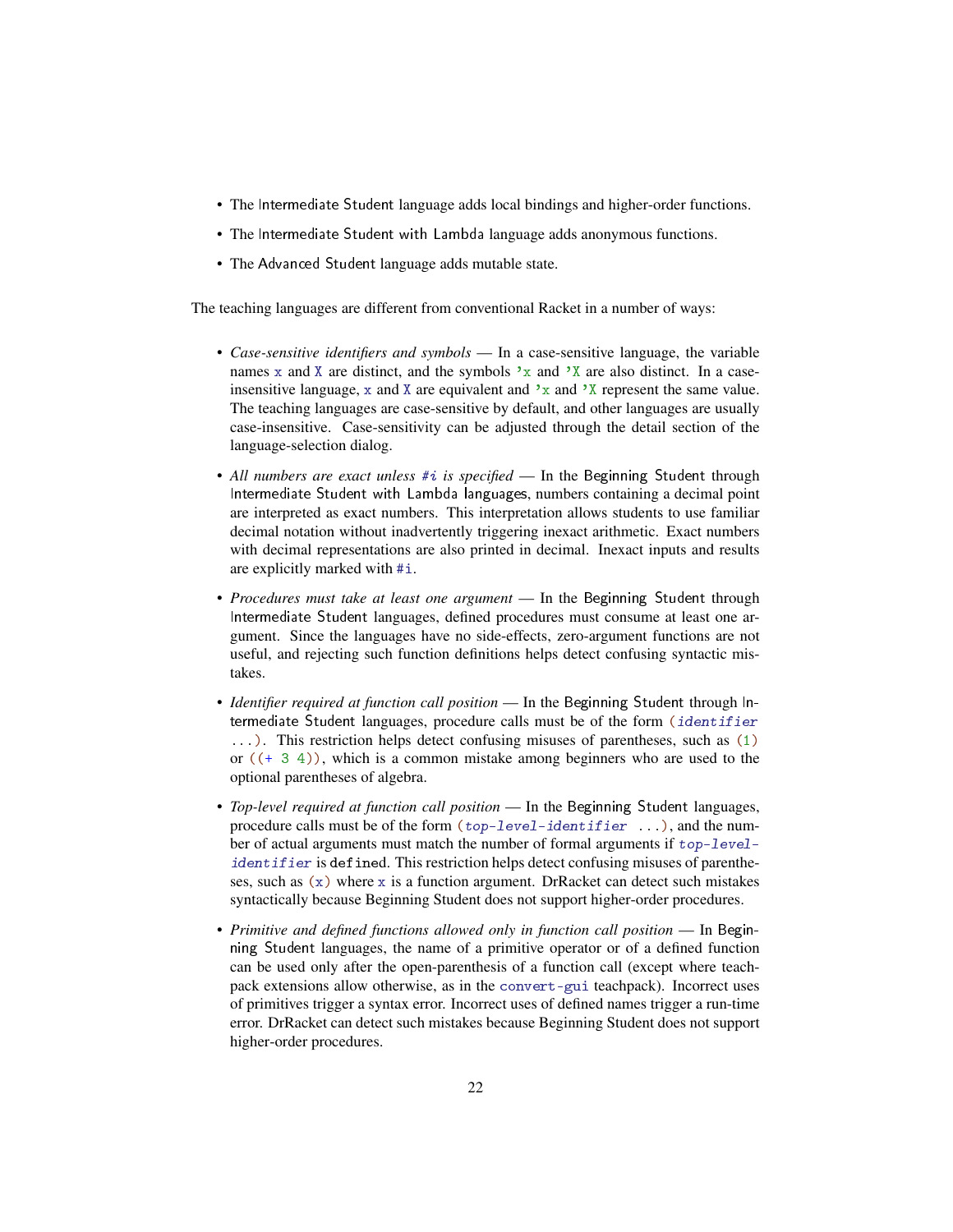- The Intermediate Student language adds local bindings and higher-order functions.
- The Intermediate Student with Lambda language adds anonymous functions.
- The Advanced Student language adds mutable state.

The teaching languages are different from conventional Racket in a number of ways:

- *Case-sensitive identifiers and symbols* — In a case-sensitive language, the variable names `x` and `X` are distinct, and the symbols `'x` and `'X` are also distinct. In a case-insensitive language, `x` and `X` are equivalent and `'x` and `'X` represent the same value. The teaching languages are case-sensitive by default, and other languages are usually case-insensitive. Case-sensitivity can be adjusted through the detail section of the language-selection dialog.

- *All numbers are exact unless `#i` is specified* — In the Beginning Student through Intermediate Student with Lambda languages, numbers containing a decimal point are interpreted as exact numbers. This interpretation allows students to use familiar decimal notation without inadvertently triggering inexact arithmetic. Exact numbers with decimal representations are also printed in decimal. Inexact inputs and results are explicitly marked with `#i`.

- *Procedures must take at least one argument* — In the Beginning Student through Intermediate Student languages, defined procedures must consume at least one argument. Since the languages have no side-effects, zero-argument functions are not useful, and rejecting such function definitions helps detect confusing syntactic mistakes.

- *Identifier required at function call position* — In the Beginning Student through Intermediate Student languages, procedure calls must be of the form `(identifier ...)`. This restriction helps detect confusing misuses of parentheses, such as `(1)` or `((+ 3 4))`, which is a common mistake among beginners who are used to the optional parentheses of algebra.

- *Top-level required at function call position* — In the Beginning Student languages, procedure calls must be of the form `(top-level-identifier ...)`, and the number of actual arguments must match the number of formal arguments if `top-level-identifier` is `define`d. This restriction helps detect confusing misuses of parentheses, such as `(x)` where `x` is a function argument. DrRacket can detect such mistakes syntactically because Beginning Student does not support higher-order procedures.

- *Primitive and defined functions allowed only in function call position* — In Beginning Student languages, the name of a primitive operator or of a defined function can be used only after the open-parenthesis of a function call (except where teachpack extensions allow otherwise, as in the `convert-gui` teachpack). Incorrect uses of primitives trigger a syntax error. Incorrect uses of defined names trigger a run-time error. DrRacket can detect such mistakes because Beginning Student does not support higher-order procedures.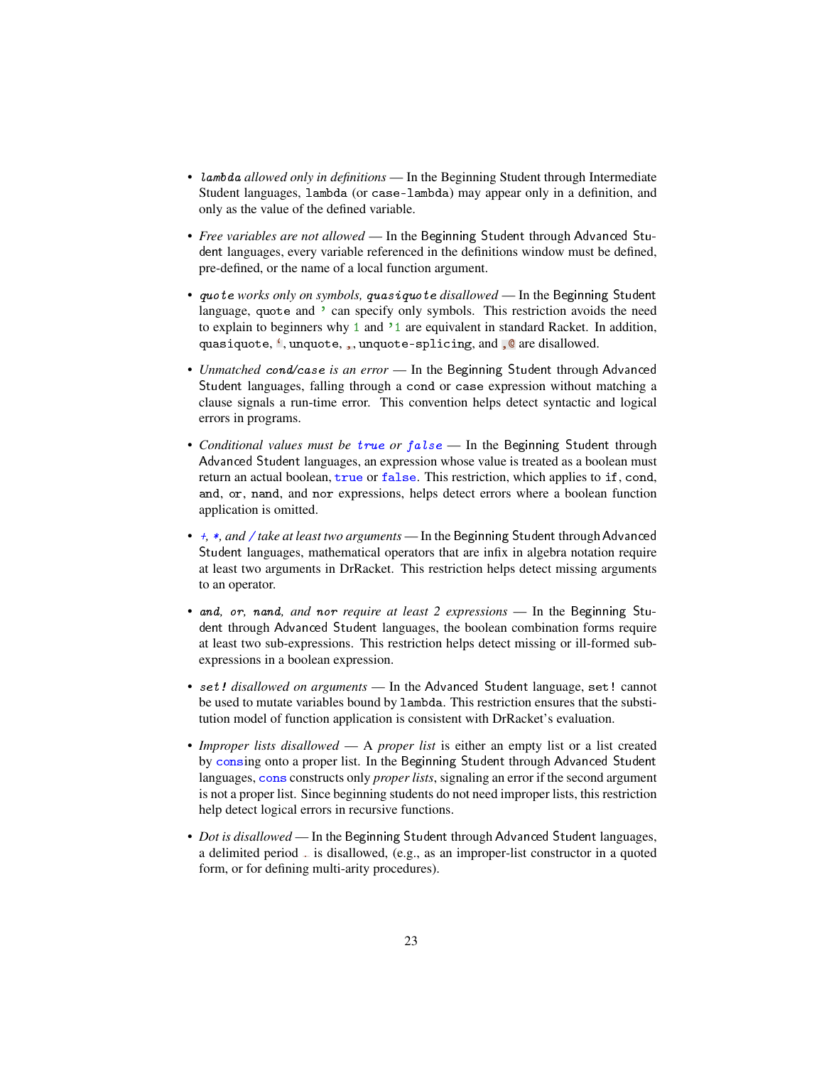- *`lambda` allowed only in definitions* — In the Beginning Student through Intermediate Student languages, `lambda` (or `case-lambda`) may appear only in a definition, and only as the value of the defined variable.

- *Free variables are not allowed* — In the Beginning Student through Advanced Student languages, every variable referenced in the definitions window must be defined, pre-defined, or the name of a local function argument.

- *`quote` works only on symbols, `quasiquote` disallowed* — In the Beginning Student language, `quote` and `'` can specify only symbols. This restriction avoids the need to explain to beginners why `1` and `'1` are equivalent in standard Racket. In addition, `quasiquote`, `` ` ``, `unquote`, `,`, `unquote-splicing`, and `,@` are disallowed.

- *Unmatched `cond`/`case` is an error* — In the Beginning Student through Advanced Student languages, falling through a `cond` or `case` expression without matching a clause signals a run-time error. This convention helps detect syntactic and logical errors in programs.

- *Conditional values must be `true` or `false`* — In the Beginning Student through Advanced Student languages, an expression whose value is treated as a boolean must return an actual boolean, `true` or `false`. This restriction, which applies to `if`, `cond`, `and`, `or`, `nand`, and `nor` expressions, helps detect errors where a boolean function application is omitted.

- *`+`, `*`, and `/` take at least two arguments* — In the Beginning Student through Advanced Student languages, mathematical operators that are infix in algebra notation require at least two arguments in DrRacket. This restriction helps detect missing arguments to an operator.

- *`and`, `or`, `nand`, and `nor` require at least 2 expressions* — In the Beginning Student through Advanced Student languages, the boolean combination forms require at least two sub-expressions. This restriction helps detect missing or ill-formed sub-expressions in a boolean expression.

- *`set!` disallowed on arguments* — In the Advanced Student language, `set!` cannot be used to mutate variables bound by `lambda`. This restriction ensures that the substitution model of function application is consistent with DrRacket's evaluation.

- *Improper lists disallowed* — A *proper list* is either an empty list or a list created by `cons`ing onto a proper list. In the Beginning Student through Advanced Student languages, `cons` constructs only *proper lists*, signaling an error if the second argument is not a proper list. Since beginning students do not need improper lists, this restriction help detect logical errors in recursive functions.

- *Dot is disallowed* — In the Beginning Student through Advanced Student languages, a delimited period `.` is disallowed, (e.g., as an improper-list constructor in a quoted form, or for defining multi-arity procedures).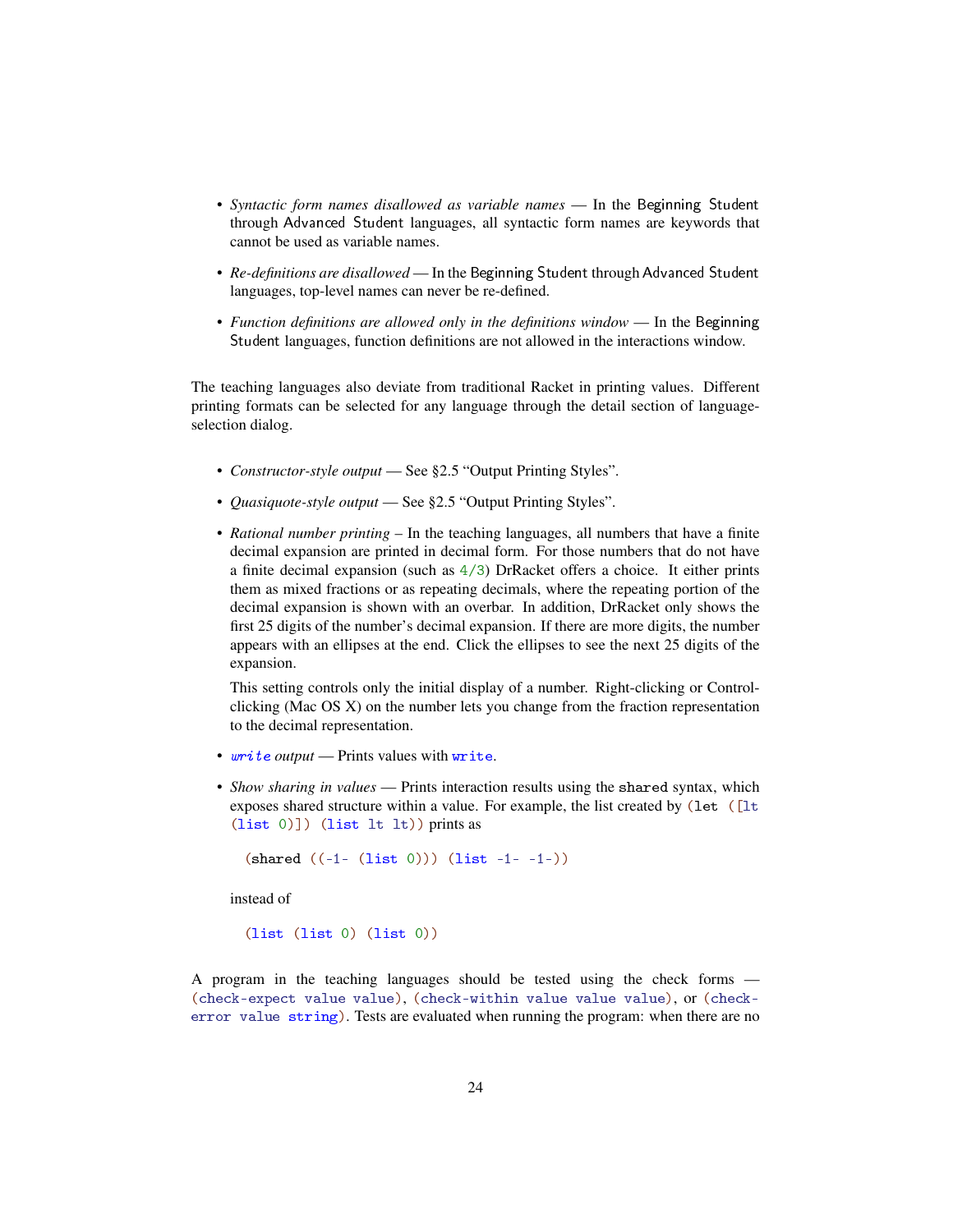- *Syntactic form names disallowed as variable names* — In the Beginning Student through Advanced Student languages, all syntactic form names are keywords that cannot be used as variable names.

- *Re-definitions are disallowed* — In the Beginning Student through Advanced Student languages, top-level names can never be re-defined.

- *Function definitions are allowed only in the definitions window* — In the Beginning Student languages, function definitions are not allowed in the interactions window.

The teaching languages also deviate from traditional Racket in printing values. Different printing formats can be selected for any language through the detail section of language-selection dialog.

- *Constructor-style output* — See §2.5 "Output Printing Styles".

- *Quasiquote-style output* — See §2.5 "Output Printing Styles".

- *Rational number printing* – In the teaching languages, all numbers that have a finite decimal expansion are printed in decimal form. For those numbers that do not have a finite decimal expansion (such as `4/3`) DrRacket offers a choice. It either prints them as mixed fractions or as repeating decimals, where the repeating portion of the decimal expansion is shown with an overbar. In addition, DrRacket only shows the first 25 digits of the number's decimal expansion. If there are more digits, the number appears with an ellipses at the end. Click the ellipses to see the next 25 digits of the expansion.

  This setting controls only the initial display of a number. Right-clicking or Control-clicking (Mac OS X) on the number lets you change from the fraction representation to the decimal representation.

- *`write` output* — Prints values with `write`.

- *Show sharing in values* — Prints interaction results using the `shared` syntax, which exposes shared structure within a value. For example, the list created by `(let ([lt (list 0)]) (list lt lt))` prints as

  ```
  (shared ((-1- (list 0))) (list -1- -1-))
  ```

  instead of

  ```
  (list (list 0) (list 0))
  ```

A program in the teaching languages should be tested using the check forms — `(check-expect value value)`, `(check-within value value value)`, or `(check-error value string)`. Tests are evaluated when running the program: when there are no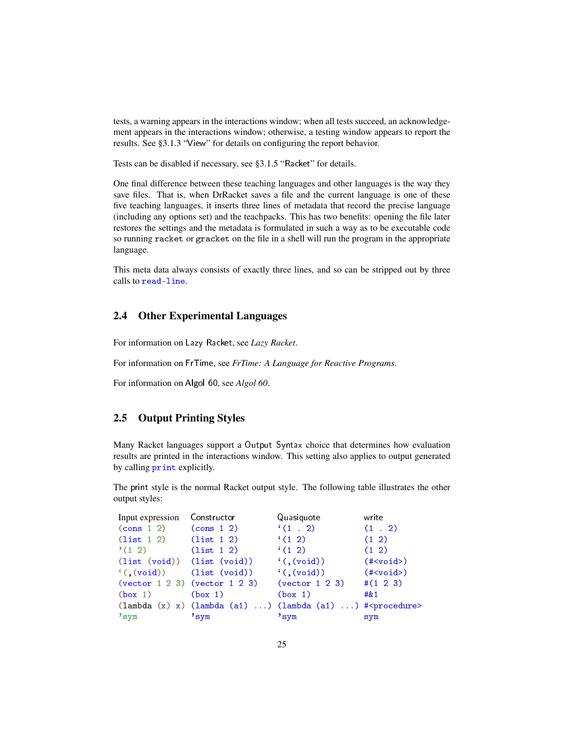tests, a warning appears in the interactions window; when all tests succeed, an acknowledgement appears in the interactions window; otherwise, a testing window appears to report the results. See §3.1.3 "View" for details on configuring the report behavior.

Tests can be disabled if necessary, see §3.1.5 "Racket" for details.

One final difference between these teaching languages and other languages is the way they save files. That is, when DrRacket saves a file and the current language is one of these five teaching languages, it inserts three lines of metadata that record the precise language (including any options set) and the teachpacks. This has two benefits: opening the file later restores the settings and the metadata is formulated in such a way as to be executable code so running `racket` or `gracket` on the file in a shell will run the program in the appropriate language.

This meta data always consists of exactly three lines, and so can be stripped out by three calls to `read-line`.

## 2.4 Other Experimental Languages

For information on Lazy Racket, see *Lazy Racket*.

For information on FrTime, see *FrTime: A Language for Reactive Programs*.

For information on Algol 60, see *Algol 60*.

## 2.5 Output Printing Styles

Many Racket languages support a Output Syntax choice that determines how evaluation results are printed in the interactions window. This setting also applies to output generated by calling `print` explicitly.

The print style is the normal Racket output style. The following table illustrates the other output styles:

| Input expression | Constructor | Quasiquote | write |
|---|---|---|---|
| `(cons 1 2)` | `(cons 1 2)` | `` `(1 . 2) `` | `(1 . 2)` |
| `(list 1 2)` | `(list 1 2)` | `` `(1 2) `` | `(1 2)` |
| `'(1 2)` | `(list 1 2)` | `` `(1 2) `` | `(1 2)` |
| `(list (void))` | `(list (void))` | `` `(,(void)) `` | `(#<void>)` |
| `` `(,(void)) `` | `(list (void))` | `` `(,(void)) `` | `(#<void>)` |
| `(vector 1 2 3)` | `(vector 1 2 3)` | `(vector 1 2 3)` | `#(1 2 3)` |
| `(box 1)` | `(box 1)` | `(box 1)` | `#&1` |
| `(lambda (x) x)` | `(lambda (a1) ...)` | `(lambda (a1) ...)` | `#<procedure>` |
| `'sym` | `'sym` | `'sym` | `sym` |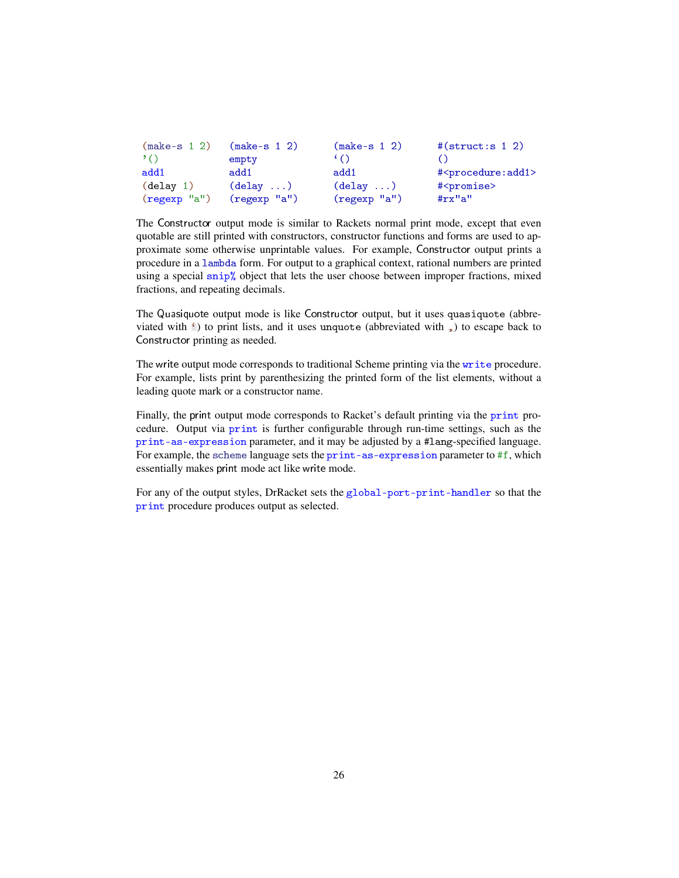| | | | |
|---|---|---|---|
| `(make-s 1 2)` | `(make-s 1 2)` | `(make-s 1 2)` | `#(struct:s 1 2)` |
| `'()` | `empty` | `` `() `` | `()` |
| `add1` | `add1` | `add1` | `#<procedure:add1>` |
| `(delay 1)` | `(delay ...)` | `(delay ...)` | `#<promise>` |
| `(regexp "a")` | `(regexp "a")` | `(regexp "a")` | `#rx"a"` |

The Constructor output mode is similar to Rackets normal print mode, except that even quotable are still printed with constructors, constructor functions and forms are used to approximate some otherwise unprintable values. For example, Constructor output prints a procedure in a `lambda` form. For output to a graphical context, rational numbers are printed using a special `snip%` object that lets the user choose between improper fractions, mixed fractions, and repeating decimals.

The Quasiquote output mode is like Constructor output, but it uses `quasiquote` (abbreviated with `` ` ``) to print lists, and it uses `unquote` (abbreviated with `,`) to escape back to Constructor printing as needed.

The write output mode corresponds to traditional Scheme printing via the `write` procedure. For example, lists print by parenthesizing the printed form of the list elements, without a leading quote mark or a constructor name.

Finally, the print output mode corresponds to Racket's default printing via the `print` procedure. Output via `print` is further configurable through run-time settings, such as the `print-as-expression` parameter, and it may be adjusted by a `#lang`-specified language. For example, the `scheme` language sets the `print-as-expression` parameter to `#f`, which essentially makes print mode act like write mode.

For any of the output styles, DrRacket sets the `global-port-print-handler` so that the `print` procedure produces output as selected.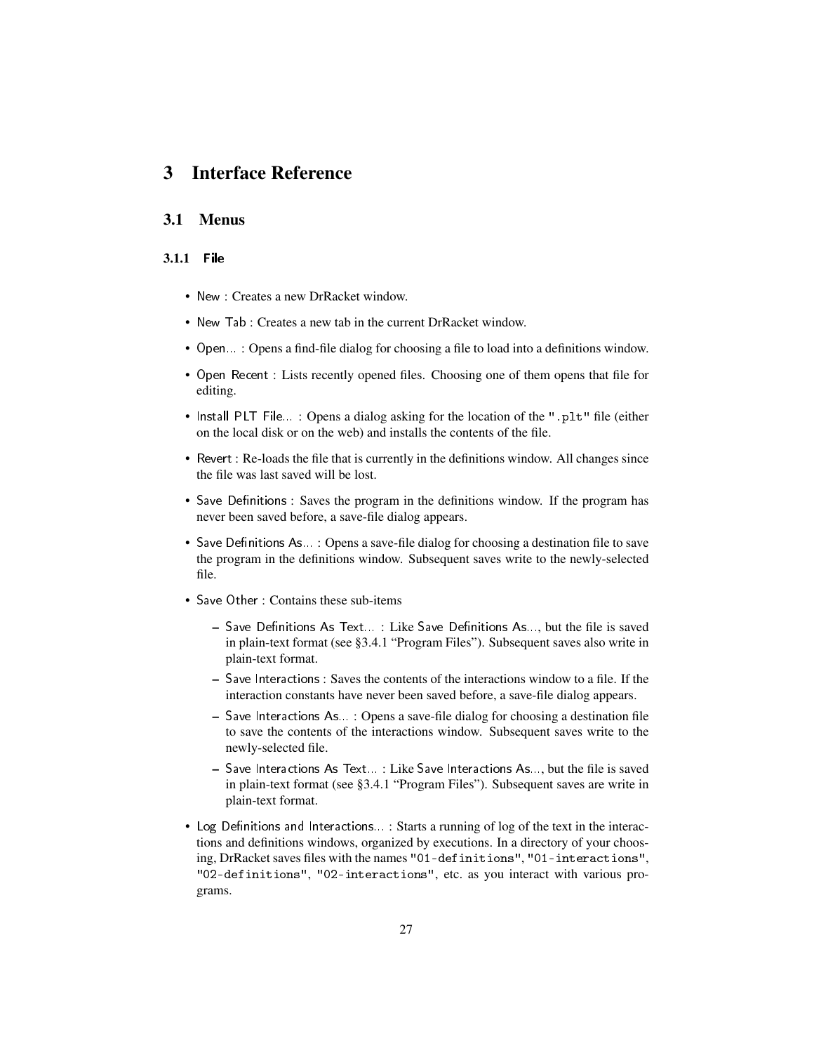# 3 Interface Reference

## 3.1 Menus

### 3.1.1 File

- New : Creates a new DrRacket window.
- New Tab : Creates a new tab in the current DrRacket window.
- Open... : Opens a find-file dialog for choosing a file to load into a definitions window.
- Open Recent : Lists recently opened files. Choosing one of them opens that file for editing.
- Install PLT File... : Opens a dialog asking for the location of the ".plt" file (either on the local disk or on the web) and installs the contents of the file.
- Revert : Re-loads the file that is currently in the definitions window. All changes since the file was last saved will be lost.
- Save Definitions : Saves the program in the definitions window. If the program has never been saved before, a save-file dialog appears.
- Save Definitions As... : Opens a save-file dialog for choosing a destination file to save the program in the definitions window. Subsequent saves write to the newly-selected file.
- Save Other : Contains these sub-items
  - Save Definitions As Text... : Like Save Definitions As..., but the file is saved in plain-text format (see §3.4.1 "Program Files"). Subsequent saves also write in plain-text format.
  - Save Interactions : Saves the contents of the interactions window to a file. If the interaction constants have never been saved before, a save-file dialog appears.
  - Save Interactions As... : Opens a save-file dialog for choosing a destination file to save the contents of the interactions window. Subsequent saves write to the newly-selected file.
  - Save Interactions As Text... : Like Save Interactions As..., but the file is saved in plain-text format (see §3.4.1 "Program Files"). Subsequent saves are write in plain-text format.
- Log Definitions and Interactions... : Starts a running of log of the text in the interactions and definitions windows, organized by executions. In a directory of your choosing, DrRacket saves files with the names "01-definitions", "01-interactions", "02-definitions", "02-interactions", etc. as you interact with various programs.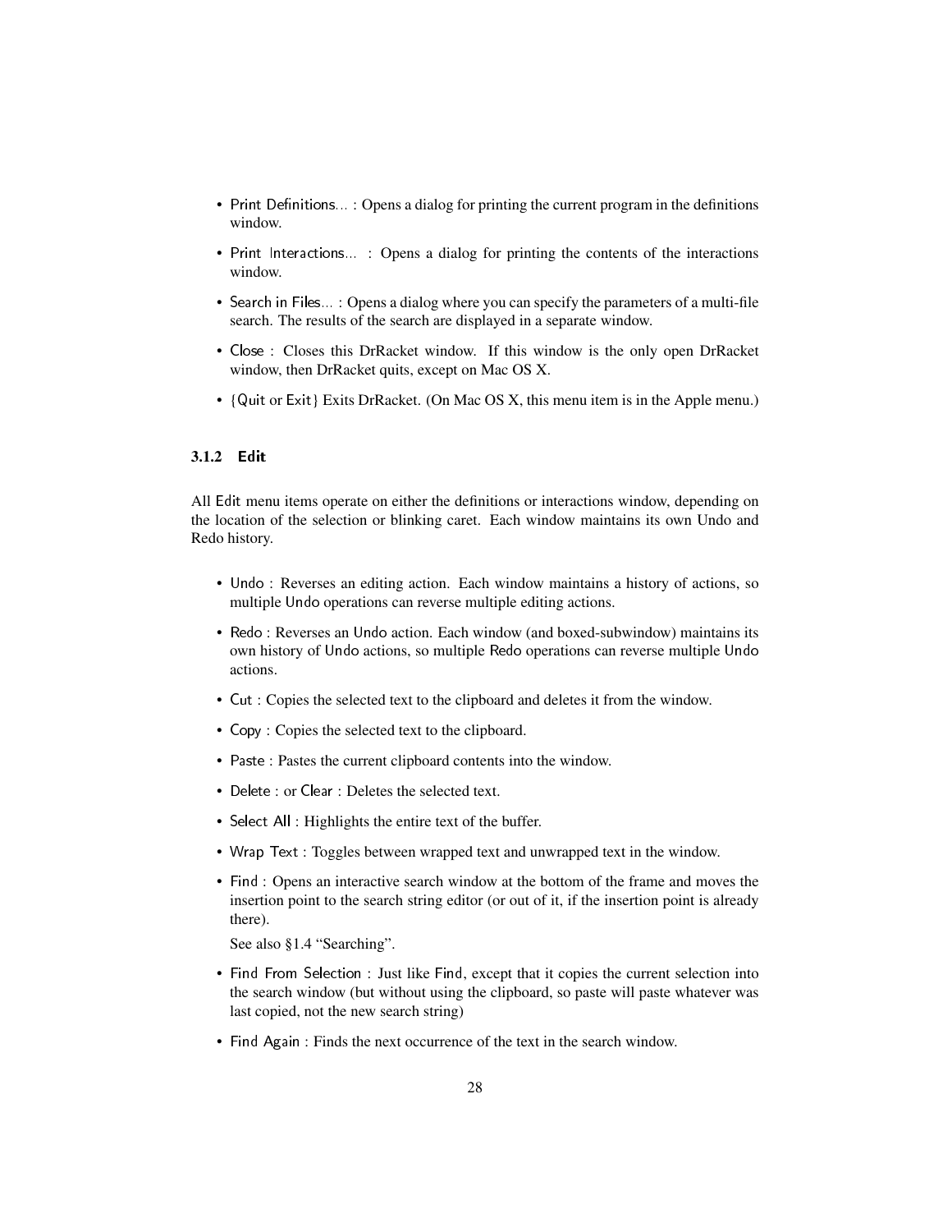- Print Definitions... : Opens a dialog for printing the current program in the definitions window.
- Print Interactions... : Opens a dialog for printing the contents of the interactions window.
- Search in Files... : Opens a dialog where you can specify the parameters of a multi-file search. The results of the search are displayed in a separate window.
- Close : Closes this DrRacket window. If this window is the only open DrRacket window, then DrRacket quits, except on Mac OS X.
- {Quit or Exit} Exits DrRacket. (On Mac OS X, this menu item is in the Apple menu.)

### 3.1.2 Edit

All Edit menu items operate on either the definitions or interactions window, depending on the location of the selection or blinking caret. Each window maintains its own Undo and Redo history.

- Undo : Reverses an editing action. Each window maintains a history of actions, so multiple Undo operations can reverse multiple editing actions.
- Redo : Reverses an Undo action. Each window (and boxed-subwindow) maintains its own history of Undo actions, so multiple Redo operations can reverse multiple Undo actions.
- Cut : Copies the selected text to the clipboard and deletes it from the window.
- Copy : Copies the selected text to the clipboard.
- Paste : Pastes the current clipboard contents into the window.
- Delete : or Clear : Deletes the selected text.
- Select All : Highlights the entire text of the buffer.
- Wrap Text : Toggles between wrapped text and unwrapped text in the window.
- Find : Opens an interactive search window at the bottom of the frame and moves the insertion point to the search string editor (or out of it, if the insertion point is already there).

  See also §1.4 "Searching".
- Find From Selection : Just like Find, except that it copies the current selection into the search window (but without using the clipboard, so paste will paste whatever was last copied, not the new search string)
- Find Again : Finds the next occurrence of the text in the search window.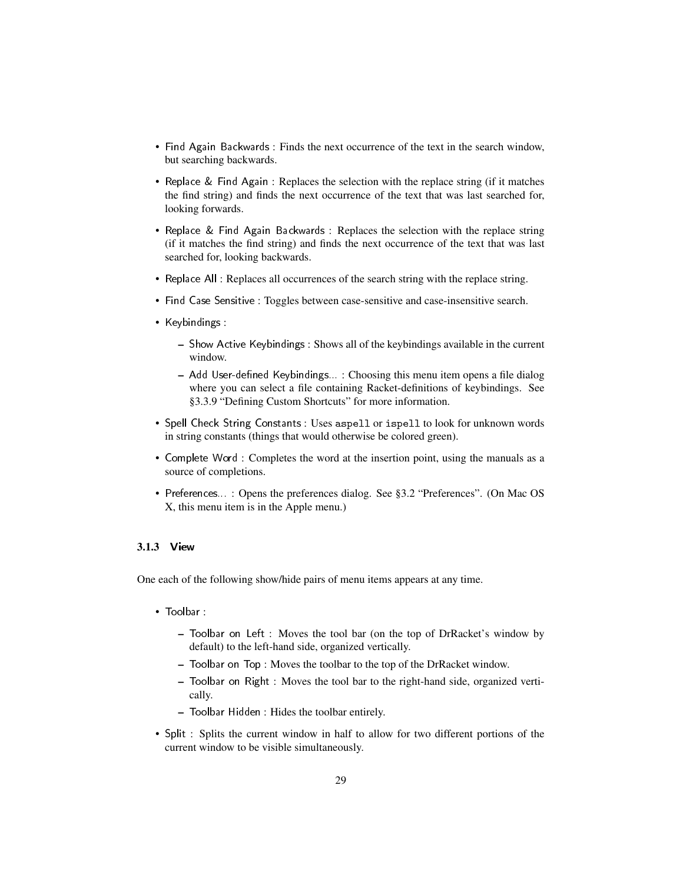- Find Again Backwards : Finds the next occurrence of the text in the search window, but searching backwards.
- Replace & Find Again : Replaces the selection with the replace string (if it matches the find string) and finds the next occurrence of the text that was last searched for, looking forwards.
- Replace & Find Again Backwards : Replaces the selection with the replace string (if it matches the find string) and finds the next occurrence of the text that was last searched for, looking backwards.
- Replace All : Replaces all occurrences of the search string with the replace string.
- Find Case Sensitive : Toggles between case-sensitive and case-insensitive search.
- Keybindings :
  - Show Active Keybindings : Shows all of the keybindings available in the current window.
  - Add User-defined Keybindings... : Choosing this menu item opens a file dialog where you can select a file containing Racket-definitions of keybindings. See §3.3.9 "Defining Custom Shortcuts" for more information.
- Spell Check String Constants : Uses `aspell` or `ispell` to look for unknown words in string constants (things that would otherwise be colored green).
- Complete Word : Completes the word at the insertion point, using the manuals as a source of completions.
- Preferences... : Opens the preferences dialog. See §3.2 "Preferences". (On Mac OS X, this menu item is in the Apple menu.)

### 3.1.3 View

One each of the following show/hide pairs of menu items appears at any time.

- Toolbar :
  - Toolbar on Left : Moves the tool bar (on the top of DrRacket's window by default) to the left-hand side, organized vertically.
  - Toolbar on Top : Moves the toolbar to the top of the DrRacket window.
  - Toolbar on Right : Moves the tool bar to the right-hand side, organized vertically.
  - Toolbar Hidden : Hides the toolbar entirely.
- Split : Splits the current window in half to allow for two different portions of the current window to be visible simultaneously.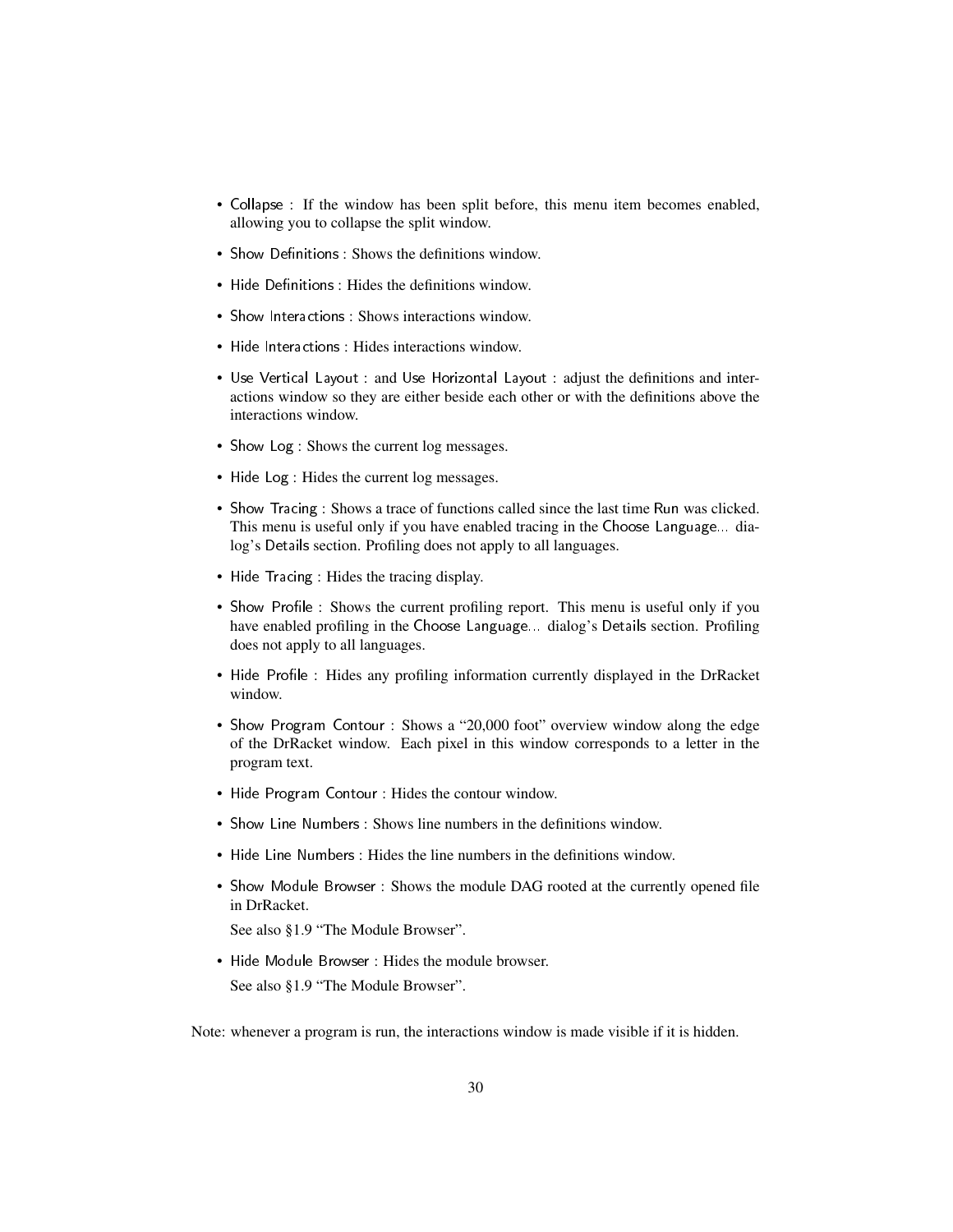- Collapse : If the window has been split before, this menu item becomes enabled, allowing you to collapse the split window.
- Show Definitions : Shows the definitions window.
- Hide Definitions : Hides the definitions window.
- Show Interactions : Shows interactions window.
- Hide Interactions : Hides interactions window.
- Use Vertical Layout : and Use Horizontal Layout : adjust the definitions and interactions window so they are either beside each other or with the definitions above the interactions window.
- Show Log : Shows the current log messages.
- Hide Log : Hides the current log messages.
- Show Tracing : Shows a trace of functions called since the last time Run was clicked. This menu is useful only if you have enabled tracing in the Choose Language... dialog's Details section. Profiling does not apply to all languages.
- Hide Tracing : Hides the tracing display.
- Show Profile : Shows the current profiling report. This menu is useful only if you have enabled profiling in the Choose Language... dialog's Details section. Profiling does not apply to all languages.
- Hide Profile : Hides any profiling information currently displayed in the DrRacket window.
- Show Program Contour : Shows a "20,000 foot" overview window along the edge of the DrRacket window. Each pixel in this window corresponds to a letter in the program text.
- Hide Program Contour : Hides the contour window.
- Show Line Numbers : Shows line numbers in the definitions window.
- Hide Line Numbers : Hides the line numbers in the definitions window.
- Show Module Browser : Shows the module DAG rooted at the currently opened file in DrRacket.

  See also §1.9 "The Module Browser".
- Hide Module Browser : Hides the module browser.

  See also §1.9 "The Module Browser".

Note: whenever a program is run, the interactions window is made visible if it is hidden.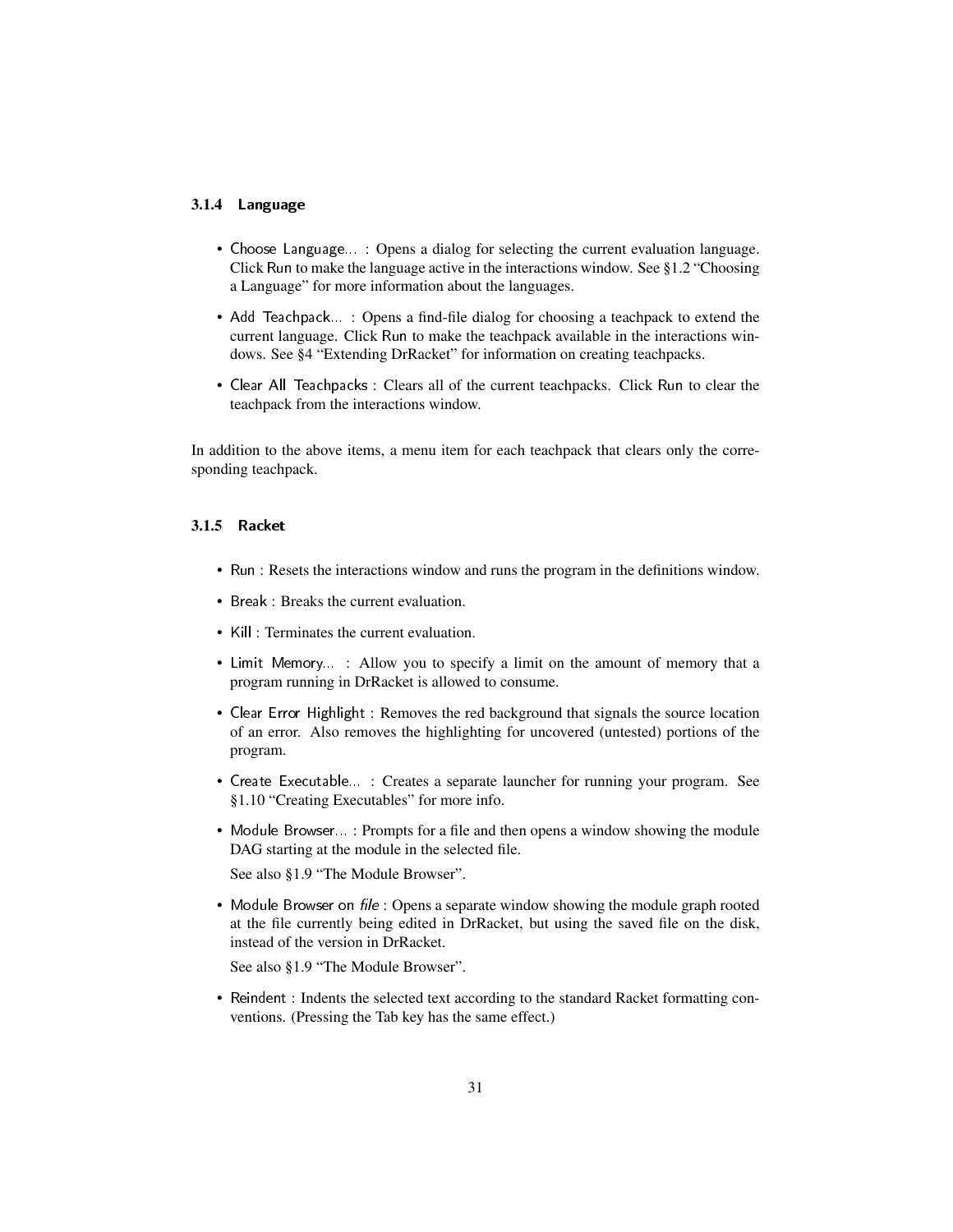### 3.1.4 Language

- Choose Language... : Opens a dialog for selecting the current evaluation language. Click Run to make the language active in the interactions window. See §1.2 “Choosing a Language” for more information about the languages.
- Add Teachpack... : Opens a find-file dialog for choosing a teachpack to extend the current language. Click Run to make the teachpack available in the interactions windows. See §4 “Extending DrRacket” for information on creating teachpacks.
- Clear All Teachpacks : Clears all of the current teachpacks. Click Run to clear the teachpack from the interactions window.

In addition to the above items, a menu item for each teachpack that clears only the corresponding teachpack.

### 3.1.5 Racket

- Run : Resets the interactions window and runs the program in the definitions window.
- Break : Breaks the current evaluation.
- Kill : Terminates the current evaluation.
- Limit Memory... : Allow you to specify a limit on the amount of memory that a program running in DrRacket is allowed to consume.
- Clear Error Highlight : Removes the red background that signals the source location of an error. Also removes the highlighting for uncovered (untested) portions of the program.
- Create Executable... : Creates a separate launcher for running your program. See §1.10 “Creating Executables” for more info.
- Module Browser... : Prompts for a file and then opens a window showing the module DAG starting at the module in the selected file.

  See also §1.9 “The Module Browser”.
- Module Browser on *file* : Opens a separate window showing the module graph rooted at the file currently being edited in DrRacket, but using the saved file on the disk, instead of the version in DrRacket.

  See also §1.9 “The Module Browser”.
- Reindent : Indents the selected text according to the standard Racket formatting conventions. (Pressing the Tab key has the same effect.)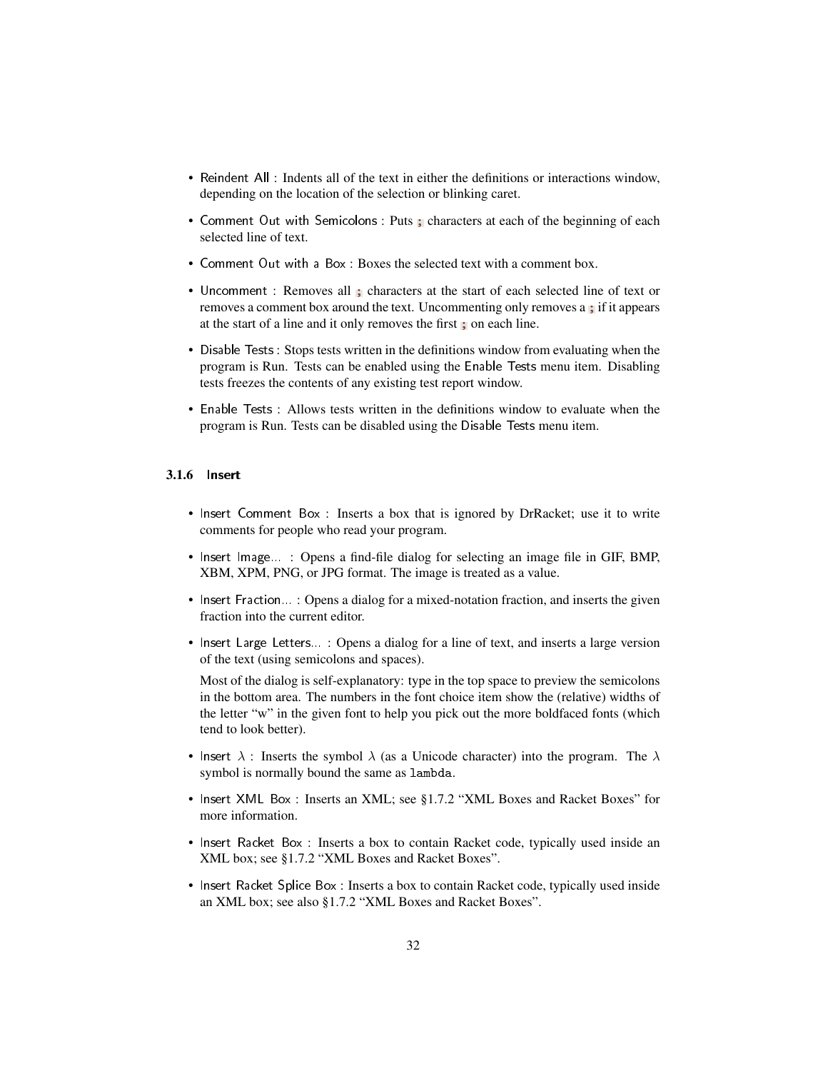- Reindent All : Indents all of the text in either the definitions or interactions window, depending on the location of the selection or blinking caret.
- Comment Out with Semicolons : Puts `;` characters at each of the beginning of each selected line of text.
- Comment Out with a Box : Boxes the selected text with a comment box.
- Uncomment : Removes all `;` characters at the start of each selected line of text or removes a comment box around the text. Uncommenting only removes a `;` if it appears at the start of a line and it only removes the first `;` on each line.
- Disable Tests : Stops tests written in the definitions window from evaluating when the program is Run. Tests can be enabled using the Enable Tests menu item. Disabling tests freezes the contents of any existing test report window.
- Enable Tests : Allows tests written in the definitions window to evaluate when the program is Run. Tests can be disabled using the Disable Tests menu item.

### 3.1.6 Insert

- Insert Comment Box : Inserts a box that is ignored by DrRacket; use it to write comments for people who read your program.
- Insert Image... : Opens a find-file dialog for selecting an image file in GIF, BMP, XBM, XPM, PNG, or JPG format. The image is treated as a value.
- Insert Fraction... : Opens a dialog for a mixed-notation fraction, and inserts the given fraction into the current editor.
- Insert Large Letters... : Opens a dialog for a line of text, and inserts a large version of the text (using semicolons and spaces).

  Most of the dialog is self-explanatory: type in the top space to preview the semicolons in the bottom area. The numbers in the font choice item show the (relative) widths of the letter “w” in the given font to help you pick out the more boldfaced fonts (which tend to look better).
- Insert $\lambda$ : Inserts the symbol $\lambda$ (as a Unicode character) into the program. The $\lambda$ symbol is normally bound the same as `lambda`.
- Insert XML Box : Inserts an XML; see §1.7.2 “XML Boxes and Racket Boxes” for more information.
- Insert Racket Box : Inserts a box to contain Racket code, typically used inside an XML box; see §1.7.2 “XML Boxes and Racket Boxes”.
- Insert Racket Splice Box : Inserts a box to contain Racket code, typically used inside an XML box; see also §1.7.2 “XML Boxes and Racket Boxes”.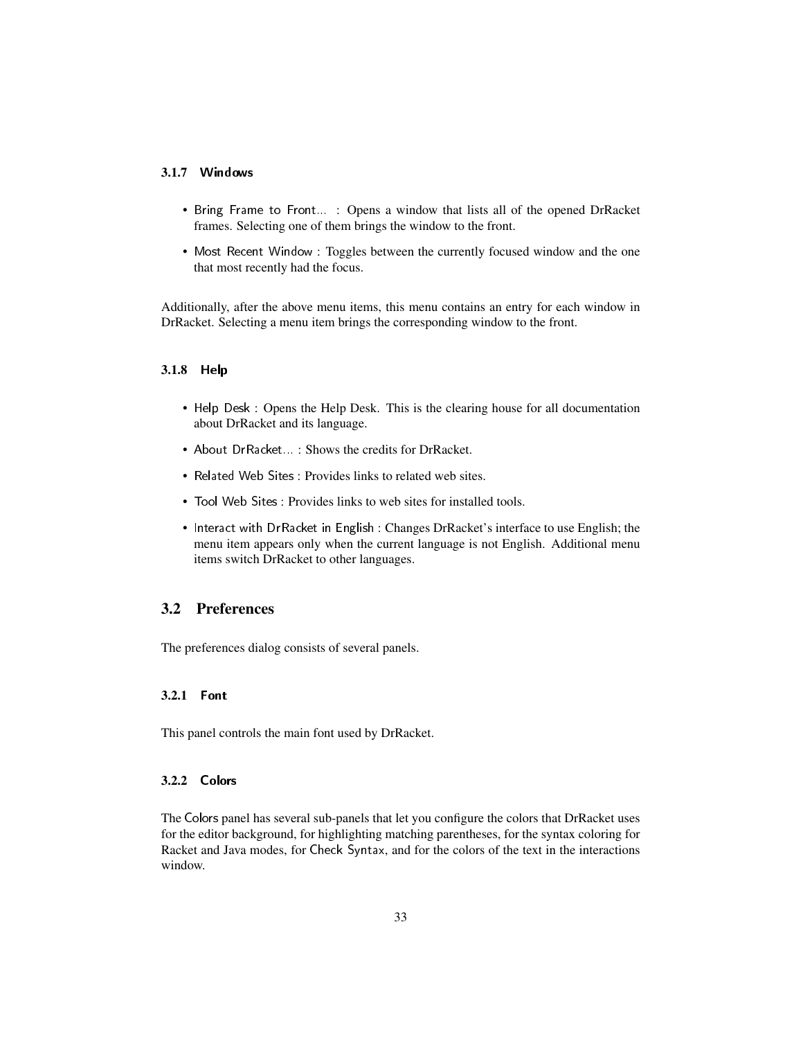### 3.1.7 Windows

- Bring Frame to Front... : Opens a window that lists all of the opened DrRacket frames. Selecting one of them brings the window to the front.
- Most Recent Window : Toggles between the currently focused window and the one that most recently had the focus.

Additionally, after the above menu items, this menu contains an entry for each window in DrRacket. Selecting a menu item brings the corresponding window to the front.

### 3.1.8 Help

- Help Desk : Opens the Help Desk. This is the clearing house for all documentation about DrRacket and its language.
- About DrRacket... : Shows the credits for DrRacket.
- Related Web Sites : Provides links to related web sites.
- Tool Web Sites : Provides links to web sites for installed tools.
- Interact with DrRacket in English : Changes DrRacket's interface to use English; the menu item appears only when the current language is not English. Additional menu items switch DrRacket to other languages.

## 3.2 Preferences

The preferences dialog consists of several panels.

### 3.2.1 Font

This panel controls the main font used by DrRacket.

### 3.2.2 Colors

The Colors panel has several sub-panels that let you configure the colors that DrRacket uses for the editor background, for highlighting matching parentheses, for the syntax coloring for Racket and Java modes, for Check Syntax, and for the colors of the text in the interactions window.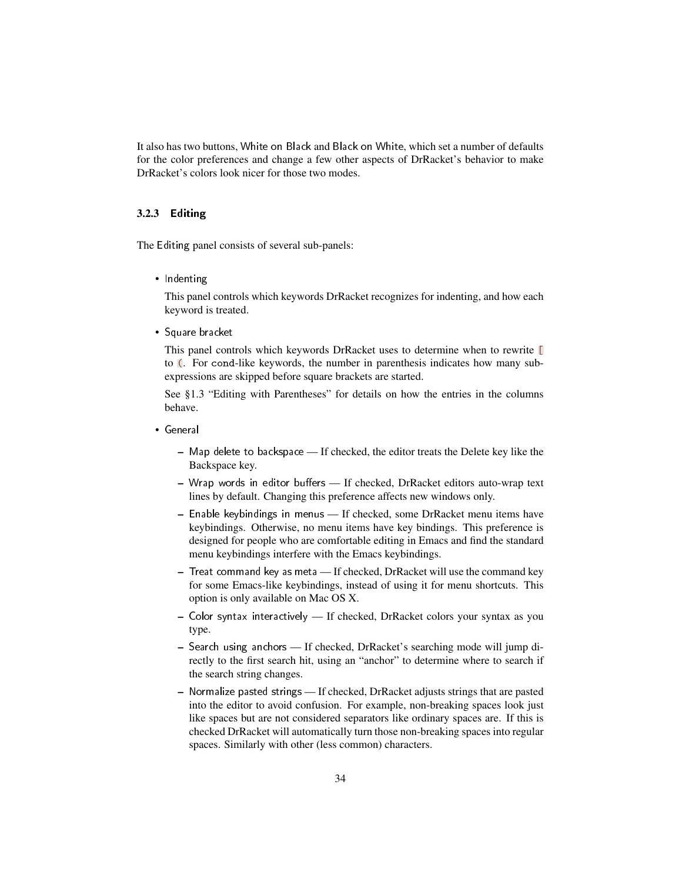It also has two buttons, White on Black and Black on White, which set a number of defaults for the color preferences and change a few other aspects of DrRacket's behavior to make DrRacket's colors look nicer for those two modes.

### 3.2.3 Editing

The Editing panel consists of several sub-panels:

- Indenting

  This panel controls which keywords DrRacket recognizes for indenting, and how each keyword is treated.

- Square bracket

  This panel controls which keywords DrRacket uses to determine when to rewrite `[` to `(`. For `cond`-like keywords, the number in parenthesis indicates how many sub-expressions are skipped before square brackets are started.

  See §1.3 "Editing with Parentheses" for details on how the entries in the columns behave.

- General

  - Map delete to backspace — If checked, the editor treats the Delete key like the Backspace key.
  - Wrap words in editor buffers — If checked, DrRacket editors auto-wrap text lines by default. Changing this preference affects new windows only.
  - Enable keybindings in menus — If checked, some DrRacket menu items have keybindings. Otherwise, no menu items have key bindings. This preference is designed for people who are comfortable editing in Emacs and find the standard menu keybindings interfere with the Emacs keybindings.
  - Treat command key as meta — If checked, DrRacket will use the command key for some Emacs-like keybindings, instead of using it for menu shortcuts. This option is only available on Mac OS X.
  - Color syntax interactively — If checked, DrRacket colors your syntax as you type.
  - Search using anchors — If checked, DrRacket's searching mode will jump directly to the first search hit, using an "anchor" to determine where to search if the search string changes.
  - Normalize pasted strings — If checked, DrRacket adjusts strings that are pasted into the editor to avoid confusion. For example, non-breaking spaces look just like spaces but are not considered separators like ordinary spaces are. If this is checked DrRacket will automatically turn those non-breaking spaces into regular spaces. Similarly with other (less common) characters.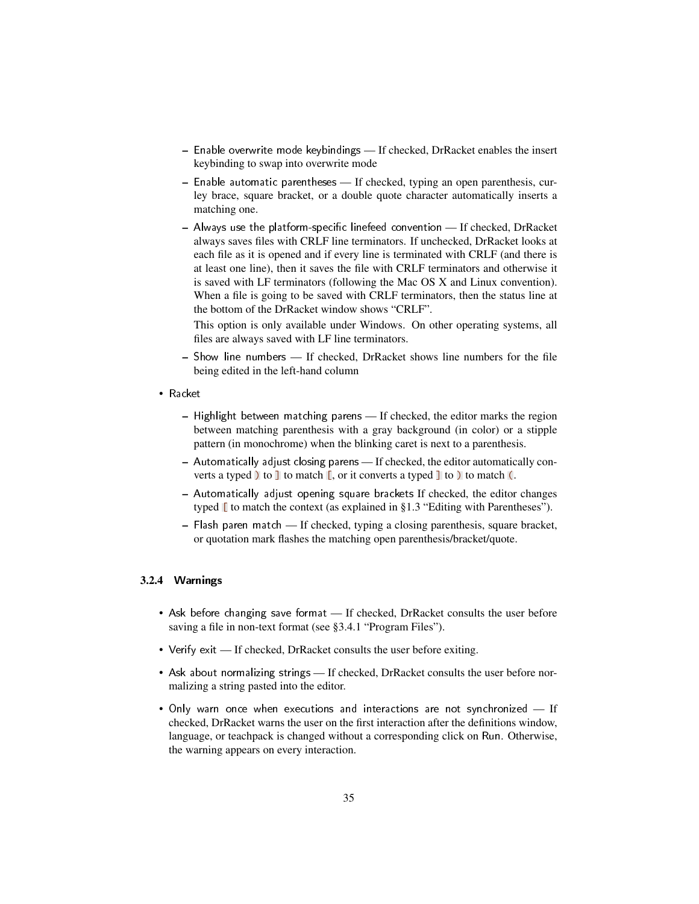- Enable overwrite mode keybindings — If checked, DrRacket enables the insert keybinding to swap into overwrite mode
  - Enable automatic parentheses — If checked, typing an open parenthesis, curley brace, square bracket, or a double quote character automatically inserts a matching one.
  - Always use the platform-specific linefeed convention — If checked, DrRacket always saves files with CRLF line terminators. If unchecked, DrRacket looks at each file as it is opened and if every line is terminated with CRLF (and there is at least one line), then it saves the file with CRLF terminators and otherwise it is saved with LF terminators (following the Mac OS X and Linux convention). When a file is going to be saved with CRLF terminators, then the status line at the bottom of the DrRacket window shows "CRLF".

    This option is only available under Windows. On other operating systems, all files are always saved with LF line terminators.
  - Show line numbers — If checked, DrRacket shows line numbers for the file being edited in the left-hand column

- Racket
  - Highlight between matching parens — If checked, the editor marks the region between matching parenthesis with a gray background (in color) or a stipple pattern (in monochrome) when the blinking caret is next to a parenthesis.
  - Automatically adjust closing parens — If checked, the editor automatically converts a typed `)` to `]` to match `[`, or it converts a typed `]` to `)` to match `(`.
  - Automatically adjust opening square brackets If checked, the editor changes typed `[` to match the context (as explained in §1.3 "Editing with Parentheses").
  - Flash paren match — If checked, typing a closing parenthesis, square bracket, or quotation mark flashes the matching open parenthesis/bracket/quote.

### 3.2.4 Warnings

- Ask before changing save format — If checked, DrRacket consults the user before saving a file in non-text format (see §3.4.1 "Program Files").
- Verify exit — If checked, DrRacket consults the user before exiting.
- Ask about normalizing strings — If checked, DrRacket consults the user before normalizing a string pasted into the editor.
- Only warn once when executions and interactions are not synchronized — If checked, DrRacket warns the user on the first interaction after the definitions window, language, or teachpack is changed without a corresponding click on Run. Otherwise, the warning appears on every interaction.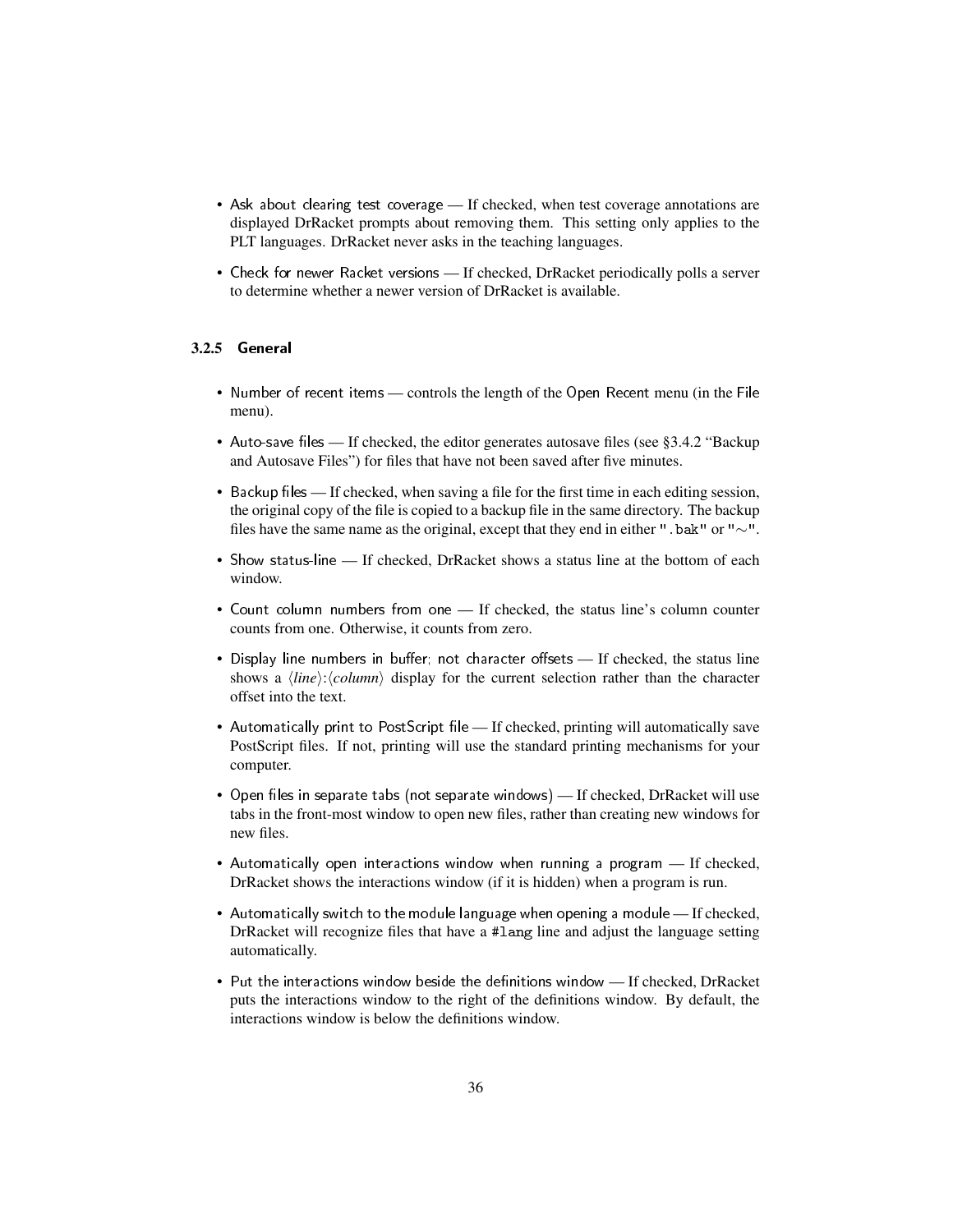- Ask about clearing test coverage — If checked, when test coverage annotations are displayed DrRacket prompts about removing them. This setting only applies to the PLT languages. DrRacket never asks in the teaching languages.

- Check for newer Racket versions — If checked, DrRacket periodically polls a server to determine whether a newer version of DrRacket is available.

#### 3.2.5 General

- Number of recent items — controls the length of the Open Recent menu (in the File menu).

- Auto-save files — If checked, the editor generates autosave files (see §3.4.2 "Backup and Autosave Files") for files that have not been saved after five minutes.

- Backup files — If checked, when saving a file for the first time in each editing session, the original copy of the file is copied to a backup file in the same directory. The backup files have the same name as the original, except that they end in either `".bak"` or `"~"`.

- Show status-line — If checked, DrRacket shows a status line at the bottom of each window.

- Count column numbers from one — If checked, the status line's column counter counts from one. Otherwise, it counts from zero.

- Display line numbers in buffer; not character offsets — If checked, the status line shows a ⟨*line*⟩:⟨*column*⟩ display for the current selection rather than the character offset into the text.

- Automatically print to PostScript file — If checked, printing will automatically save PostScript files. If not, printing will use the standard printing mechanisms for your computer.

- Open files in separate tabs (not separate windows) — If checked, DrRacket will use tabs in the front-most window to open new files, rather than creating new windows for new files.

- Automatically open interactions window when running a program — If checked, DrRacket shows the interactions window (if it is hidden) when a program is run.

- Automatically switch to the module language when opening a module — If checked, DrRacket will recognize files that have a `#lang` line and adjust the language setting automatically.

- Put the interactions window beside the definitions window — If checked, DrRacket puts the interactions window to the right of the definitions window. By default, the interactions window is below the definitions window.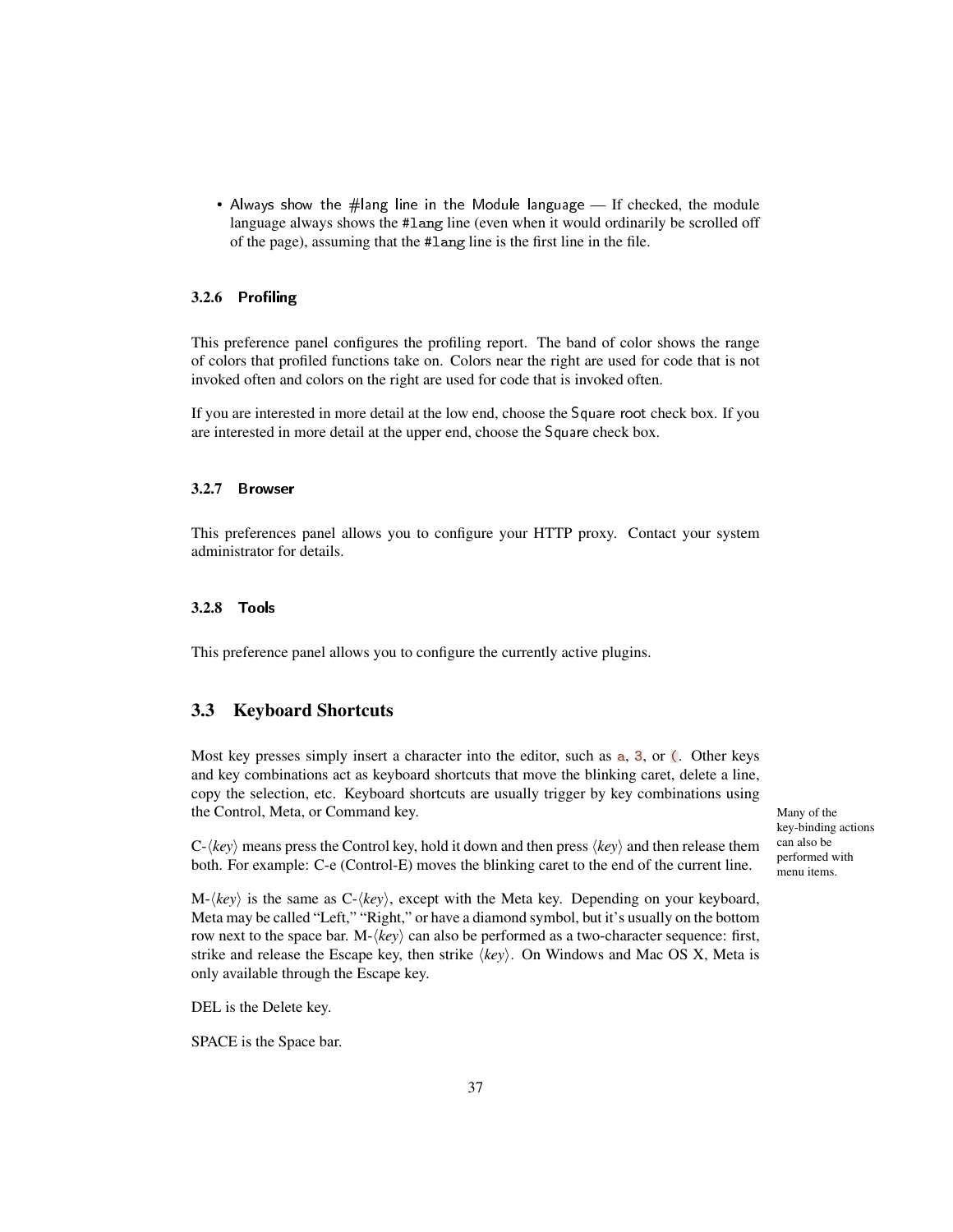- Always show the #lang line in the Module language — If checked, the module language always shows the `#lang` line (even when it would ordinarily be scrolled off of the page), assuming that the `#lang` line is the first line in the file.

### 3.2.6 Profiling

This preference panel configures the profiling report. The band of color shows the range of colors that profiled functions take on. Colors near the right are used for code that is not invoked often and colors on the right are used for code that is invoked often.

If you are interested in more detail at the low end, choose the Square root check box. If you are interested in more detail at the upper end, choose the Square check box.

### 3.2.7 Browser

This preferences panel allows you to configure your HTTP proxy. Contact your system administrator for details.

### 3.2.8 Tools

This preference panel allows you to configure the currently active plugins.

## 3.3 Keyboard Shortcuts

Most key presses simply insert a character into the editor, such as `a`, `3`, or `(`. Other keys and key combinations act as keyboard shortcuts that move the blinking caret, delete a line, copy the selection, etc. Keyboard shortcuts are usually trigger by key combinations using the Control, Meta, or Command key.

Many of the key-binding actions can also be performed with menu items.

C-⟨*key*⟩ means press the Control key, hold it down and then press ⟨*key*⟩ and then release them both. For example: C-e (Control-E) moves the blinking caret to the end of the current line.

M-⟨*key*⟩ is the same as C-⟨*key*⟩, except with the Meta key. Depending on your keyboard, Meta may be called "Left," "Right," or have a diamond symbol, but it's usually on the bottom row next to the space bar. M-⟨*key*⟩ can also be performed as a two-character sequence: first, strike and release the Escape key, then strike ⟨*key*⟩. On Windows and Mac OS X, Meta is only available through the Escape key.

DEL is the Delete key.

SPACE is the Space bar.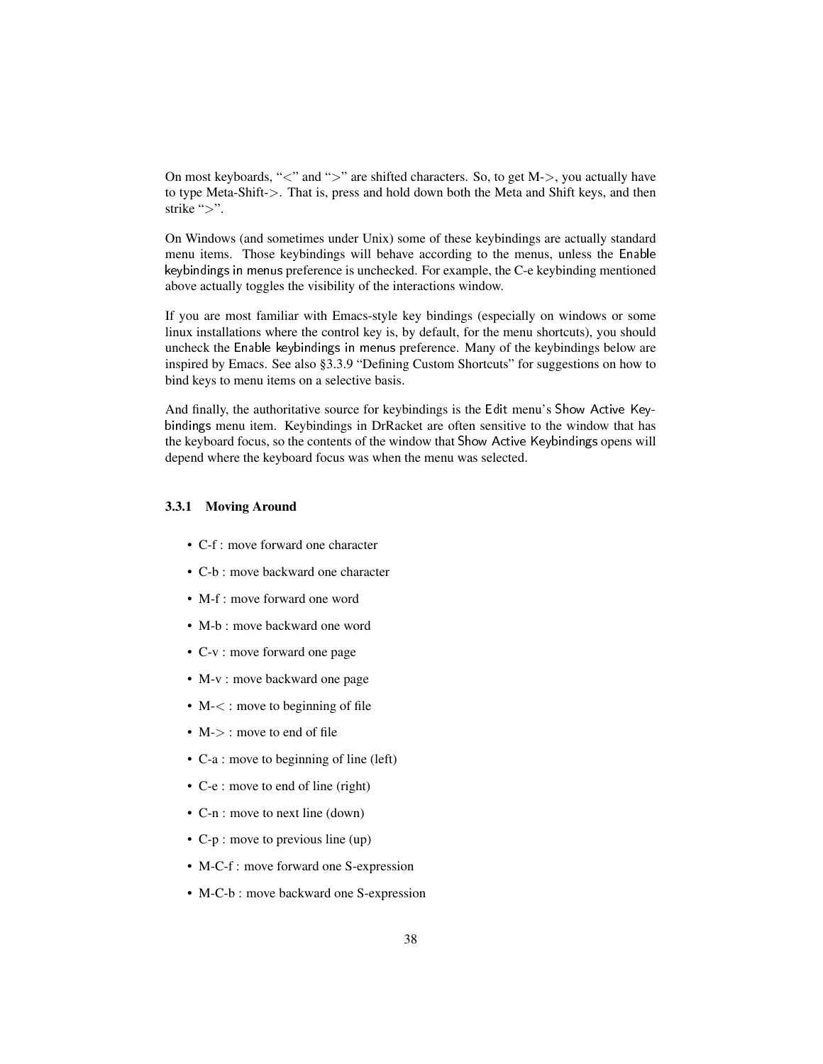On most keyboards, "<" and ">" are shifted characters. So, to get M->, you actually have to type Meta-Shift->. That is, press and hold down both the Meta and Shift keys, and then strike ">".

On Windows (and sometimes under Unix) some of these keybindings are actually standard menu items. Those keybindings will behave according to the menus, unless the Enable keybindings in menus preference is unchecked. For example, the C-e keybinding mentioned above actually toggles the visibility of the interactions window.

If you are most familiar with Emacs-style key bindings (especially on windows or some linux installations where the control key is, by default, for the menu shortcuts), you should uncheck the Enable keybindings in menus preference. Many of the keybindings below are inspired by Emacs. See also §3.3.9 "Defining Custom Shortcuts" for suggestions on how to bind keys to menu items on a selective basis.

And finally, the authoritative source for keybindings is the Edit menu's Show Active Keybindings menu item. Keybindings in DrRacket are often sensitive to the window that has the keyboard focus, so the contents of the window that Show Active Keybindings opens will depend where the keyboard focus was when the menu was selected.

### 3.3.1 Moving Around

- C-f : move forward one character
- C-b : move backward one character
- M-f : move forward one word
- M-b : move backward one word
- C-v : move forward one page
- M-v : move backward one page
- M-< : move to beginning of file
- M-> : move to end of file
- C-a : move to beginning of line (left)
- C-e : move to end of line (right)
- C-n : move to next line (down)
- C-p : move to previous line (up)
- M-C-f : move forward one S-expression
- M-C-b : move backward one S-expression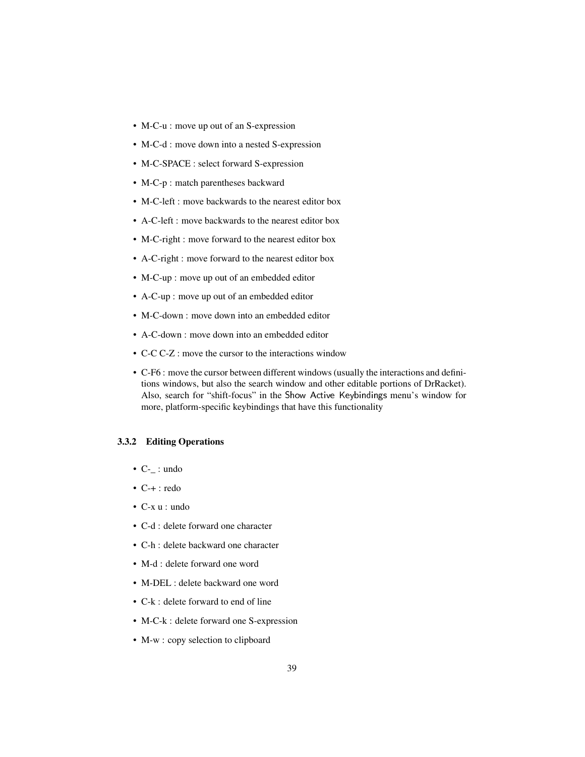- M-C-u : move up out of an S-expression
- M-C-d : move down into a nested S-expression
- M-C-SPACE : select forward S-expression
- M-C-p : match parentheses backward
- M-C-left : move backwards to the nearest editor box
- A-C-left : move backwards to the nearest editor box
- M-C-right : move forward to the nearest editor box
- A-C-right : move forward to the nearest editor box
- M-C-up : move up out of an embedded editor
- A-C-up : move up out of an embedded editor
- M-C-down : move down into an embedded editor
- A-C-down : move down into an embedded editor
- C-C C-Z : move the cursor to the interactions window
- C-F6 : move the cursor between different windows (usually the interactions and definitions windows, but also the search window and other editable portions of DrRacket). Also, search for "shift-focus" in the Show Active Keybindings menu's window for more, platform-specific keybindings that have this functionality

### 3.3.2 Editing Operations

- C-_ : undo
- C-+ : redo
- C-x u : undo
- C-d : delete forward one character
- C-h : delete backward one character
- M-d : delete forward one word
- M-DEL : delete backward one word
- C-k : delete forward to end of line
- M-C-k : delete forward one S-expression
- M-w : copy selection to clipboard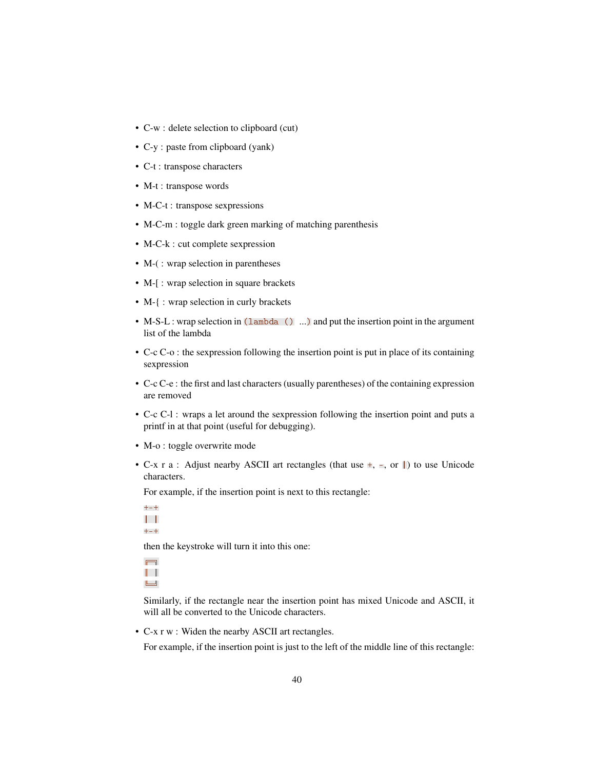- C-w : delete selection to clipboard (cut)
- C-y : paste from clipboard (yank)
- C-t : transpose characters
- M-t : transpose words
- M-C-t : transpose sexpressions
- M-C-m : toggle dark green marking of matching parenthesis
- M-C-k : cut complete sexpression
- M-( : wrap selection in parentheses
- M-[ : wrap selection in square brackets
- M-{ : wrap selection in curly brackets
- M-S-L : wrap selection in `(lambda () ...)` and put the insertion point in the argument list of the lambda
- C-c C-o : the sexpression following the insertion point is put in place of its containing sexpression
- C-c C-e : the first and last characters (usually parentheses) of the containing expression are removed
- C-c C-l : wraps a let around the sexpression following the insertion point and puts a printf in at that point (useful for debugging).
- M-o : toggle overwrite mode
- C-x r a : Adjust nearby ASCII art rectangles (that use `+`, `-`, or `|`) to use Unicode characters.

  For example, if the insertion point is next to this rectangle:

  ```
  +-+
  | |
  +-+
  ```

  then the keystroke will turn it into this one:

  ```
  ┌─┐
  │ │
  └─┘
  ```

  Similarly, if the rectangle near the insertion point has mixed Unicode and ASCII, it will all be converted to the Unicode characters.

- C-x r w : Widen the nearby ASCII art rectangles.

  For example, if the insertion point is just to the left of the middle line of this rectangle: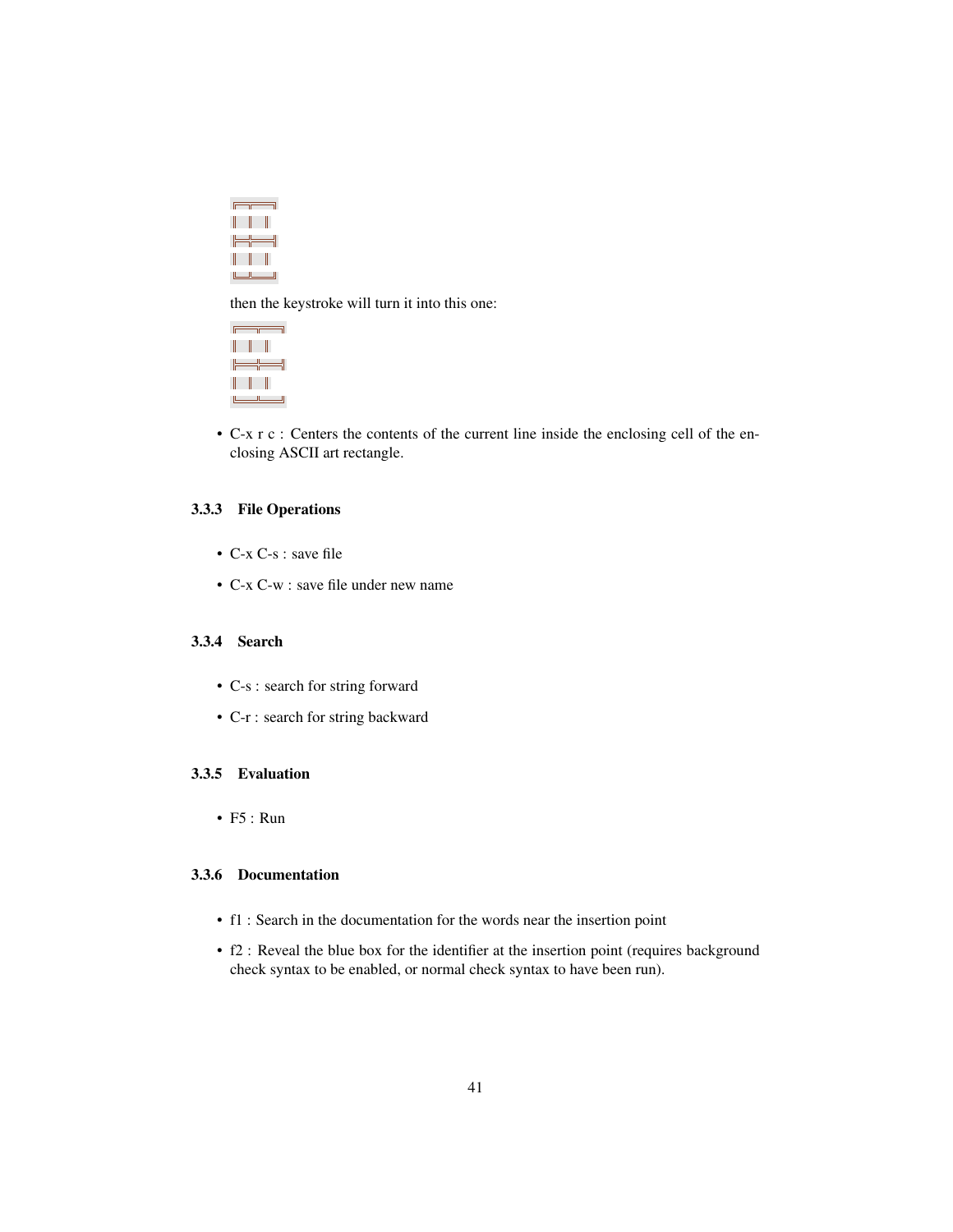```
╔═╦═╗
║ ║ ║
╠═╬═╣
║ ║ ║
╚═╩═╝
```

then the keystroke will turn it into this one:

```
╔══╦══╗
║  ║  ║
╠══╬══╣
║  ║  ║
╚══╩══╝
```

- C-x r c : Centers the contents of the current line inside the enclosing cell of the enclosing ASCII art rectangle.

### 3.3.3 File Operations

- C-x C-s : save file
- C-x C-w : save file under new name

### 3.3.4 Search

- C-s : search for string forward
- C-r : search for string backward

### 3.3.5 Evaluation

- F5 : Run

### 3.3.6 Documentation

- f1 : Search in the documentation for the words near the insertion point
- f2 : Reveal the blue box for the identifier at the insertion point (requires background check syntax to be enabled, or normal check syntax to have been run).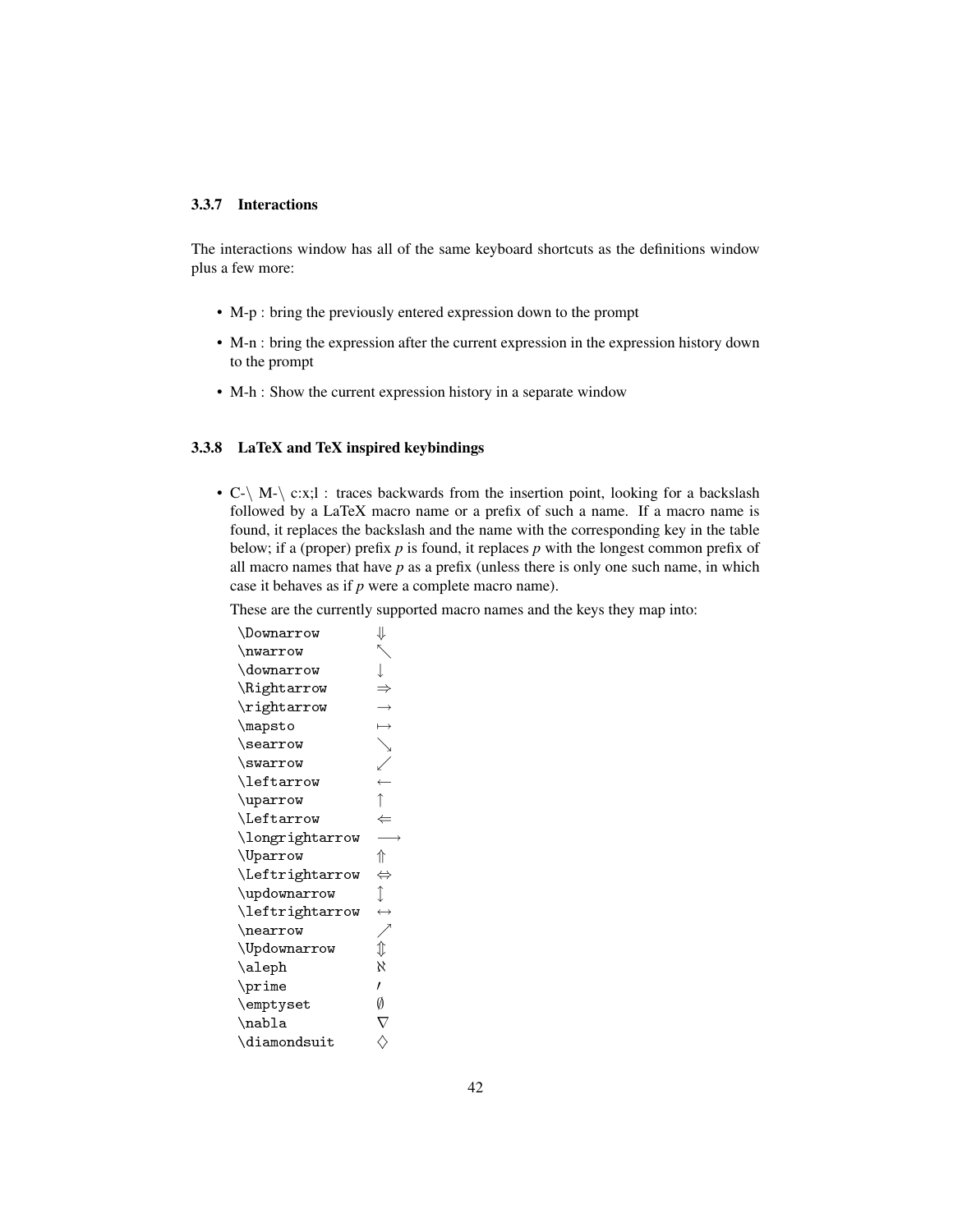### 3.3.7 Interactions

The interactions window has all of the same keyboard shortcuts as the definitions window plus a few more:

- M-p : bring the previously entered expression down to the prompt
- M-n : bring the expression after the current expression in the expression history down to the prompt
- M-h : Show the current expression history in a separate window

### 3.3.8 LaTeX and TeX inspired keybindings

- C-\ M-\ c:x;l : traces backwards from the insertion point, looking for a backslash followed by a LaTeX macro name or a prefix of such a name. If a macro name is found, it replaces the backslash and the name with the corresponding key in the table below; if a (proper) prefix *p* is found, it replaces *p* with the longest common prefix of all macro names that have *p* as a prefix (unless there is only one such name, in which case it behaves as if *p* were a complete macro name).

  These are the currently supported macro names and the keys they map into:

| | |
|---|---|
| `\Downarrow` | ⇓ |
| `\nwarrow` | ↖ |
| `\downarrow` | ↓ |
| `\Rightarrow` | ⇒ |
| `\rightarrow` | → |
| `\mapsto` | ↦ |
| `\searrow` | ↘ |
| `\swarrow` | ↙ |
| `\leftarrow` | ← |
| `\uparrow` | ↑ |
| `\Leftarrow` | ⇐ |
| `\longrightarrow` | ⟶ |
| `\Uparrow` | ⇑ |
| `\Leftrightarrow` | ⇔ |
| `\updownarrow` | ↕ |
| `\leftrightarrow` | ↔ |
| `\nearrow` | ↗ |
| `\Updownarrow` | ⇕ |
| `\aleph` | ℵ |
| `\prime` | ′ |
| `\emptyset` | ∅ |
| `\nabla` | ∇ |
| `\diamondsuit` | ♢ |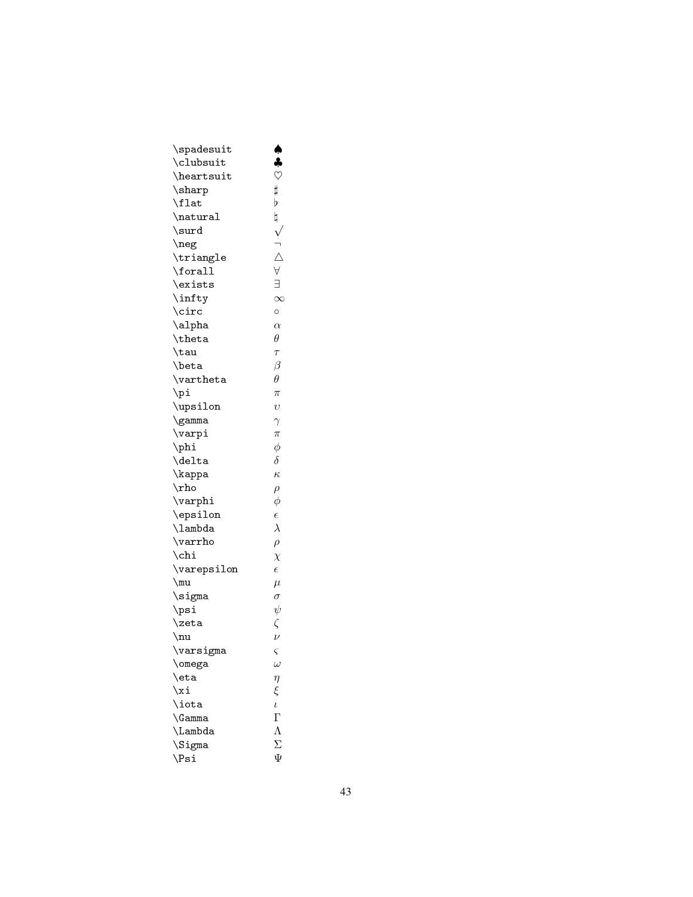| | |
|---|---|
| \spadesuit | $\spadesuit$ |
| \clubsuit | $\clubsuit$ |
| \heartsuit | $\heartsuit$ |
| \sharp | $\sharp$ |
| \flat | $\flat$ |
| \natural | $\natural$ |
| \surd | $\surd$ |
| \neg | $\neg$ |
| \triangle | $\triangle$ |
| \forall | $\forall$ |
| \exists | $\exists$ |
| \infty | $\infty$ |
| \circ | $\circ$ |
| \alpha | $\alpha$ |
| \theta | $\theta$ |
| \tau | $\tau$ |
| \beta | $\beta$ |
| \vartheta | $\theta$ |
| \pi | $\pi$ |
| \upsilon | $\upsilon$ |
| \gamma | $\gamma$ |
| \varpi | $\pi$ |
| \phi | $\phi$ |
| \delta | $\delta$ |
| \kappa | $\kappa$ |
| \rho | $\rho$ |
| \varphi | $\phi$ |
| \epsilon | $\epsilon$ |
| \lambda | $\lambda$ |
| \varrho | $\rho$ |
| \chi | $\chi$ |
| \varepsilon | $\epsilon$ |
| \mu | $\mu$ |
| \sigma | $\sigma$ |
| \psi | $\psi$ |
| \zeta | $\zeta$ |
| \nu | $\nu$ |
| \varsigma | $\varsigma$ |
| \omega | $\omega$ |
| \eta | $\eta$ |
| \xi | $\xi$ |
| \iota | $\iota$ |
| \Gamma | $\Gamma$ |
| \Lambda | $\Lambda$ |
| \Sigma | $\Sigma$ |
| \Psi | $\Psi$ |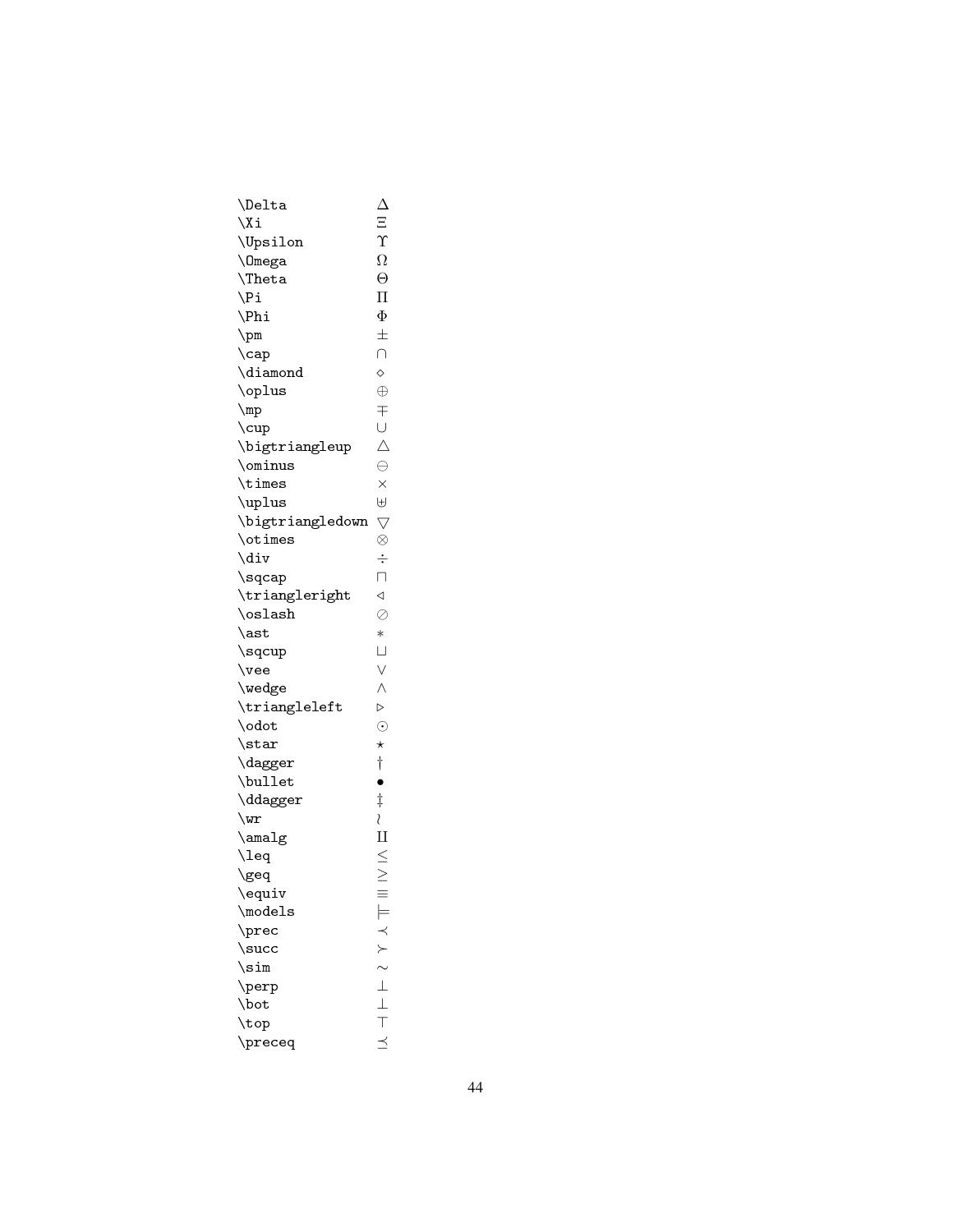| | |
|---|---|
| `\Delta` | $\Delta$ |
| `\Xi` | $\Xi$ |
| `\Upsilon` | $\Upsilon$ |
| `\Omega` | $\Omega$ |
| `\Theta` | $\Theta$ |
| `\Pi` | $\Pi$ |
| `\Phi` | $\Phi$ |
| `\pm` | $\pm$ |
| `\cap` | $\cap$ |
| `\diamond` | $\diamond$ |
| `\oplus` | $\oplus$ |
| `\mp` | $\mp$ |
| `\cup` | $\cup$ |
| `\bigtriangleup` | $\bigtriangleup$ |
| `\ominus` | $\ominus$ |
| `\times` | $\times$ |
| `\uplus` | $\uplus$ |
| `\bigtriangledown` | $\bigtriangledown$ |
| `\otimes` | $\otimes$ |
| `\div` | $\div$ |
| `\sqcap` | $\sqcap$ |
| `\triangleright` | $\triangleleft$ |
| `\oslash` | $\oslash$ |
| `\ast` | $\ast$ |
| `\sqcup` | $\sqcup$ |
| `\vee` | $\vee$ |
| `\wedge` | $\wedge$ |
| `\triangleleft` | $\triangleright$ |
| `\odot` | $\odot$ |
| `\star` | $\star$ |
| `\dagger` | $\dagger$ |
| `\bullet` | $\bullet$ |
| `\ddagger` | $\ddagger$ |
| `\wr` | $\wr$ |
| `\amalg` | $\amalg$ |
| `\leq` | $\leq$ |
| `\geq` | $\geq$ |
| `\equiv` | $\equiv$ |
| `\models` | $\models$ |
| `\prec` | $\prec$ |
| `\succ` | $\succ$ |
| `\sim` | $\sim$ |
| `\perp` | $\perp$ |
| `\bot` | $\bot$ |
| `\top` | $\top$ |
| `\preceq` | $\preceq$ |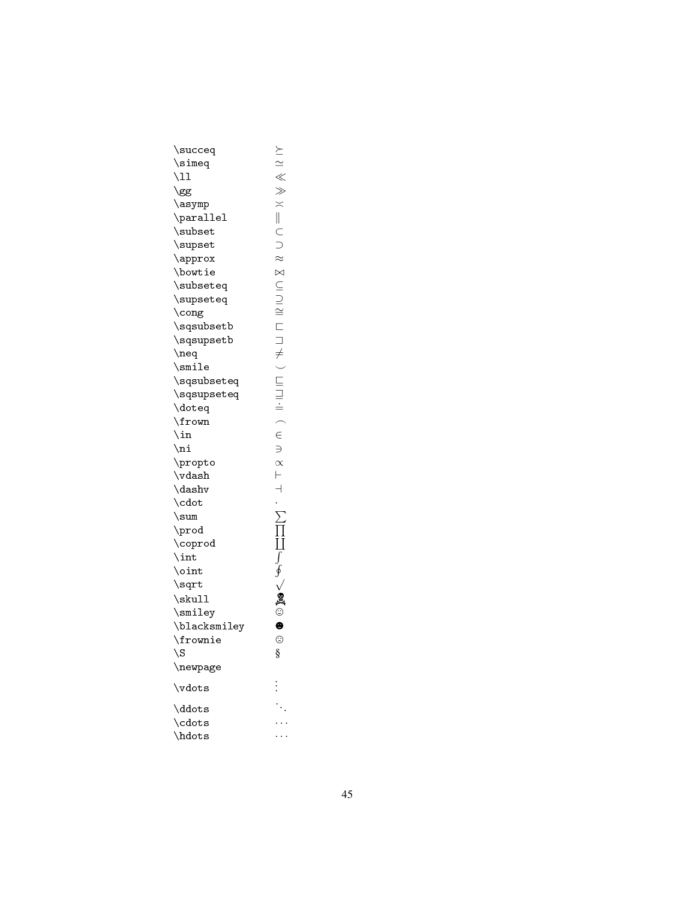| | |
|---|---|
| `\succeq` | $\succeq$ |
| `\simeq` | $\simeq$ |
| `\ll` | $\ll$ |
| `\gg` | $\gg$ |
| `\asymp` | $\asymp$ |
| `\parallel` | $\parallel$ |
| `\subset` | $\subset$ |
| `\supset` | $\supset$ |
| `\approx` | $\approx$ |
| `\bowtie` | $\bowtie$ |
| `\subseteq` | $\subseteq$ |
| `\supseteq` | $\supseteq$ |
| `\cong` | $\cong$ |
| `\sqsubsetb` | $\sqsubset$ |
| `\sqsupsetb` | $\sqsupset$ |
| `\neq` | $\neq$ |
| `\smile` | $\smile$ |
| `\sqsubseteq` | $\sqsubseteq$ |
| `\sqsupseteq` | $\sqsupseteq$ |
| `\doteq` | $\doteq$ |
| `\frown` | $\frown$ |
| `\in` | $\in$ |
| `\ni` | $\ni$ |
| `\propto` | $\propto$ |
| `\vdash` | $\vdash$ |
| `\dashv` | $\dashv$ |
| `\cdot` | $\cdot$ |
| `\sum` | $\sum$ |
| `\prod` | $\prod$ |
| `\coprod` | $\coprod$ |
| `\int` | $\int$ |
| `\oint` | $\oint$ |
| `\sqrt` | $\surd$ |
| `\skull` | ☠ |
| `\smiley` | ☺ |
| `\blacksmiley` | ☻ |
| `\frownie` | ☹ |
| `\S` | § |
| `\newpage` | |
| `\vdots` | $\vdots$ |
| `\ddots` | $\ddots$ |
| `\cdots` | $\cdots$ |
| `\hdots` | $\cdots$ |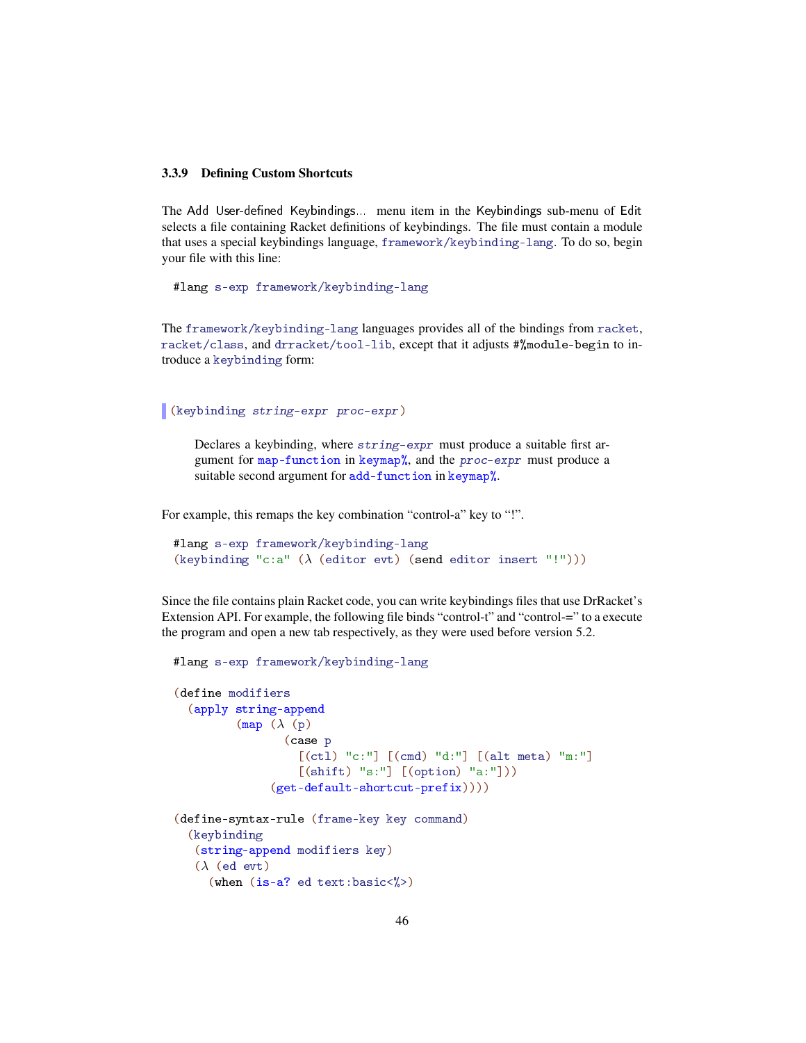### 3.3.9 Defining Custom Shortcuts

The Add User-defined Keybindings... menu item in the Keybindings sub-menu of Edit selects a file containing Racket definitions of keybindings. The file must contain a module that uses a special keybindings language, `framework/keybinding-lang`. To do so, begin your file with this line:

```
#lang s-exp framework/keybinding-lang
```

The `framework/keybinding-lang` languages provides all of the bindings from `racket`, `racket/class`, and `drracket/tool-lib`, except that it adjusts `#%module-begin` to introduce a `keybinding` form:

```
(keybinding string-expr proc-expr)
```

> Declares a keybinding, where *`string-expr`* must produce a suitable first argument for `map-function` in `keymap%`, and the *`proc-expr`* must produce a suitable second argument for `add-function` in `keymap%`.

For example, this remaps the key combination "control-a" key to "!".

```
#lang s-exp framework/keybinding-lang
(keybinding "c:a" (λ (editor evt) (send editor insert "!")))
```

Since the file contains plain Racket code, you can write keybindings files that use DrRacket's Extension API. For example, the following file binds "control-t" and "control-=" to a execute the program and open a new tab respectively, as they were used before version 5.2.

```
#lang s-exp framework/keybinding-lang

(define modifiers
  (apply string-append
         (map (λ (p)
                (case p
                  [(ctl) "c:"] [(cmd) "d:"] [(alt meta) "m:"]
                  [(shift) "s:"] [(option) "a:"]))
              (get-default-shortcut-prefix))))

(define-syntax-rule (frame-key key command)
  (keybinding
   (string-append modifiers key)
   (λ (ed evt)
     (when (is-a? ed text:basic<%>)
```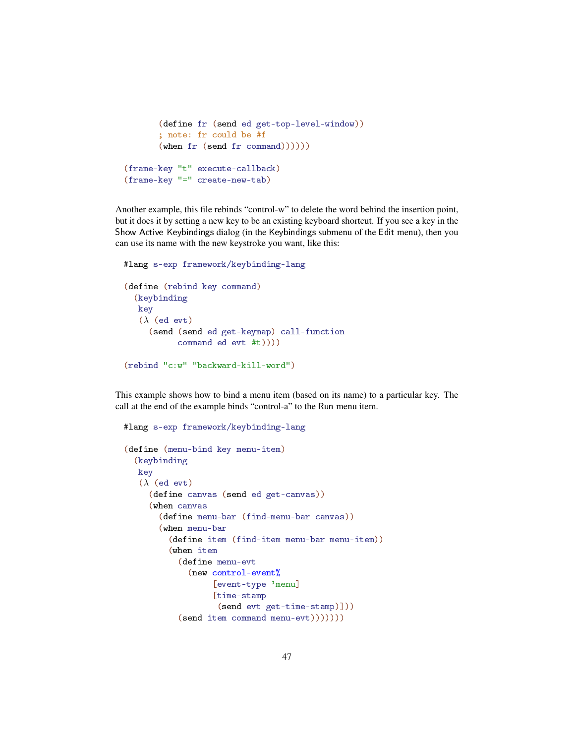```
        (define fr (send ed get-top-level-window))
        ; note: fr could be #f
        (when fr (send fr command))))))

(frame-key "t" execute-callback)
(frame-key "=" create-new-tab)
```

Another example, this file rebinds "control-w" to delete the word behind the insertion point, but it does it by setting a new key to be an existing keyboard shortcut. If you see a key in the Show Active Keybindings dialog (in the Keybindings submenu of the Edit menu), then you can use its name with the new keystroke you want, like this:

```
#lang s-exp framework/keybinding-lang

(define (rebind key command)
  (keybinding
   key
   (λ (ed evt)
     (send (send ed get-keymap) call-function
           command ed evt #t))))

(rebind "c:w" "backward-kill-word")
```

This example shows how to bind a menu item (based on its name) to a particular key. The call at the end of the example binds "control-a" to the Run menu item.

```
#lang s-exp framework/keybinding-lang

(define (menu-bind key menu-item)
  (keybinding
   key
   (λ (ed evt)
     (define canvas (send ed get-canvas))
     (when canvas
       (define menu-bar (find-menu-bar canvas))
       (when menu-bar
         (define item (find-item menu-bar menu-item))
         (when item
           (define menu-evt
             (new control-event%
                  [event-type 'menu]
                  [time-stamp
                   (send evt get-time-stamp)]))
           (send item command menu-evt)))))))
```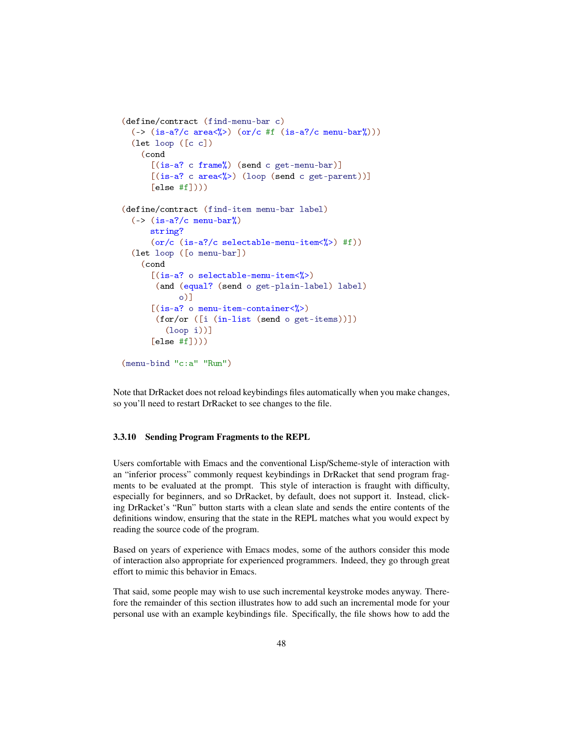```racket
(define/contract (find-menu-bar c)
  (-> (is-a?/c area<%>) (or/c #f (is-a?/c menu-bar%)))
  (let loop ([c c])
    (cond
      [(is-a? c frame%) (send c get-menu-bar)]
      [(is-a? c area<%>) (loop (send c get-parent))]
      [else #f])))

(define/contract (find-item menu-bar label)
  (-> (is-a?/c menu-bar%)
      string?
      (or/c (is-a?/c selectable-menu-item<%>) #f))
  (let loop ([o menu-bar])
    (cond
      [(is-a? o selectable-menu-item<%>)
       (and (equal? (send o get-plain-label) label)
            o)]
      [(is-a? o menu-item-container<%>)
       (for/or ([i (in-list (send o get-items))])
         (loop i))]
      [else #f])))

(menu-bind "c:a" "Run")
```

Note that DrRacket does not reload keybindings files automatically when you make changes, so you'll need to restart DrRacket to see changes to the file.

### 3.3.10 Sending Program Fragments to the REPL

Users comfortable with Emacs and the conventional Lisp/Scheme-style of interaction with an "inferior process" commonly request keybindings in DrRacket that send program fragments to be evaluated at the prompt. This style of interaction is fraught with difficulty, especially for beginners, and so DrRacket, by default, does not support it. Instead, clicking DrRacket's "Run" button starts with a clean slate and sends the entire contents of the definitions window, ensuring that the state in the REPL matches what you would expect by reading the source code of the program.

Based on years of experience with Emacs modes, some of the authors consider this mode of interaction also appropriate for experienced programmers. Indeed, they go through great effort to mimic this behavior in Emacs.

That said, some people may wish to use such incremental keystroke modes anyway. Therefore the remainder of this section illustrates how to add such an incremental mode for your personal use with an example keybindings file. Specifically, the file shows how to add the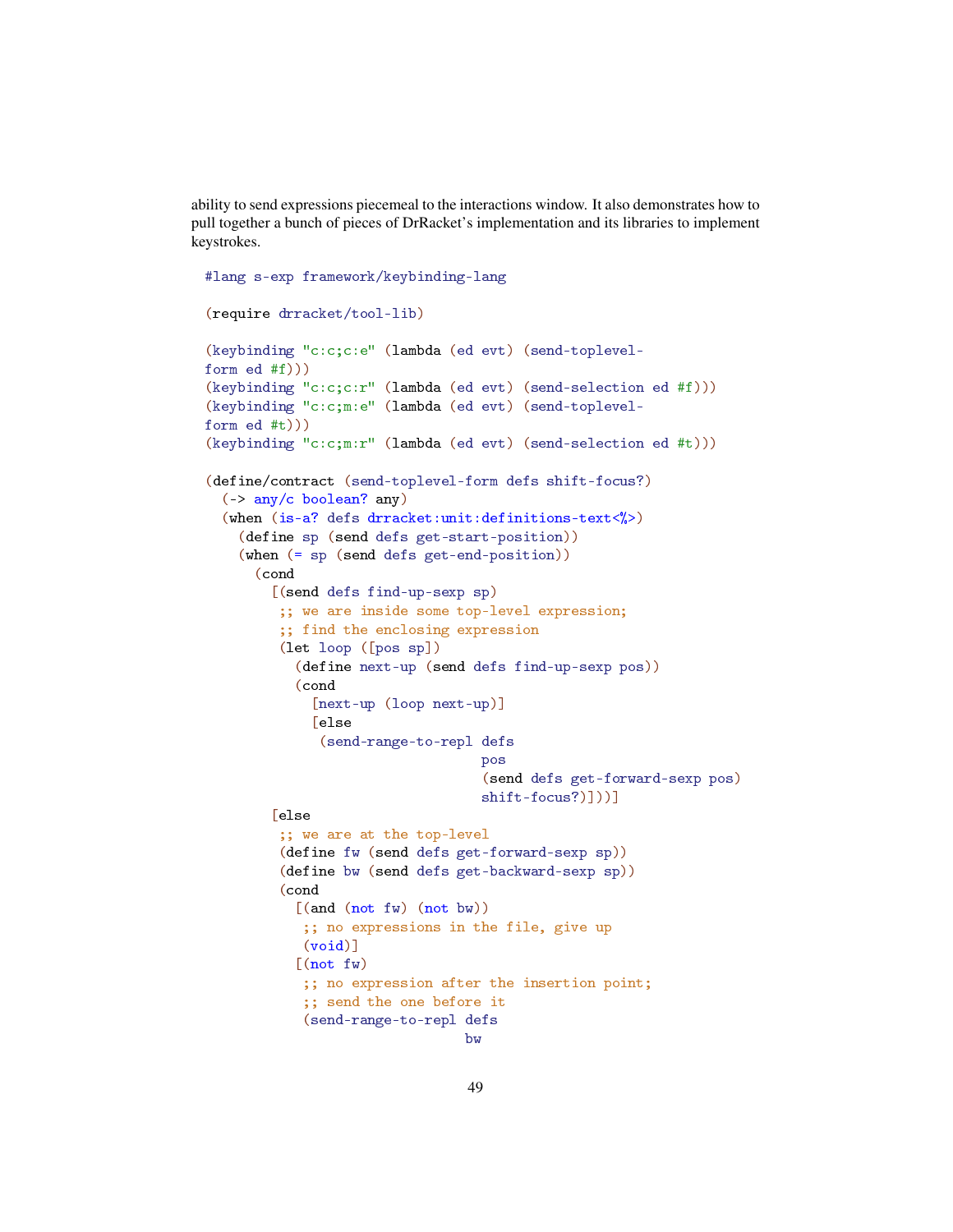ability to send expressions piecemeal to the interactions window. It also demonstrates how to pull together a bunch of pieces of DrRacket's implementation and its libraries to implement keystrokes.

```
#lang s-exp framework/keybinding-lang

(require drracket/tool-lib)

(keybinding "c:c;c:e" (lambda (ed evt) (send-toplevel-
form ed #f)))
(keybinding "c:c;c:r" (lambda (ed evt) (send-selection ed #f)))
(keybinding "c:c;m:e" (lambda (ed evt) (send-toplevel-
form ed #t)))
(keybinding "c:c;m:r" (lambda (ed evt) (send-selection ed #t)))

(define/contract (send-toplevel-form defs shift-focus?)
  (-> any/c boolean? any)
  (when (is-a? defs drracket:unit:definitions-text<%>)
    (define sp (send defs get-start-position))
    (when (= sp (send defs get-end-position))
      (cond
        [(send defs find-up-sexp sp)
         ;; we are inside some top-level expression;
         ;; find the enclosing expression
         (let loop ([pos sp])
           (define next-up (send defs find-up-sexp pos))
           (cond
             [next-up (loop next-up)]
             [else
              (send-range-to-repl defs
                                  pos
                                  (send defs get-forward-sexp pos)
                                  shift-focus?)]))]
        [else
         ;; we are at the top-level
         (define fw (send defs get-forward-sexp sp))
         (define bw (send defs get-backward-sexp sp))
         (cond
           [(and (not fw) (not bw))
            ;; no expressions in the file, give up
            (void)]
           [(not fw)
            ;; no expression after the insertion point;
            ;; send the one before it
            (send-range-to-repl defs
                                bw
```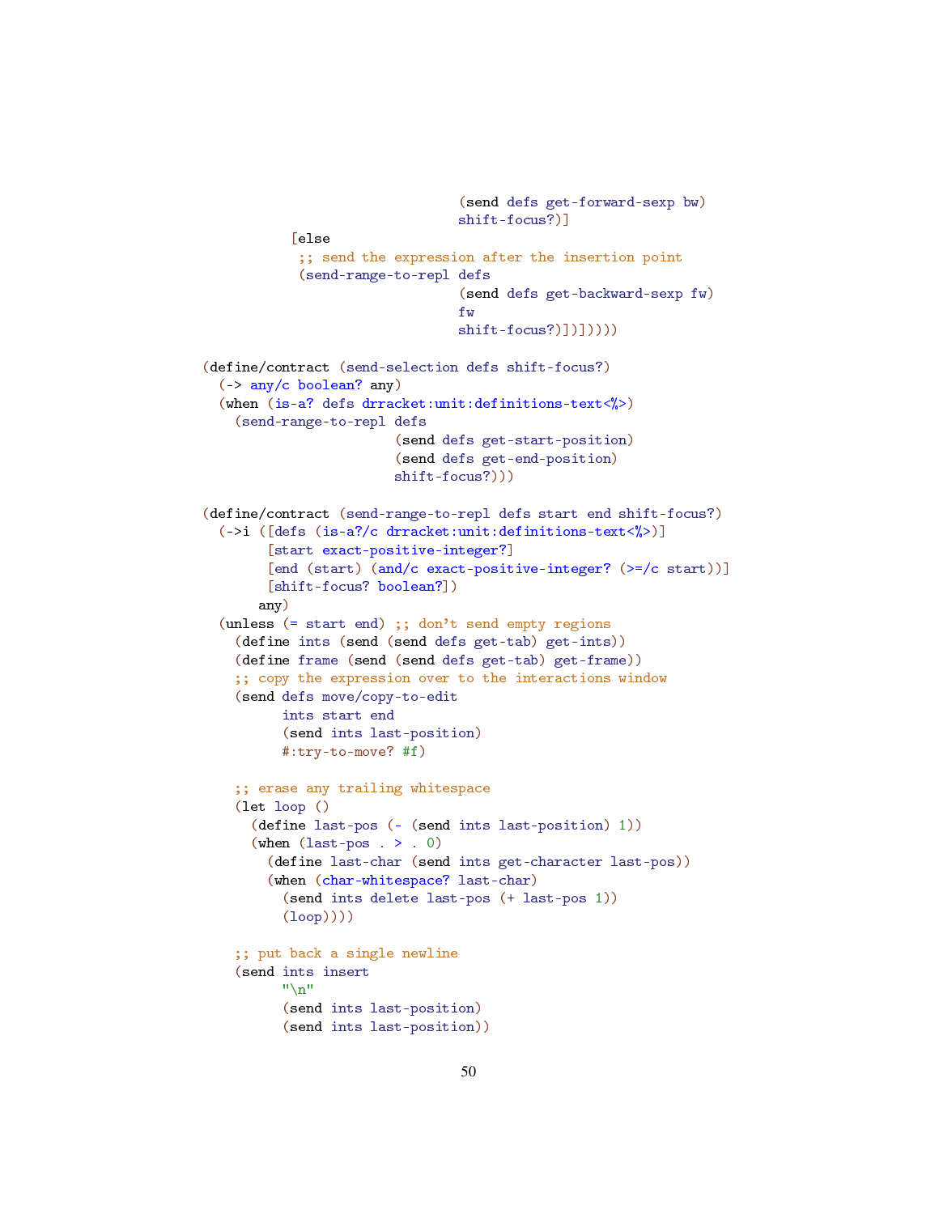```
                                (send defs get-forward-sexp bw)
                                shift-focus?)]
          [else
           ;; send the expression after the insertion point
           (send-range-to-repl defs
                                (send defs get-backward-sexp fw)
                                fw
                                shift-focus?)])]))))

(define/contract (send-selection defs shift-focus?)
  (-> any/c boolean? any)
  (when (is-a? defs drracket:unit:definitions-text<%>)
    (send-range-to-repl defs
                        (send defs get-start-position)
                        (send defs get-end-position)
                        shift-focus?)))

(define/contract (send-range-to-repl defs start end shift-focus?)
  (->i ([defs (is-a?/c drracket:unit:definitions-text<%>)]
        [start exact-positive-integer?]
        [end (start) (and/c exact-positive-integer? (>=/c start))]
        [shift-focus? boolean?])
       any)
  (unless (= start end) ;; don't send empty regions
    (define ints (send (send defs get-tab) get-ints))
    (define frame (send (send defs get-tab) get-frame))
    ;; copy the expression over to the interactions window
    (send defs move/copy-to-edit
          ints start end
          (send ints last-position)
          #:try-to-move? #f)

    ;; erase any trailing whitespace
    (let loop ()
      (define last-pos (- (send ints last-position) 1))
      (when (last-pos . > . 0)
        (define last-char (send ints get-character last-pos))
        (when (char-whitespace? last-char)
          (send ints delete last-pos (+ last-pos 1))
          (loop))))

    ;; put back a single newline
    (send ints insert
          "\n"
          (send ints last-position)
          (send ints last-position))
```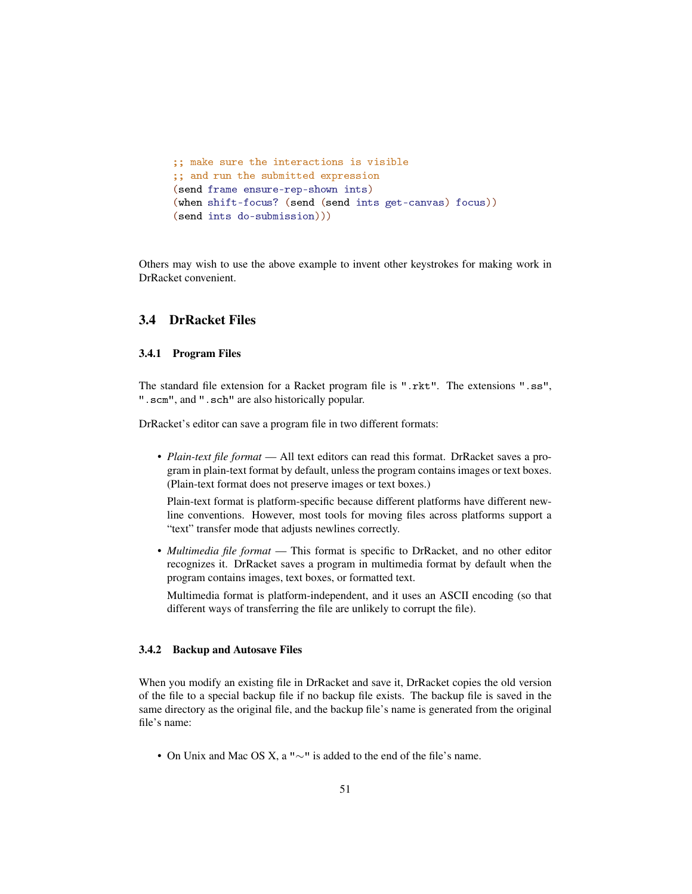```
;; make sure the interactions is visible
;; and run the submitted expression
(send frame ensure-rep-shown ints)
(when shift-focus? (send (send ints get-canvas) focus))
(send ints do-submission)))
```

Others may wish to use the above example to invent other keystrokes for making work in DrRacket convenient.

## 3.4 DrRacket Files

### 3.4.1 Program Files

The standard file extension for a Racket program file is `".rkt"`. The extensions `".ss"`, `".scm"`, and `".sch"` are also historically popular.

DrRacket's editor can save a program file in two different formats:

- *Plain-text file format* — All text editors can read this format. DrRacket saves a program in plain-text format by default, unless the program contains images or text boxes. (Plain-text format does not preserve images or text boxes.)

  Plain-text format is platform-specific because different platforms have different newline conventions. However, most tools for moving files across platforms support a "text" transfer mode that adjusts newlines correctly.

- *Multimedia file format* — This format is specific to DrRacket, and no other editor recognizes it. DrRacket saves a program in multimedia format by default when the program contains images, text boxes, or formatted text.

  Multimedia format is platform-independent, and it uses an ASCII encoding (so that different ways of transferring the file are unlikely to corrupt the file).

### 3.4.2 Backup and Autosave Files

When you modify an existing file in DrRacket and save it, DrRacket copies the old version of the file to a special backup file if no backup file exists. The backup file is saved in the same directory as the original file, and the backup file's name is generated from the original file's name:

- On Unix and Mac OS X, a `"~"` is added to the end of the file's name.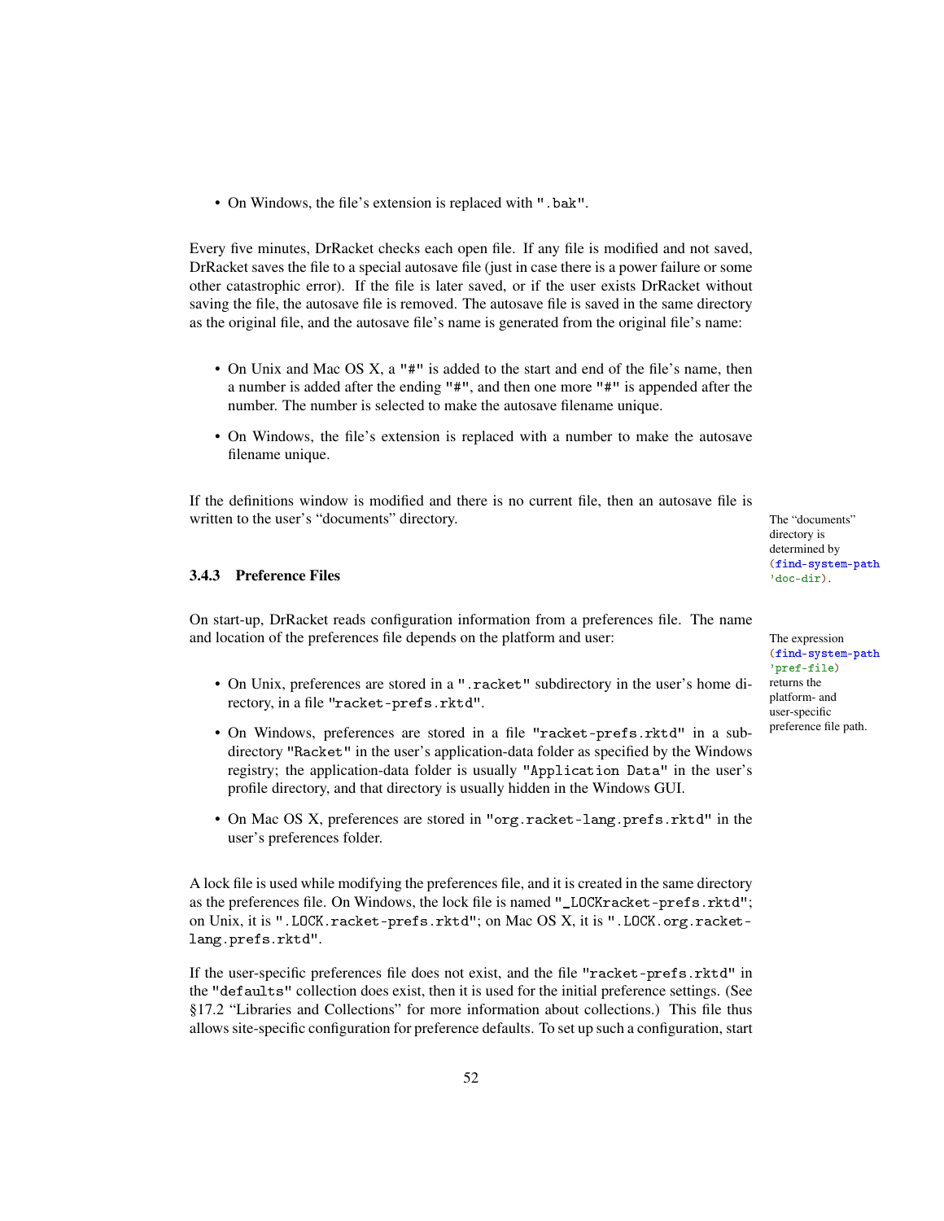- On Windows, the file's extension is replaced with ".bak".

Every five minutes, DrRacket checks each open file. If any file is modified and not saved, DrRacket saves the file to a special autosave file (just in case there is a power failure or some other catastrophic error). If the file is later saved, or if the user exists DrRacket without saving the file, the autosave file is removed. The autosave file is saved in the same directory as the original file, and the autosave file's name is generated from the original file's name:

- On Unix and Mac OS X, a "#" is added to the start and end of the file's name, then a number is added after the ending "#", and then one more "#" is appended after the number. The number is selected to make the autosave filename unique.
- On Windows, the file's extension is replaced with a number to make the autosave filename unique.

If the definitions window is modified and there is no current file, then an autosave file is written to the user's "documents" directory.

The "documents" directory is determined by `(find-system-path 'doc-dir)`.

### 3.4.3 Preference Files

On start-up, DrRacket reads configuration information from a preferences file. The name and location of the preferences file depends on the platform and user:

The expression `(find-system-path 'pref-file)` returns the platform- and user-specific preference file path.

- On Unix, preferences are stored in a ".racket" subdirectory in the user's home directory, in a file "racket-prefs.rktd".
- On Windows, preferences are stored in a file "racket-prefs.rktd" in a subdirectory "Racket" in the user's application-data folder as specified by the Windows registry; the application-data folder is usually "Application Data" in the user's profile directory, and that directory is usually hidden in the Windows GUI.
- On Mac OS X, preferences are stored in "org.racket-lang.prefs.rktd" in the user's preferences folder.

A lock file is used while modifying the preferences file, and it is created in the same directory as the preferences file. On Windows, the lock file is named "_LOCKracket-prefs.rktd"; on Unix, it is ".LOCK.racket-prefs.rktd"; on Mac OS X, it is ".LOCK.org.racket-lang.prefs.rktd".

If the user-specific preferences file does not exist, and the file "racket-prefs.rktd" in the "defaults" collection does exist, then it is used for the initial preference settings. (See §17.2 "Libraries and Collections" for more information about collections.) This file thus allows site-specific configuration for preference defaults. To set up such a configuration, start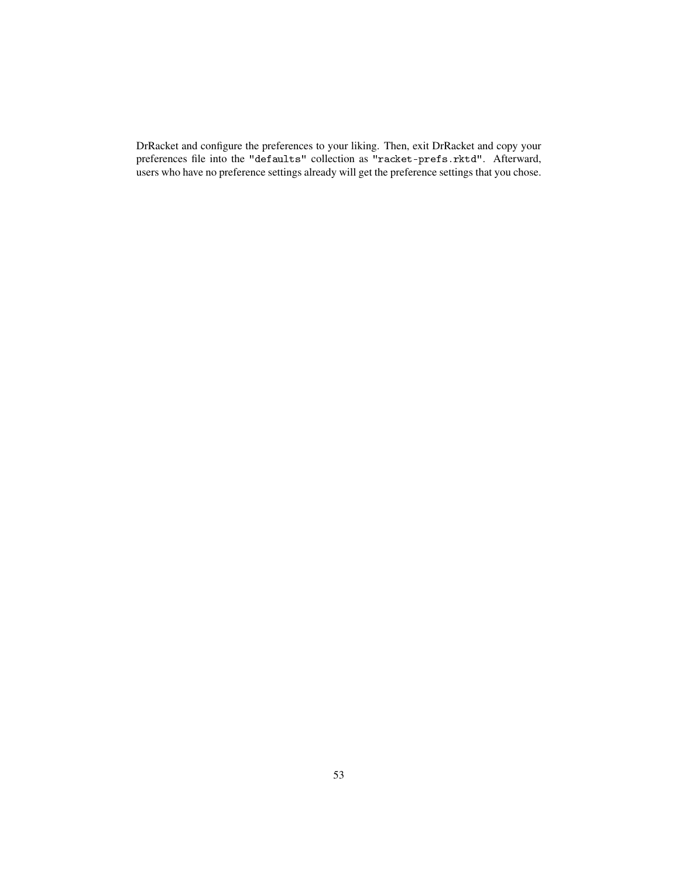DrRacket and configure the preferences to your liking. Then, exit DrRacket and copy your preferences file into the `"defaults"` collection as `"racket-prefs.rktd"`. Afterward, users who have no preference settings already will get the preference settings that you chose.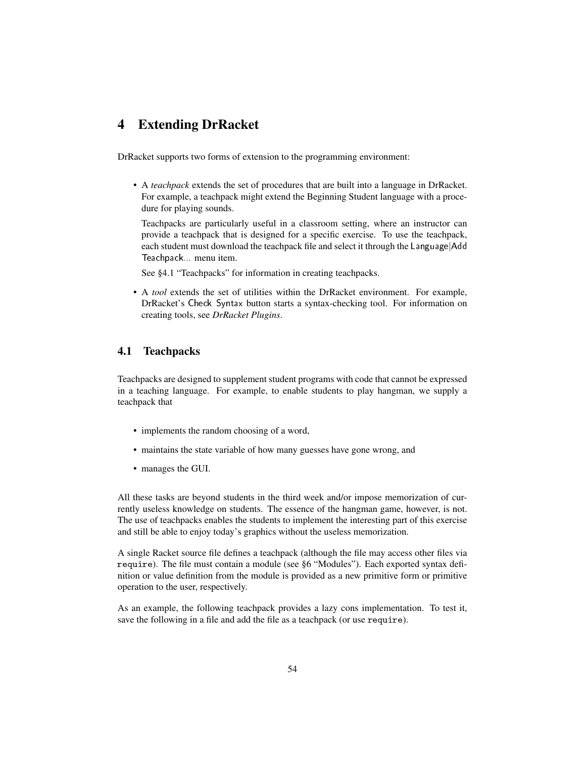# 4 Extending DrRacket

DrRacket supports two forms of extension to the programming environment:

- A *teachpack* extends the set of procedures that are built into a language in DrRacket. For example, a teachpack might extend the Beginning Student language with a procedure for playing sounds.

  Teachpacks are particularly useful in a classroom setting, where an instructor can provide a teachpack that is designed for a specific exercise. To use the teachpack, each student must download the teachpack file and select it through the Language|Add Teachpack... menu item.

  See §4.1 "Teachpacks" for information in creating teachpacks.

- A *tool* extends the set of utilities within the DrRacket environment. For example, DrRacket's Check Syntax button starts a syntax-checking tool. For information on creating tools, see *DrRacket Plugins*.

## 4.1 Teachpacks

Teachpacks are designed to supplement student programs with code that cannot be expressed in a teaching language. For example, to enable students to play hangman, we supply a teachpack that

- implements the random choosing of a word,
- maintains the state variable of how many guesses have gone wrong, and
- manages the GUI.

All these tasks are beyond students in the third week and/or impose memorization of currently useless knowledge on students. The essence of the hangman game, however, is not. The use of teachpacks enables the students to implement the interesting part of this exercise and still be able to enjoy today's graphics without the useless memorization.

A single Racket source file defines a teachpack (although the file may access other files via `require`). The file must contain a module (see §6 "Modules"). Each exported syntax definition or value definition from the module is provided as a new primitive form or primitive operation to the user, respectively.

As an example, the following teachpack provides a lazy cons implementation. To test it, save the following in a file and add the file as a teachpack (or use `require`).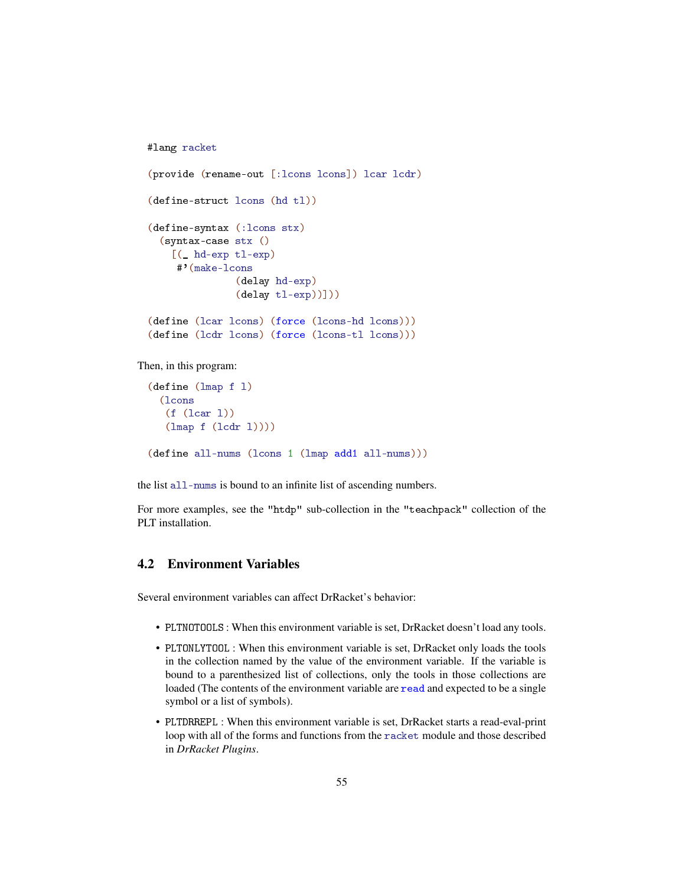```
#lang racket

(provide (rename-out [:lcons lcons]) lcar lcdr)

(define-struct lcons (hd tl))

(define-syntax (:lcons stx)
  (syntax-case stx ()
    [(_ hd-exp tl-exp)
     #'(make-lcons
              (delay hd-exp)
              (delay tl-exp))]))

(define (lcar lcons) (force (lcons-hd lcons)))
(define (lcdr lcons) (force (lcons-tl lcons)))
```

Then, in this program:

```
(define (lmap f l)
  (lcons
   (f (lcar l))
   (lmap f (lcdr l))))

(define all-nums (lcons 1 (lmap add1 all-nums)))
```

the list `all-nums` is bound to an infinite list of ascending numbers.

For more examples, see the "htdp" sub-collection in the "teachpack" collection of the PLT installation.

## 4.2 Environment Variables

Several environment variables can affect DrRacket's behavior:

- PLTNOTOOLS : When this environment variable is set, DrRacket doesn't load any tools.
- PLTONLYTOOL : When this environment variable is set, DrRacket only loads the tools in the collection named by the value of the environment variable. If the variable is bound to a parenthesized list of collections, only the tools in those collections are loaded (The contents of the environment variable are `read` and expected to be a single symbol or a list of symbols).
- PLTDRREPL : When this environment variable is set, DrRacket starts a read-eval-print loop with all of the forms and functions from the `racket` module and those described in *DrRacket Plugins*.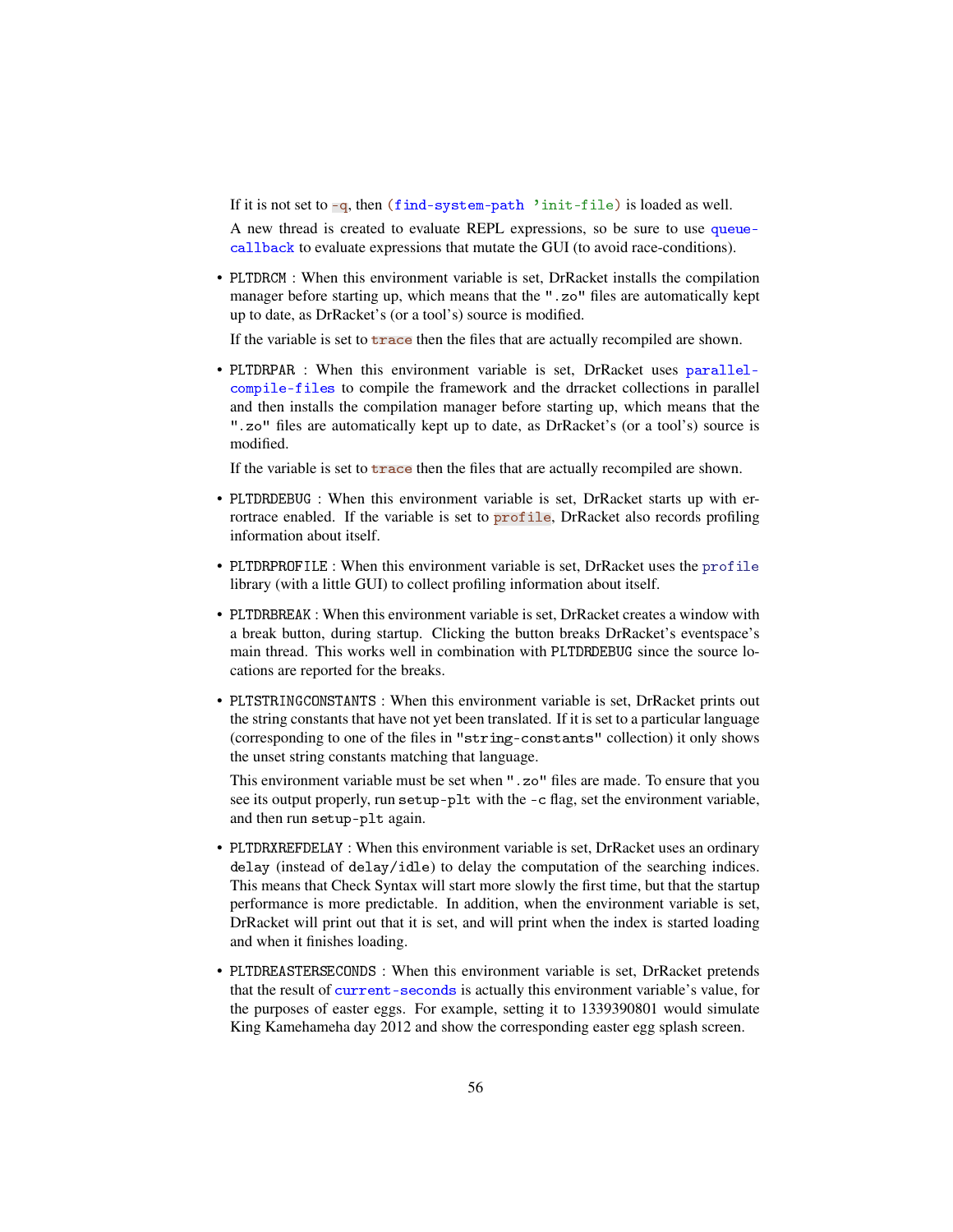If it is not set to `-q`, then `(find-system-path 'init-file)` is loaded as well.

A new thread is created to evaluate REPL expressions, so be sure to use `queue-callback` to evaluate expressions that mutate the GUI (to avoid race-conditions).

- PLTDRCM : When this environment variable is set, DrRacket installs the compilation manager before starting up, which means that the `".zo"` files are automatically kept up to date, as DrRacket's (or a tool's) source is modified.

  If the variable is set to `trace` then the files that are actually recompiled are shown.

- PLTDRPAR : When this environment variable is set, DrRacket uses `parallel-compile-files` to compile the framework and the drracket collections in parallel and then installs the compilation manager before starting up, which means that the `".zo"` files are automatically kept up to date, as DrRacket's (or a tool's) source is modified.

  If the variable is set to `trace` then the files that are actually recompiled are shown.

- PLTDRDEBUG : When this environment variable is set, DrRacket starts up with errortrace enabled. If the variable is set to `profile`, DrRacket also records profiling information about itself.

- PLTDRPROFILE : When this environment variable is set, DrRacket uses the `profile` library (with a little GUI) to collect profiling information about itself.

- PLTDRBREAK : When this environment variable is set, DrRacket creates a window with a break button, during startup. Clicking the button breaks DrRacket's eventspace's main thread. This works well in combination with PLTDRDEBUG since the source locations are reported for the breaks.

- PLTSTRINGCONSTANTS : When this environment variable is set, DrRacket prints out the string constants that have not yet been translated. If it is set to a particular language (corresponding to one of the files in `"string-constants"` collection) it only shows the unset string constants matching that language.

  This environment variable must be set when `".zo"` files are made. To ensure that you see its output properly, run `setup-plt` with the `-c` flag, set the environment variable, and then run `setup-plt` again.

- PLTDRXREFDELAY : When this environment variable is set, DrRacket uses an ordinary `delay` (instead of `delay/idle`) to delay the computation of the searching indices. This means that Check Syntax will start more slowly the first time, but that the startup performance is more predictable. In addition, when the environment variable is set, DrRacket will print out that it is set, and will print when the index is started loading and when it finishes loading.

- PLTDREASTERSECONDS : When this environment variable is set, DrRacket pretends that the result of `current-seconds` is actually this environment variable's value, for the purposes of easter eggs. For example, setting it to 1339390801 would simulate King Kamehameha day 2012 and show the corresponding easter egg splash screen.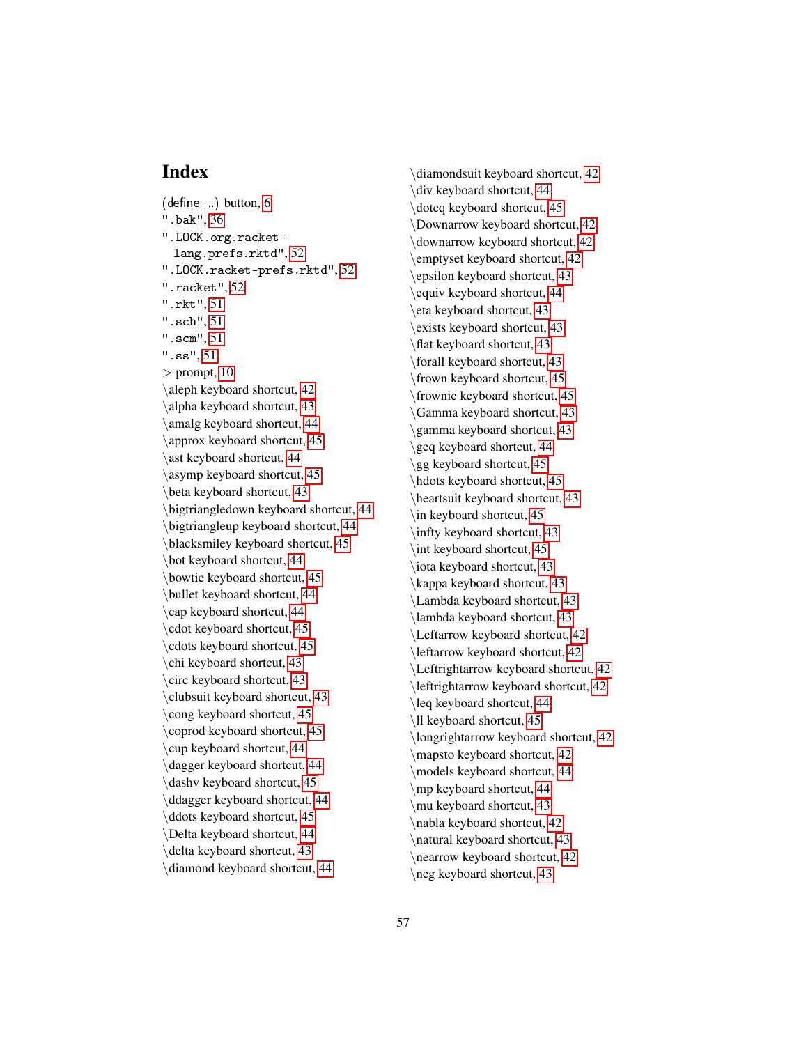# Index

(define ...) button, 6
".bak", 36
".LOCK.org.racket-lang.prefs.rktd", 52
".LOCK.racket-prefs.rktd", 52
".racket", 52
".rkt", 51
".sch", 51
".scm", 51
".ss", 51
> prompt, 10
\aleph keyboard shortcut, 42
\alpha keyboard shortcut, 43
\amalg keyboard shortcut, 44
\approx keyboard shortcut, 45
\ast keyboard shortcut, 44
\asymp keyboard shortcut, 45
\beta keyboard shortcut, 43
\bigtriangledown keyboard shortcut, 44
\bigtriangleup keyboard shortcut, 44
\blacksmiley keyboard shortcut, 45
\bot keyboard shortcut, 44
\bowtie keyboard shortcut, 45
\bullet keyboard shortcut, 44
\cap keyboard shortcut, 44
\cdot keyboard shortcut, 45
\cdots keyboard shortcut, 45
\chi keyboard shortcut, 43
\circ keyboard shortcut, 43
\clubsuit keyboard shortcut, 43
\cong keyboard shortcut, 45
\coprod keyboard shortcut, 45
\cup keyboard shortcut, 44
\dagger keyboard shortcut, 44
\dashv keyboard shortcut, 45
\ddagger keyboard shortcut, 44
\ddots keyboard shortcut, 45
\Delta keyboard shortcut, 44
\delta keyboard shortcut, 43
\diamond keyboard shortcut, 44
\diamondsuit keyboard shortcut, 42
\div keyboard shortcut, 44
\doteq keyboard shortcut, 45
\Downarrow keyboard shortcut, 42
\downarrow keyboard shortcut, 42
\emptyset keyboard shortcut, 42
\epsilon keyboard shortcut, 43
\equiv keyboard shortcut, 44
\eta keyboard shortcut, 43
\exists keyboard shortcut, 43
\flat keyboard shortcut, 43
\forall keyboard shortcut, 43
\frown keyboard shortcut, 45
\frownie keyboard shortcut, 45
\Gamma keyboard shortcut, 43
\gamma keyboard shortcut, 43
\geq keyboard shortcut, 44
\gg keyboard shortcut, 45
\hdots keyboard shortcut, 45
\heartsuit keyboard shortcut, 43
\in keyboard shortcut, 45
\infty keyboard shortcut, 43
\int keyboard shortcut, 45
\iota keyboard shortcut, 43
\kappa keyboard shortcut, 43
\Lambda keyboard shortcut, 43
\lambda keyboard shortcut, 43
\Leftarrow keyboard shortcut, 42
\leftarrow keyboard shortcut, 42
\Leftrightarrow keyboard shortcut, 42
\leftrightarrow keyboard shortcut, 42
\leq keyboard shortcut, 44
\ll keyboard shortcut, 45
\longrightarrow keyboard shortcut, 42
\mapsto keyboard shortcut, 42
\models keyboard shortcut, 44
\mp keyboard shortcut, 44
\mu keyboard shortcut, 43
\nabla keyboard shortcut, 42
\natural keyboard shortcut, 43
\nearrow keyboard shortcut, 42
\neg keyboard shortcut, 43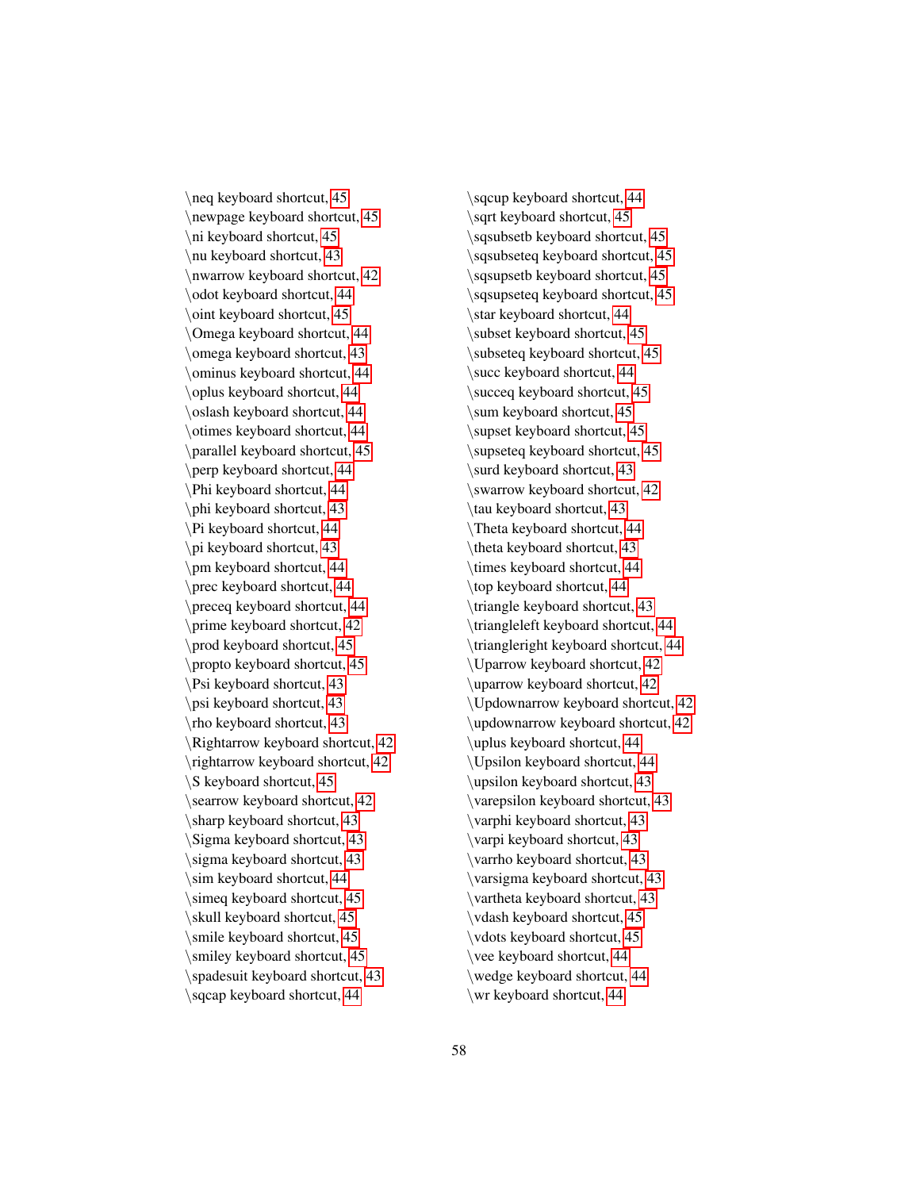\neq keyboard shortcut, 45
\newpage keyboard shortcut, 45
\ni keyboard shortcut, 45
\nu keyboard shortcut, 43
\nwarrow keyboard shortcut, 42
\odot keyboard shortcut, 44
\oint keyboard shortcut, 45
\Omega keyboard shortcut, 44
\omega keyboard shortcut, 43
\ominus keyboard shortcut, 44
\oplus keyboard shortcut, 44
\oslash keyboard shortcut, 44
\otimes keyboard shortcut, 44
\parallel keyboard shortcut, 45
\perp keyboard shortcut, 44
\Phi keyboard shortcut, 44
\phi keyboard shortcut, 43
\Pi keyboard shortcut, 44
\pi keyboard shortcut, 43
\pm keyboard shortcut, 44
\prec keyboard shortcut, 44
\preceq keyboard shortcut, 44
\prime keyboard shortcut, 42
\prod keyboard shortcut, 45
\propto keyboard shortcut, 45
\Psi keyboard shortcut, 43
\psi keyboard shortcut, 43
\rho keyboard shortcut, 43
\Rightarrow keyboard shortcut, 42
\rightarrow keyboard shortcut, 42
\S keyboard shortcut, 45
\searrow keyboard shortcut, 42
\sharp keyboard shortcut, 43
\Sigma keyboard shortcut, 43
\sigma keyboard shortcut, 43
\sim keyboard shortcut, 44
\simeq keyboard shortcut, 45
\skull keyboard shortcut, 45
\smile keyboard shortcut, 45
\smiley keyboard shortcut, 45
\spadesuit keyboard shortcut, 43
\sqcap keyboard shortcut, 44
\sqcup keyboard shortcut, 44
\sqrt keyboard shortcut, 45
\sqsubsetb keyboard shortcut, 45
\sqsubseteq keyboard shortcut, 45
\sqsupsetb keyboard shortcut, 45
\sqsupseteq keyboard shortcut, 45
\star keyboard shortcut, 44
\subset keyboard shortcut, 45
\subseteq keyboard shortcut, 45
\succ keyboard shortcut, 44
\succeq keyboard shortcut, 45
\sum keyboard shortcut, 45
\supset keyboard shortcut, 45
\supseteq keyboard shortcut, 45
\surd keyboard shortcut, 43
\swarrow keyboard shortcut, 42
\tau keyboard shortcut, 43
\Theta keyboard shortcut, 44
\theta keyboard shortcut, 43
\times keyboard shortcut, 44
\top keyboard shortcut, 44
\triangle keyboard shortcut, 43
\triangleleft keyboard shortcut, 44
\triangleright keyboard shortcut, 44
\Uparrow keyboard shortcut, 42
\uparrow keyboard shortcut, 42
\Updownarrow keyboard shortcut, 42
\updownarrow keyboard shortcut, 42
\uplus keyboard shortcut, 44
\Upsilon keyboard shortcut, 44
\upsilon keyboard shortcut, 43
\varepsilon keyboard shortcut, 43
\varphi keyboard shortcut, 43
\varpi keyboard shortcut, 43
\varrho keyboard shortcut, 43
\varsigma keyboard shortcut, 43
\vartheta keyboard shortcut, 43
\vdash keyboard shortcut, 45
\vdots keyboard shortcut, 45
\vee keyboard shortcut, 44
\wedge keyboard shortcut, 44
\wr keyboard shortcut, 44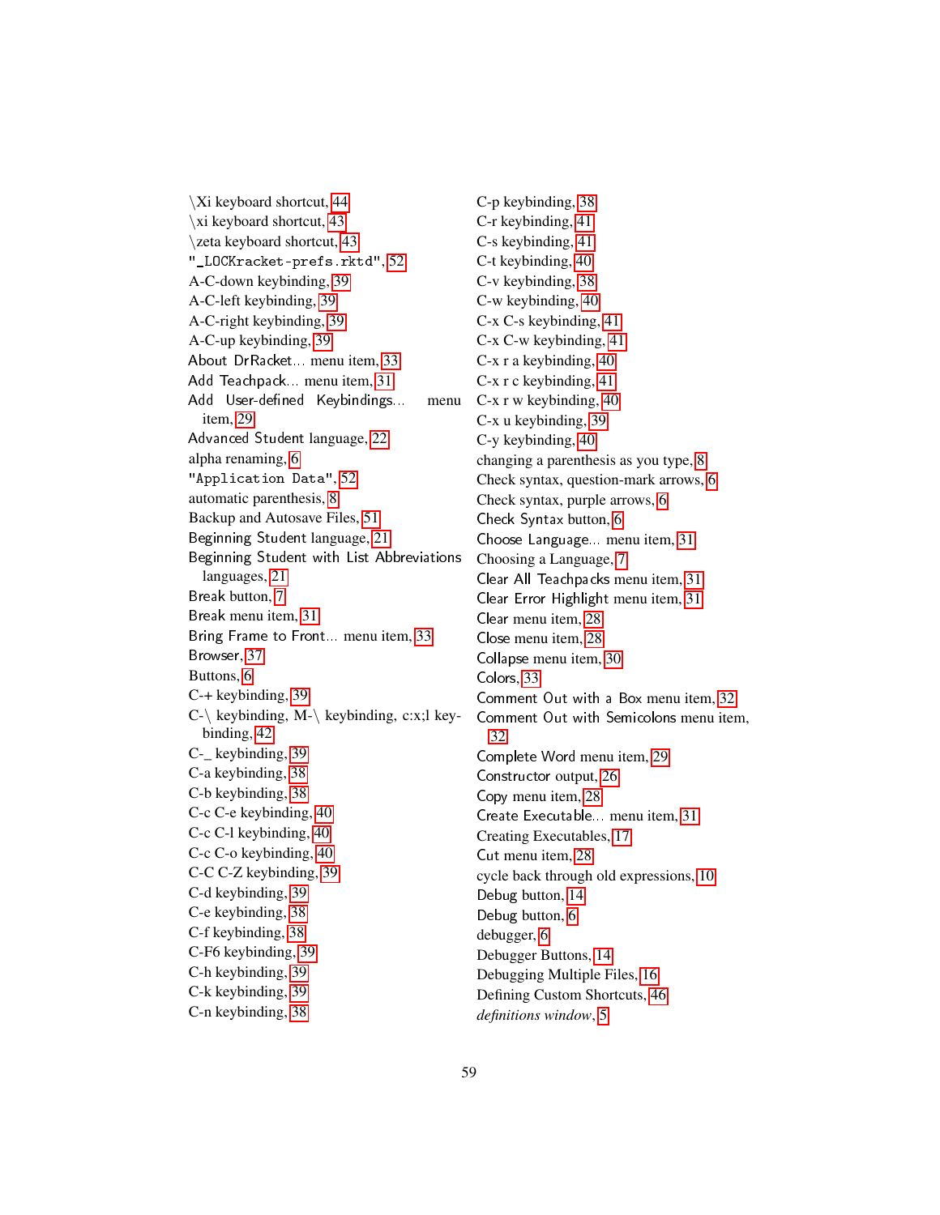\Xi keyboard shortcut, 44
\xi keyboard shortcut, 43
\zeta keyboard shortcut, 43
"_LOCKracket-prefs.rktd", 52
A-C-down keybinding, 39
A-C-left keybinding, 39
A-C-right keybinding, 39
A-C-up keybinding, 39
About DrRacket... menu item, 33
Add Teachpack... menu item, 31
Add User-defined Keybindings... menu item, 29
Advanced Student language, 22
alpha renaming, 6
"Application Data", 52
automatic parenthesis, 8
Backup and Autosave Files, 51
Beginning Student language, 21
Beginning Student with List Abbreviations languages, 21
Break button, 7
Break menu item, 31
Bring Frame to Front... menu item, 33
Browser, 37
Buttons, 6
C-+ keybinding, 39
C-\ keybinding, M-\ keybinding, c:x;l keybinding, 42
C-_ keybinding, 39
C-a keybinding, 38
C-b keybinding, 38
C-c C-e keybinding, 40
C-c C-l keybinding, 40
C-c C-o keybinding, 40
C-C C-Z keybinding, 39
C-d keybinding, 39
C-e keybinding, 38
C-f keybinding, 38
C-F6 keybinding, 39
C-h keybinding, 39
C-k keybinding, 39
C-n keybinding, 38
C-p keybinding, 38
C-r keybinding, 41
C-s keybinding, 41
C-t keybinding, 40
C-v keybinding, 38
C-w keybinding, 40
C-x C-s keybinding, 41
C-x C-w keybinding, 41
C-x r a keybinding, 40
C-x r c keybinding, 41
C-x r w keybinding, 40
C-x u keybinding, 39
C-y keybinding, 40
changing a parenthesis as you type, 8
Check syntax, question-mark arrows, 6
Check syntax, purple arrows, 6
Check Syntax button, 6
Choose Language... menu item, 31
Choosing a Language, 7
Clear All Teachpacks menu item, 31
Clear Error Highlight menu item, 31
Clear menu item, 28
Close menu item, 28
Collapse menu item, 30
Colors, 33
Comment Out with a Box menu item, 32
Comment Out with Semicolons menu item, 32
Complete Word menu item, 29
Constructor output, 26
Copy menu item, 28
Create Executable... menu item, 31
Creating Executables, 17
Cut menu item, 28
cycle back through old expressions, 10
Debug button, 14
Debug button, 6
debugger, 6
Debugger Buttons, 14
Debugging Multiple Files, 16
Defining Custom Shortcuts, 46
*definitions window*, 5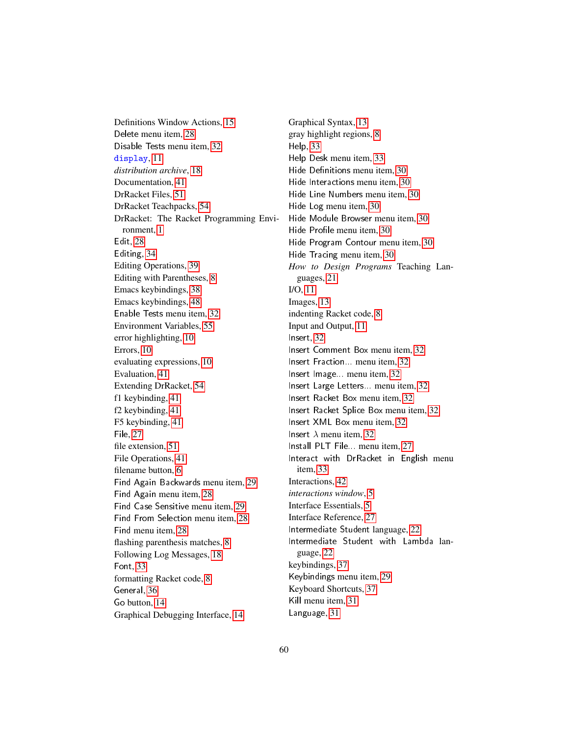Definitions Window Actions, 15
Delete menu item, 28
Disable Tests menu item, 32
`display`, 11
*distribution archive*, 18
Documentation, 41
DrRacket Files, 51
DrRacket Teachpacks, 54
DrRacket: The Racket Programming Environment, 1
Edit, 28
Editing, 34
Editing Operations, 39
Editing with Parentheses, 8
Emacs keybindings, 38
Emacs keybindings, 48
Enable Tests menu item, 32
Environment Variables, 55
error highlighting, 10
Errors, 10
evaluating expressions, 10
Evaluation, 41
Extending DrRacket, 54
f1 keybinding, 41
f2 keybinding, 41
F5 keybinding, 41
File, 27
file extension, 51
File Operations, 41
filename button, 6
Find Again Backwards menu item, 29
Find Again menu item, 28
Find Case Sensitive menu item, 29
Find From Selection menu item, 28
Find menu item, 28
flashing parenthesis matches, 8
Following Log Messages, 18
Font, 33
formatting Racket code, 8
General, 36
Go button, 14
Graphical Debugging Interface, 14
Graphical Syntax, 13
gray highlight regions, 8
Help, 33
Help Desk menu item, 33
Hide Definitions menu item, 30
Hide Interactions menu item, 30
Hide Line Numbers menu item, 30
Hide Log menu item, 30
Hide Module Browser menu item, 30
Hide Profile menu item, 30
Hide Program Contour menu item, 30
Hide Tracing menu item, 30
*How to Design Programs* Teaching Languages, 21
I/O, 11
Images, 13
indenting Racket code, 8
Input and Output, 11
Insert, 32
Insert Comment Box menu item, 32
Insert Fraction... menu item, 32
Insert Image... menu item, 32
Insert Large Letters... menu item, 32
Insert Racket Box menu item, 32
Insert Racket Splice Box menu item, 32
Insert XML Box menu item, 32
Insert $\lambda$ menu item, 32
Install PLT File... menu item, 27
Interact with DrRacket in English menu item, 33
Interactions, 42
*interactions window*, 5
Interface Essentials, 5
Interface Reference, 27
Intermediate Student language, 22
Intermediate Student with Lambda language, 22
keybindings, 37
Keybindings menu item, 29
Keyboard Shortcuts, 37
Kill menu item, 31
Language, 31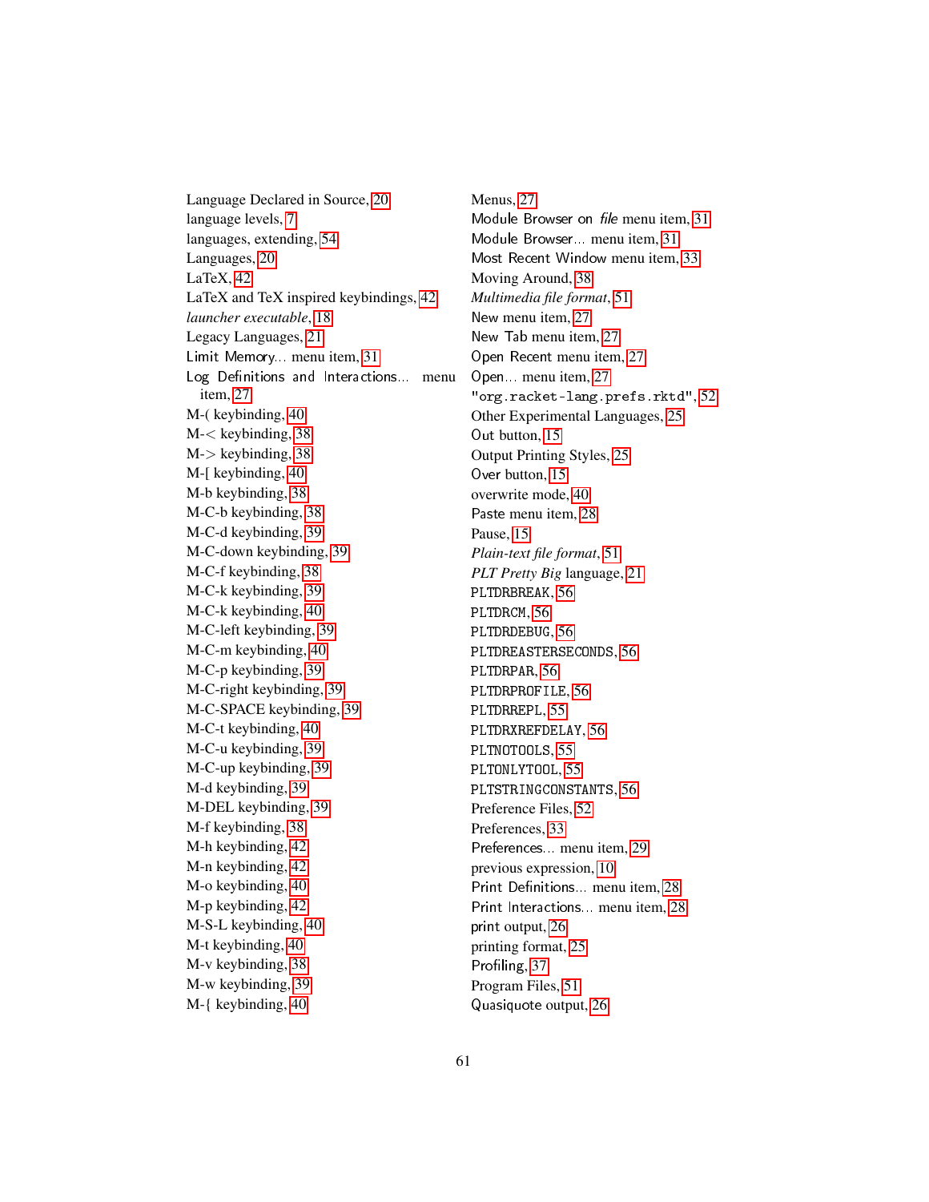Language Declared in Source, 20
language levels, 7
languages, extending, 54
Languages, 20
LaTeX, 42
LaTeX and TeX inspired keybindings, 42
*launcher executable*, 18
Legacy Languages, 21
Limit Memory... menu item, 31
Log Definitions and Interactions... menu item, 27
M-( keybinding, 40
M-< keybinding, 38
M-> keybinding, 38
M-[ keybinding, 40
M-b keybinding, 38
M-C-b keybinding, 38
M-C-d keybinding, 39
M-C-down keybinding, 39
M-C-f keybinding, 38
M-C-k keybinding, 39
M-C-k keybinding, 40
M-C-left keybinding, 39
M-C-m keybinding, 40
M-C-p keybinding, 39
M-C-right keybinding, 39
M-C-SPACE keybinding, 39
M-C-t keybinding, 40
M-C-u keybinding, 39
M-C-up keybinding, 39
M-d keybinding, 39
M-DEL keybinding, 39
M-f keybinding, 38
M-h keybinding, 42
M-n keybinding, 42
M-o keybinding, 40
M-p keybinding, 42
M-S-L keybinding, 40
M-t keybinding, 40
M-v keybinding, 38
M-w keybinding, 39
M-{ keybinding, 40
Menus, 27
Module Browser on *file* menu item, 31
Module Browser... menu item, 31
Most Recent Window menu item, 33
Moving Around, 38
*Multimedia file format*, 51
New menu item, 27
New Tab menu item, 27
Open Recent menu item, 27
Open... menu item, 27
`"org.racket-lang.prefs.rktd"`, 52
Other Experimental Languages, 25
Out button, 15
Output Printing Styles, 25
Over button, 15
overwrite mode, 40
Paste menu item, 28
Pause, 15
*Plain-text file format*, 51
*PLT Pretty Big* language, 21
`PLTDRBREAK`, 56
`PLTDRCM`, 56
`PLTDRDEBUG`, 56
`PLTDREASTERSECONDS`, 56
`PLTDRPAR`, 56
`PLTDRPROFILE`, 56
`PLTDRREPL`, 55
`PLTDRXREFDELAY`, 56
`PLTNOTOOLS`, 55
`PLTONLYTOOL`, 55
`PLTSTRINGCONSTANTS`, 56
Preference Files, 52
Preferences, 33
Preferences... menu item, 29
previous expression, 10
Print Definitions... menu item, 28
Print Interactions... menu item, 28
print output, 26
printing format, 25
Profiling, 37
Program Files, 51
Quasiquote output, 26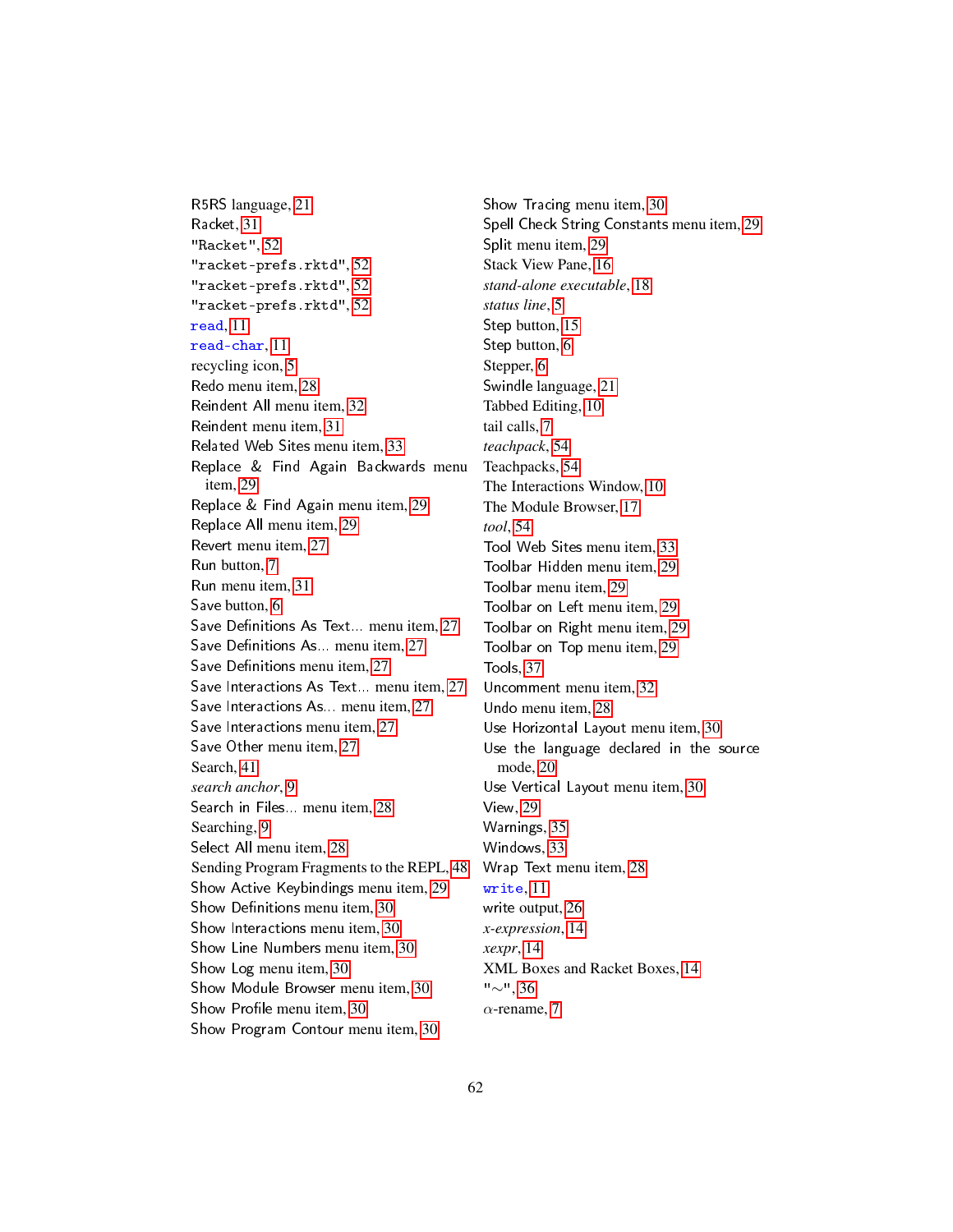R5RS language, 21
Racket, 31
"Racket", 52
"racket-prefs.rktd", 52
"racket-prefs.rktd", 52
"racket-prefs.rktd", 52
read, 11
read-char, 11
recycling icon, 5
Redo menu item, 28
Reindent All menu item, 32
Reindent menu item, 31
Related Web Sites menu item, 33
Replace & Find Again Backwards menu item, 29
Replace & Find Again menu item, 29
Replace All menu item, 29
Revert menu item, 27
Run button, 7
Run menu item, 31
Save button, 6
Save Definitions As Text... menu item, 27
Save Definitions As... menu item, 27
Save Definitions menu item, 27
Save Interactions As Text... menu item, 27
Save Interactions As... menu item, 27
Save Interactions menu item, 27
Save Other menu item, 27
Search, 41
*search anchor*, 9
Search in Files... menu item, 28
Searching, 9
Select All menu item, 28
Sending Program Fragments to the REPL, 48
Show Active Keybindings menu item, 29
Show Definitions menu item, 30
Show Interactions menu item, 30
Show Line Numbers menu item, 30
Show Log menu item, 30
Show Module Browser menu item, 30
Show Profile menu item, 30
Show Program Contour menu item, 30
Show Tracing menu item, 30
Spell Check String Constants menu item, 29
Split menu item, 29
Stack View Pane, 16
*stand-alone executable*, 18
*status line*, 5
Step button, 15
Step button, 6
Stepper, 6
Swindle language, 21
Tabbed Editing, 10
tail calls, 7
*teachpack*, 54
Teachpacks, 54
The Interactions Window, 10
The Module Browser, 17
*tool*, 54
Tool Web Sites menu item, 33
Toolbar Hidden menu item, 29
Toolbar menu item, 29
Toolbar on Left menu item, 29
Toolbar on Right menu item, 29
Toolbar on Top menu item, 29
Tools, 37
Uncomment menu item, 32
Undo menu item, 28
Use Horizontal Layout menu item, 30
Use the language declared in the source mode, 20
Use Vertical Layout menu item, 30
View, 29
Warnings, 35
Windows, 33
Wrap Text menu item, 28
write, 11
write output, 26
*x-expression*, 14
*xexpr*, 14
XML Boxes and Racket Boxes, 14
"~", 36
$\alpha$-rename, 7